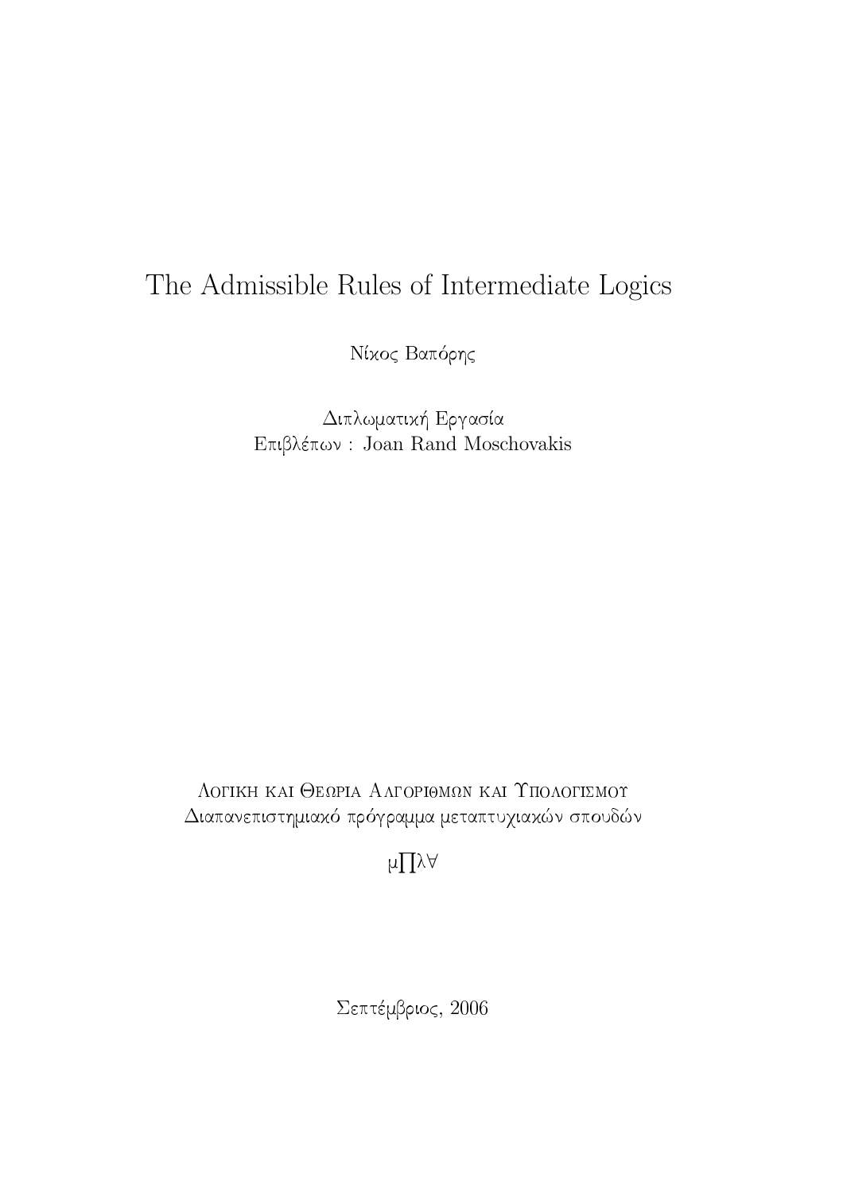# The Admissible Rules of Intermediate Logics

Νίκος Βαπόρης

Διπλωματική Εργασία
Επιβλέπων : Joan Rand Moschovakis

Λογικη και Θεωρια Αλγοριθμων και Υπολογισμου
Διαπανεπιστημιακό πρόγραμμα μεταπτυχιακών σπουδών

μΠλ∀

Σεπτέμβριος, 2006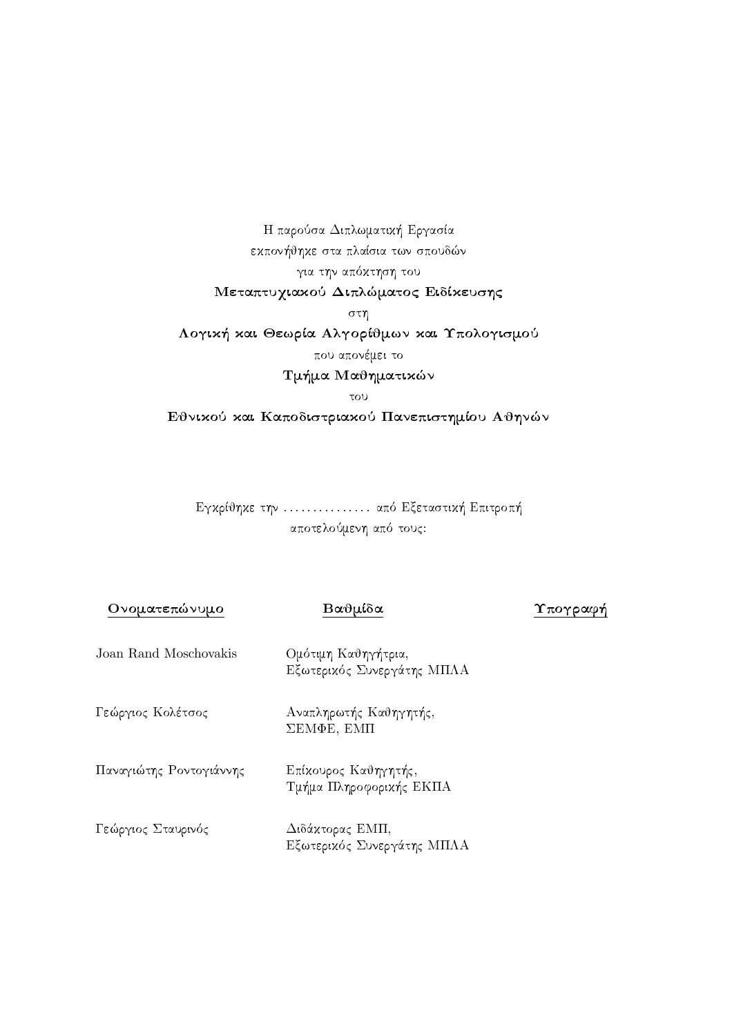Η παρούσα Διπλωματική Εργασία
εκπονήθηκε στα πλαίσια των σπουδών
για την απόκτηση του
**Μεταπτυχιακού Διπλώματος Ειδίκευσης**
στη
**Λογική και Θεωρία Αλγορίθμων και Υπολογισμού**
που απονέμει το
**Τμήμα Μαθηματικών**
του
**Εθνικού και Καποδιστριακού Πανεπιστημίου Αθηνών**

Εγκρίθηκε την ............... από Εξεταστική Επιτροπή
αποτελούμενη από τους:

| **Ονοματεπώνυμο** | **Βαθμίδα** | **Υπογραφή** |
| --- | --- | --- |
| Joan Rand Moschovakis | Ομότιμη Καθηγήτρια, Εξωτερικός Συνεργάτης ΜΠΛΑ | |
| Γεώργιος Κολέτσος | Αναπληρωτής Καθηγητής, ΣΕΜΦΕ, ΕΜΠ | |
| Παναγιώτης Ροντογιάννης | Επίκουρος Καθηγητής, Τμήμα Πληροφορικής ΕΚΠΑ | |
| Γεώργιος Σταυρινός | Διδάκτορας ΕΜΠ, Εξωτερικός Συνεργάτης ΜΠΛΑ | |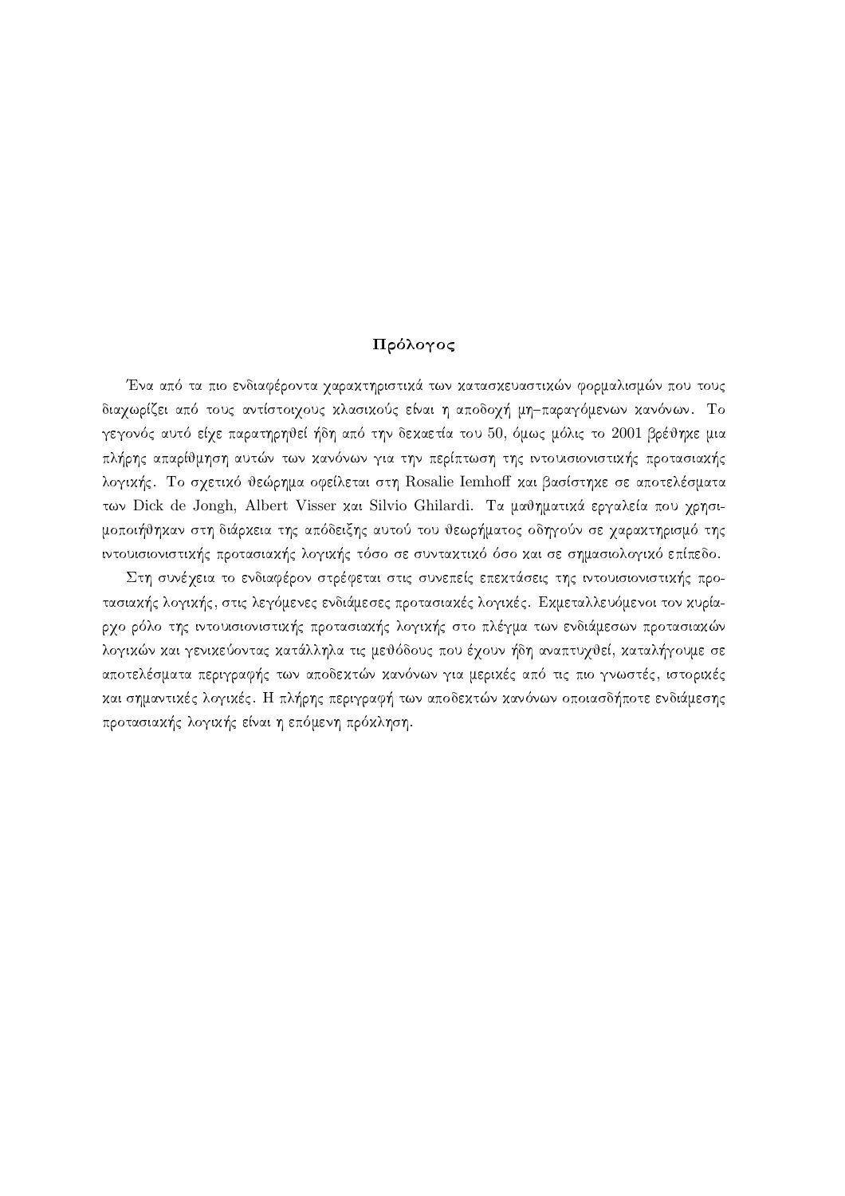## Πρόλογος

Ένα από τα πιο ενδιαφέροντα χαρακτηριστικά των κατασκευαστικών φορμαλισμών που τους διαχωρίζει από τους αντίστοιχους κλασικούς είναι η αποδοχή μη–παραγόμενων κανόνων. Το γεγονός αυτό είχε παρατηρηθεί ήδη από την δεκαετία του 50, όμως μόλις το 2001 βρέθηκε μια πλήρης απαρίθμηση αυτών των κανόνων για την περίπτωση της ιντουισιονιστικής προτασιακής λογικής. Το σχετικό θεώρημα οφείλεται στη Rosalie Iemhoff και βασίστηκε σε αποτελέσματα των Dick de Jongh, Albert Visser και Silvio Ghilardi. Τα μαθηματικά εργαλεία που χρησιμοποιήθηκαν στη διάρκεια της απόδειξης αυτού του θεωρήματος οδηγούν σε χαρακτηρισμό της ιντουισιονιστικής προτασιακής λογικής τόσο σε συντακτικό όσο και σε σημασιολογικό επίπεδο.

Στη συνέχεια το ενδιαφέρον στρέφεται στις συνεπείς επεκτάσεις της ιντουισιονιστικής προτασιακής λογικής, στις λεγόμενες ενδιάμεσες προτασιακές λογικές. Εκμεταλλευόμενοι τον κυρίαρχο ρόλο της ιντουισιονιστικής προτασιακής λογικής στο πλέγμα των ενδιάμεσων προτασιακών λογικών και γενικεύοντας κατάλληλα τις μεθόδους που έχουν ήδη αναπτυχθεί, καταλήγουμε σε αποτελέσματα περιγραφής των αποδεκτών κανόνων για μερικές από τις πιο γνωστές, ιστορικές και σημαντικές λογικές. Η πλήρης περιγραφή των αποδεκτών κανόνων οποιασδήποτε ενδιάμεσης προτασιακής λογικής είναι η επόμενη πρόκληση.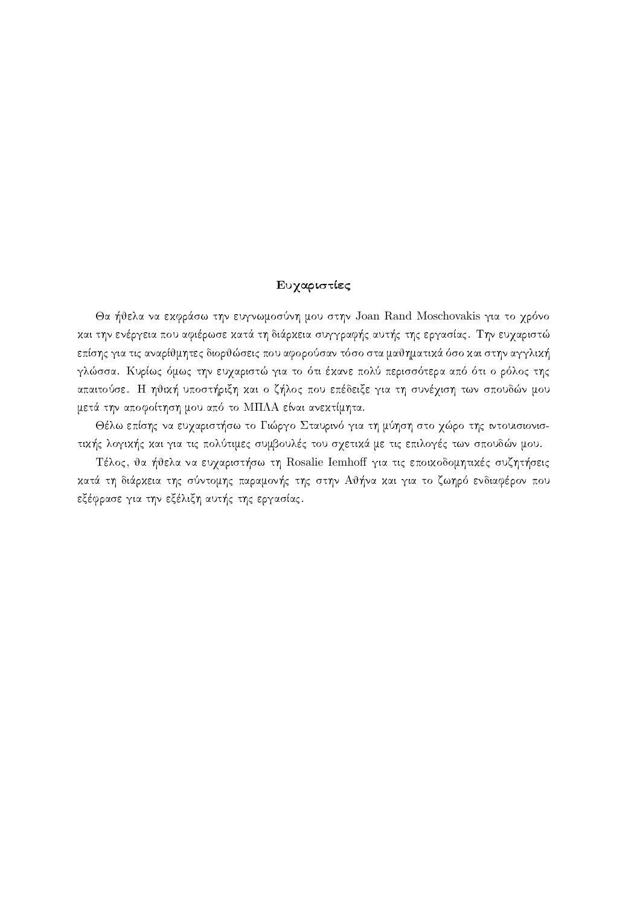## Ευχαριστίες

Θα ήθελα να εκφράσω την ευγνωμοσύνη μου στην Joan Rand Moschovakis για το χρόνο και την ενέργεια που αφιέρωσε κατά τη διάρκεια συγγραφής αυτής της εργασίας. Την ευχαριστώ επίσης για τις αναρίθμητες διορθώσεις που αφορούσαν τόσο στα μαθηματικά όσο και στην αγγλική γλώσσα. Κυρίως όμως την ευχαριστώ για το ότι έκανε πολύ περισσότερα από ότι ο ρόλος της απαιτούσε. Η ηθική υποστήριξη και ο ζήλος που επέδειξε για τη συνέχιση των σπουδών μου μετά την αποφοίτηση μου από το ΜΠΛΑ είναι ανεκτίμητα.

Θέλω επίσης να ευχαριστήσω το Γιώργο Σταυρινό για τη μύηση στο χώρο της ιντουισιονιστικής λογικής και για τις πολύτιμες συμβουλές του σχετικά με τις επιλογές των σπουδών μου.

Τέλος, θα ήθελα να ευχαριστήσω τη Rosalie Iemhoff για τις εποικοδομητικές συζητήσεις κατά τη διάρκεια της σύντομης παραμονής της στην Αθήνα και για το ζωηρό ενδιαφέρον που εξέφρασε για την εξέλιξη αυτής της εργασίας.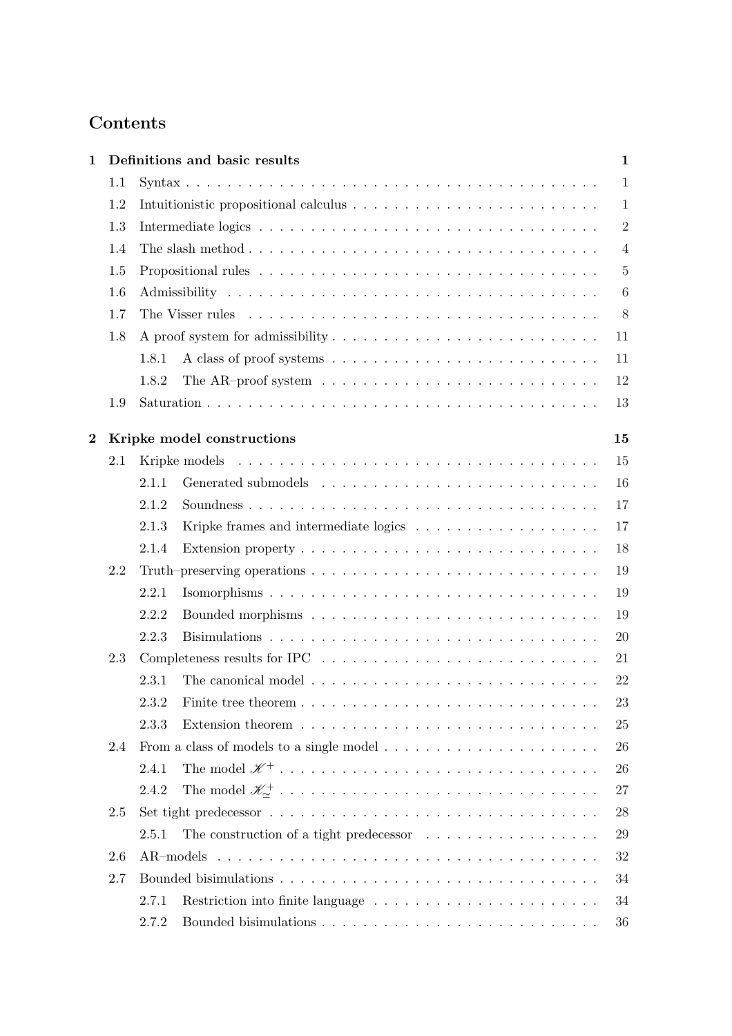# Contents

**1 Definitions and basic results** — **1**

- 1.1 Syntax — 1
- 1.2 Intuitionistic propositional calculus — 1
- 1.3 Intermediate logics — 2
- 1.4 The slash method — 4
- 1.5 Propositional rules — 5
- 1.6 Admissibility — 6
- 1.7 The Visser rules — 8
- 1.8 A proof system for admissibility — 11
  - 1.8.1 A class of proof systems — 11
  - 1.8.2 The AR–proof system — 12
- 1.9 Saturation — 13

**2 Kripke model constructions** — **15**

- 2.1 Kripke models — 15
  - 2.1.1 Generated submodels — 16
  - 2.1.2 Soundness — 17
  - 2.1.3 Kripke frames and intermediate logics — 17
  - 2.1.4 Extension property — 18
- 2.2 Truth–preserving operations — 19
  - 2.2.1 Isomorphisms — 19
  - 2.2.2 Bounded morphisms — 19
  - 2.2.3 Bisimulations — 20
- 2.3 Completeness results for IPC — 21
  - 2.3.1 The canonical model — 22
  - 2.3.2 Finite tree theorem — 23
  - 2.3.3 Extension theorem — 25
- 2.4 From a class of models to a single model — 26
  - 2.4.1 The model $\mathscr{K}^+$ — 26
  - 2.4.2 The model $\mathscr{K}^+_{\simeq}$ — 27
- 2.5 Set tight predecessor — 28
  - 2.5.1 The construction of a tight predecessor — 29
- 2.6 AR–models — 32
- 2.7 Bounded bisimulations — 34
  - 2.7.1 Restriction into finite language — 34
  - 2.7.2 Bounded bisimulations — 36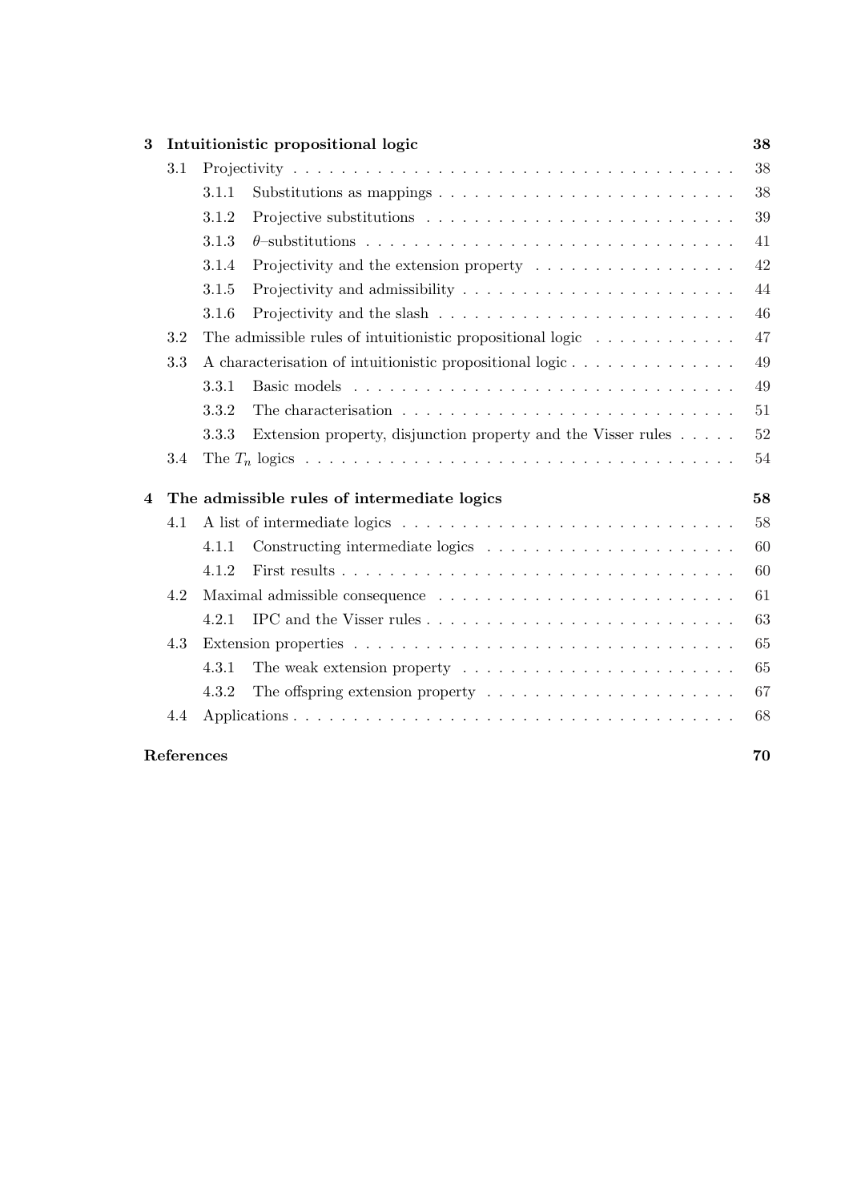**3 Intuitionistic propositional logic** — 38

- 3.1 Projectivity — 38
  - 3.1.1 Substitutions as mappings — 38
  - 3.1.2 Projective substitutions — 39
  - 3.1.3 $\theta$–substitutions — 41
  - 3.1.4 Projectivity and the extension property — 42
  - 3.1.5 Projectivity and admissibility — 44
  - 3.1.6 Projectivity and the slash — 46
- 3.2 The admissible rules of intuitionistic propositional logic — 47
- 3.3 A characterisation of intuitionistic propositional logic — 49
  - 3.3.1 Basic models — 49
  - 3.3.2 The characterisation — 51
  - 3.3.3 Extension property, disjunction property and the Visser rules — 52
- 3.4 The $T_n$ logics — 54

**4 The admissible rules of intermediate logics** — 58

- 4.1 A list of intermediate logics — 58
  - 4.1.1 Constructing intermediate logics — 60
  - 4.1.2 First results — 60
- 4.2 Maximal admissible consequence — 61
  - 4.2.1 IPC and the Visser rules — 63
- 4.3 Extension properties — 65
  - 4.3.1 The weak extension property — 65
  - 4.3.2 The offspring extension property — 67
- 4.4 Applications — 68

**References** — 70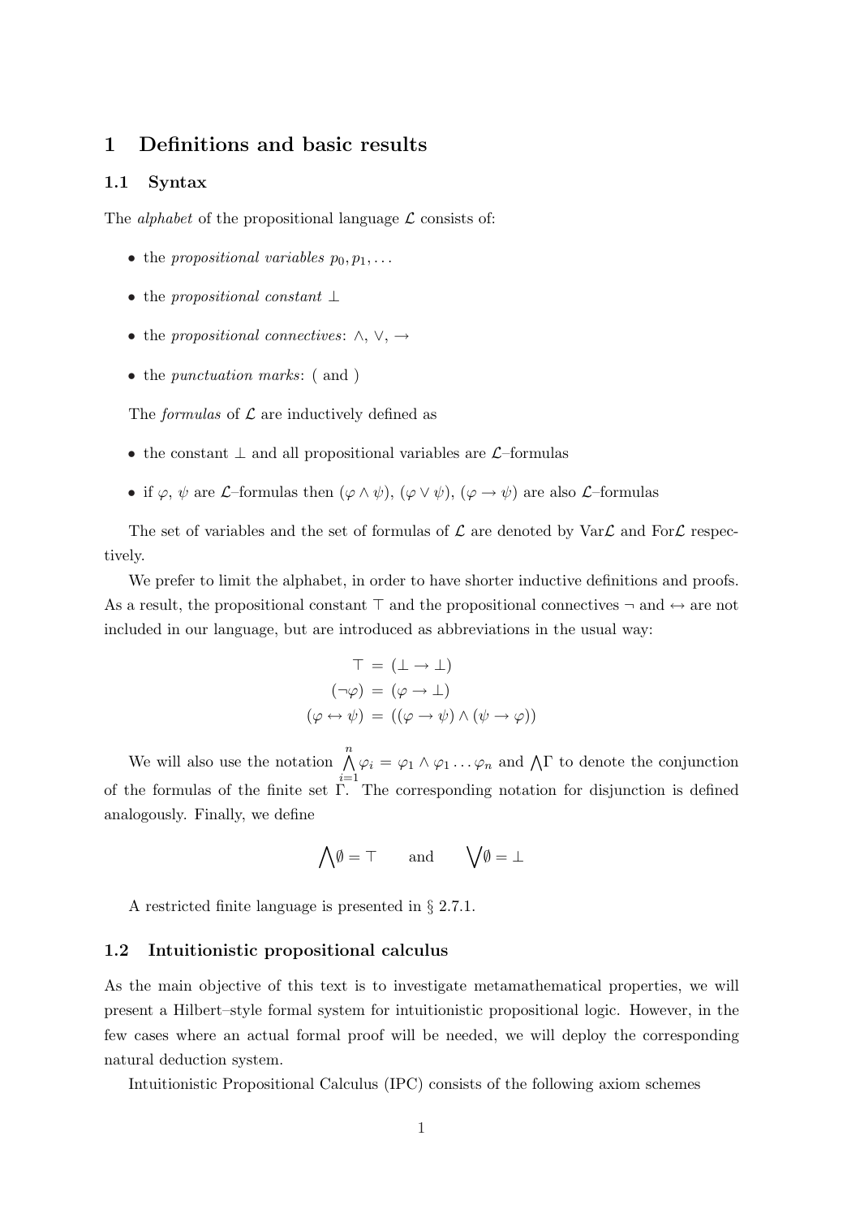# 1 Definitions and basic results

## 1.1 Syntax

The *alphabet* of the propositional language $\mathcal{L}$ consists of:

- the *propositional variables* $p_0, p_1, \ldots$
- the *propositional constant* $\bot$
- the *propositional connectives*: $\wedge$, $\vee$, $\rightarrow$
- the *punctuation marks*: ( and )

The *formulas* of $\mathcal{L}$ are inductively defined as

- the constant $\bot$ and all propositional variables are $\mathcal{L}$–formulas
- if $\varphi$, $\psi$ are $\mathcal{L}$–formulas then $(\varphi \wedge \psi)$, $(\varphi \vee \psi)$, $(\varphi \rightarrow \psi)$ are also $\mathcal{L}$–formulas

The set of variables and the set of formulas of $\mathcal{L}$ are denoted by $\mathrm{Var}\mathcal{L}$ and $\mathrm{For}\mathcal{L}$ respectively.

We prefer to limit the alphabet, in order to have shorter inductive definitions and proofs. As a result, the propositional constant $\top$ and the propositional connectives $\neg$ and $\leftrightarrow$ are not included in our language, but are introduced as abbreviations in the usual way:

$$\begin{aligned} \top &= (\bot \rightarrow \bot) \\ (\neg\varphi) &= (\varphi \rightarrow \bot) \\ (\varphi \leftrightarrow \psi) &= ((\varphi \rightarrow \psi) \wedge (\psi \rightarrow \varphi)) \end{aligned}$$

We will also use the notation $\bigwedge\limits_{i=1}^{n} \varphi_i = \varphi_1 \wedge \varphi_1 \ldots \varphi_n$ and $\bigwedge\Gamma$ to denote the conjunction of the formulas of the finite set $\Gamma$. The corresponding notation for disjunction is defined analogously. Finally, we define

$$\bigwedge\emptyset = \top \qquad \text{and} \qquad \bigvee\emptyset = \bot$$

A restricted finite language is presented in § 2.7.1.

## 1.2 Intuitionistic propositional calculus

As the main objective of this text is to investigate metamathematical properties, we will present a Hilbert–style formal system for intuitionistic propositional logic. However, in the few cases where an actual formal proof will be needed, we will deploy the corresponding natural deduction system.

Intuitionistic Propositional Calculus (IPC) consists of the following axiom schemes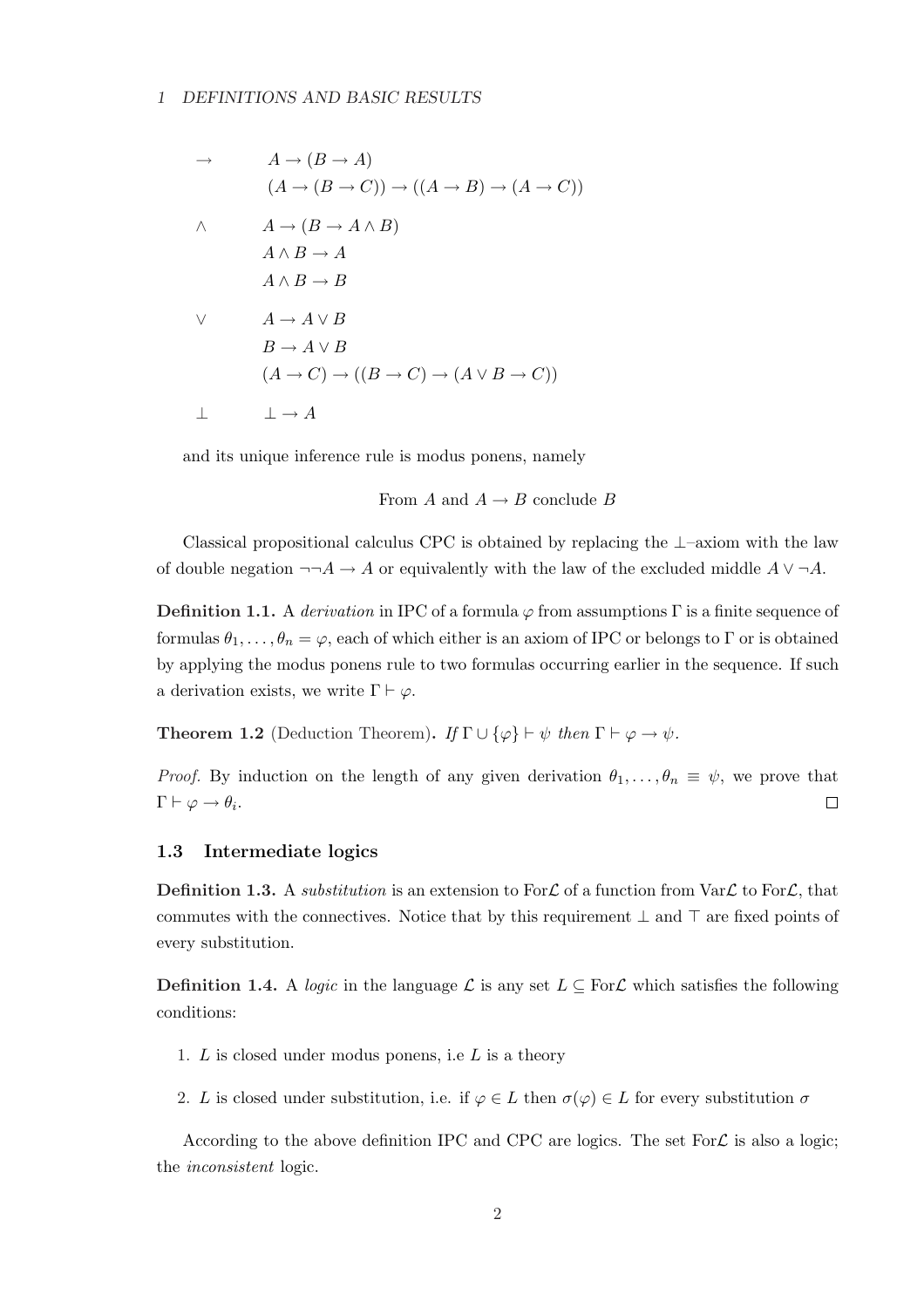$\to$ $\quad A \to (B \to A)$

$\quad (A \to (B \to C)) \to ((A \to B) \to (A \to C))$

$\wedge$ $\quad A \to (B \to A \wedge B)$

$\quad A \wedge B \to A$

$\quad A \wedge B \to B$

$\vee$ $\quad A \to A \vee B$

$\quad B \to A \vee B$

$\quad (A \to C) \to ((B \to C) \to (A \vee B \to C))$

$\bot$ $\quad \bot \to A$

and its unique inference rule is modus ponens, namely

From $A$ and $A \to B$ conclude $B$

Classical propositional calculus CPC is obtained by replacing the $\bot$–axiom with the law of double negation $\neg\neg A \to A$ or equivalently with the law of the excluded middle $A \vee \neg A$.

**Definition 1.1.** A *derivation* in IPC of a formula $\varphi$ from assumptions $\Gamma$ is a finite sequence of formulas $\theta_1, \ldots, \theta_n = \varphi$, each of which either is an axiom of IPC or belongs to $\Gamma$ or is obtained by applying the modus ponens rule to two formulas occurring earlier in the sequence. If such a derivation exists, we write $\Gamma \vdash \varphi$.

**Theorem 1.2** (Deduction Theorem)**.** *If $\Gamma \cup \{\varphi\} \vdash \psi$ then $\Gamma \vdash \varphi \to \psi$.*

*Proof.* By induction on the length of any given derivation $\theta_1, \ldots, \theta_n \equiv \psi$, we prove that $\Gamma \vdash \varphi \to \theta_i$. □

### 1.3 Intermediate logics

**Definition 1.3.** A *substitution* is an extension to For$\mathcal{L}$ of a function from Var$\mathcal{L}$ to For$\mathcal{L}$, that commutes with the connectives. Notice that by this requirement $\bot$ and $\top$ are fixed points of every substitution.

**Definition 1.4.** A *logic* in the language $\mathcal{L}$ is any set $L \subseteq$ For$\mathcal{L}$ which satisfies the following conditions:

1. $L$ is closed under modus ponens, i.e $L$ is a theory
2. $L$ is closed under substitution, i.e. if $\varphi \in L$ then $\sigma(\varphi) \in L$ for every substitution $\sigma$

According to the above definition IPC and CPC are logics. The set For$\mathcal{L}$ is also a logic; the *inconsistent* logic.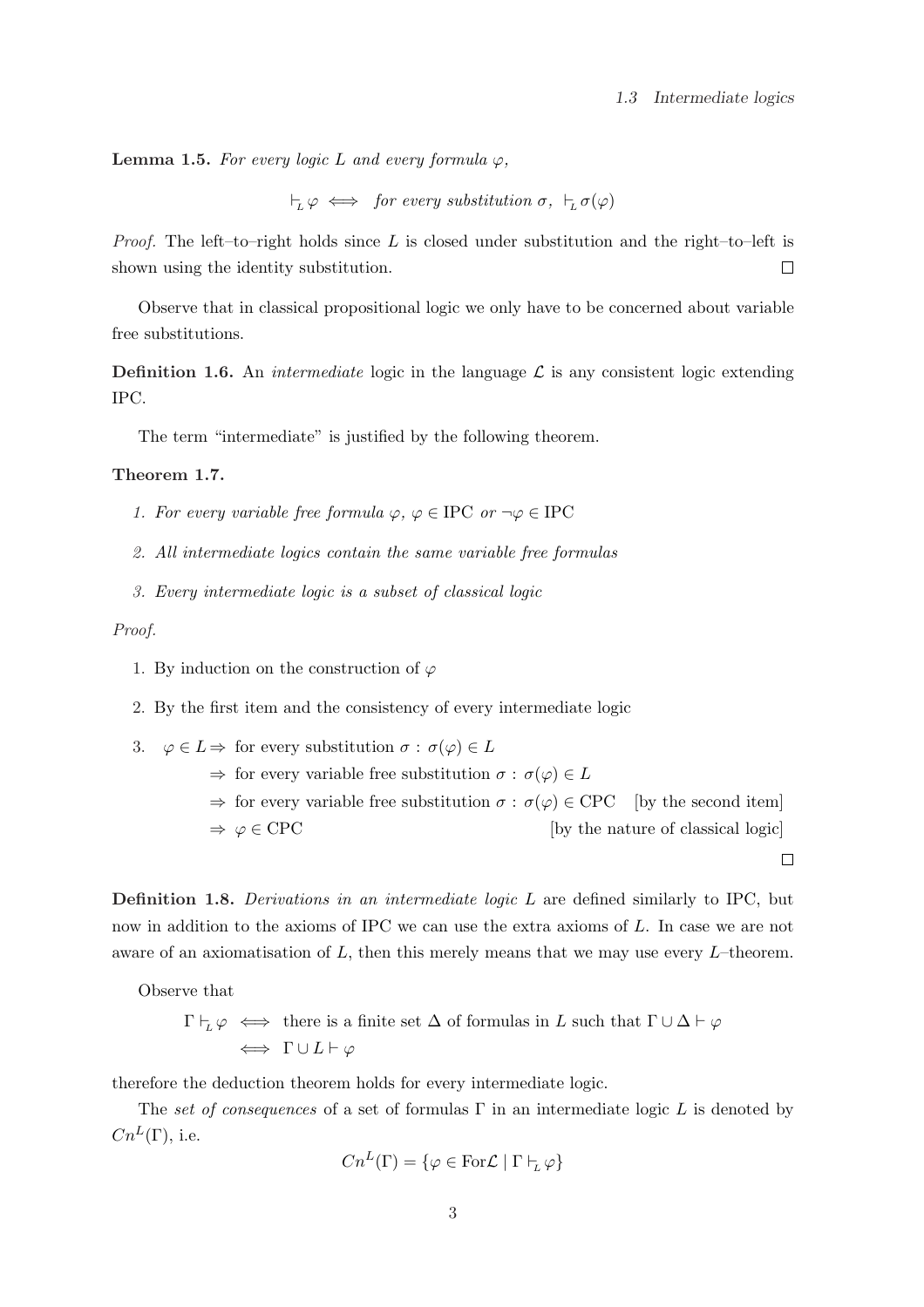**Lemma 1.5.** *For every logic $L$ and every formula $\varphi$,*

$$\vdash_L \varphi \iff \text{for every substitution } \sigma,\ \vdash_L \sigma(\varphi)$$

*Proof.* The left–to–right holds since $L$ is closed under substitution and the right–to–left is shown using the identity substitution. □

Observe that in classical propositional logic we only have to be concerned about variable free substitutions.

**Definition 1.6.** An *intermediate* logic in the language $\mathcal{L}$ is any consistent logic extending IPC.

The term "intermediate" is justified by the following theorem.

**Theorem 1.7.**

1. *For every variable free formula $\varphi$, $\varphi \in \mathrm{IPC}$ or $\neg\varphi \in \mathrm{IPC}$*
2. *All intermediate logics contain the same variable free formulas*
3. *Every intermediate logic is a subset of classical logic*

*Proof.*

1. By induction on the construction of $\varphi$
2. By the first item and the consistency of every intermediate logic
3. $$\begin{aligned} \varphi \in L &\Rightarrow \text{ for every substitution } \sigma : \sigma(\varphi) \in L \\ &\Rightarrow \text{ for every variable free substitution } \sigma : \sigma(\varphi) \in L \\ &\Rightarrow \text{ for every variable free substitution } \sigma : \sigma(\varphi) \in \mathrm{CPC} \quad \text{[by the second item]} \\ &\Rightarrow \varphi \in \mathrm{CPC} \quad \text{[by the nature of classical logic]} \end{aligned}$$

□

**Definition 1.8.** *Derivations in an intermediate logic $L$* are defined similarly to IPC, but now in addition to the axioms of IPC we can use the extra axioms of $L$. In case we are not aware of an axiomatisation of $L$, then this merely means that we may use every $L$–theorem.

Observe that

$$\begin{aligned} \Gamma \vdash_L \varphi &\iff \text{there is a finite set } \Delta \text{ of formulas in } L \text{ such that } \Gamma \cup \Delta \vdash \varphi \\ &\iff \Gamma \cup L \vdash \varphi \end{aligned}$$

therefore the deduction theorem holds for every intermediate logic.

The *set of consequences* of a set of formulas $\Gamma$ in an intermediate logic $L$ is denoted by $Cn^L(\Gamma)$, i.e.

$$Cn^L(\Gamma) = \{\varphi \in \mathrm{For}\mathcal{L} \mid \Gamma \vdash_L \varphi\}$$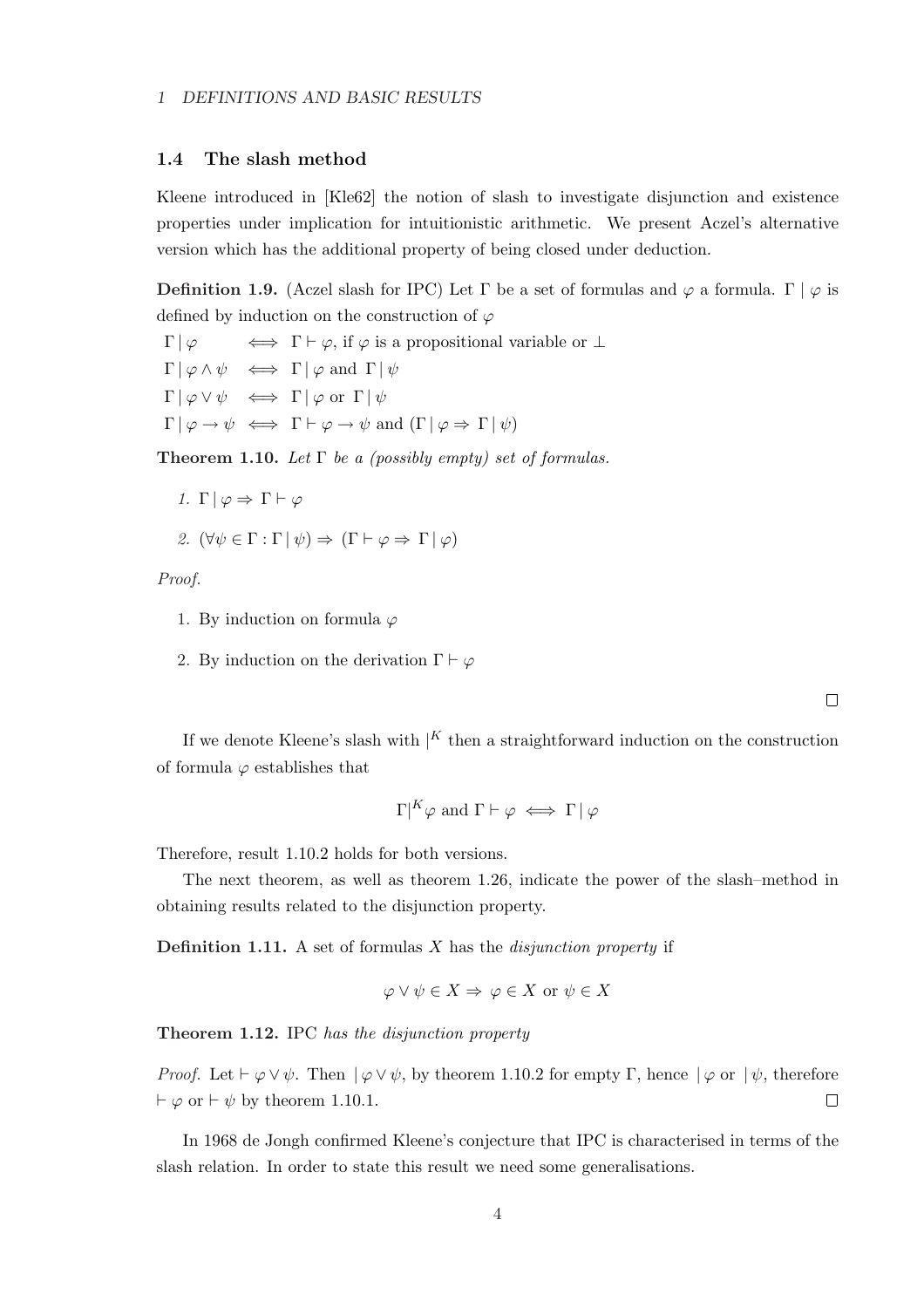### 1.4 The slash method

Kleene introduced in [Kle62] the notion of slash to investigate disjunction and existence properties under implication for intuitionistic arithmetic. We present Aczel's alternative version which has the additional property of being closed under deduction.

**Definition 1.9.** (Aczel slash for IPC) Let $\Gamma$ be a set of formulas and $\varphi$ a formula. $\Gamma \mid \varphi$ is defined by induction on the construction of $\varphi$

$\Gamma \mid \varphi \iff \Gamma \vdash \varphi$, if $\varphi$ is a propositional variable or $\bot$

$\Gamma \mid \varphi \wedge \psi \iff \Gamma \mid \varphi$ and $\Gamma \mid \psi$

$\Gamma \mid \varphi \vee \psi \iff \Gamma \mid \varphi$ or $\Gamma \mid \psi$

$\Gamma \mid \varphi \to \psi \iff \Gamma \vdash \varphi \to \psi$ and $(\Gamma \mid \varphi \Rightarrow \Gamma \mid \psi)$

**Theorem 1.10.** *Let $\Gamma$ be a (possibly empty) set of formulas.*

1. $\Gamma \mid \varphi \Rightarrow \Gamma \vdash \varphi$
2. $(\forall \psi \in \Gamma : \Gamma \mid \psi) \Rightarrow (\Gamma \vdash \varphi \Rightarrow \Gamma \mid \varphi)$

*Proof.*

1. By induction on formula $\varphi$
2. By induction on the derivation $\Gamma \vdash \varphi$

∎

If we denote Kleene's slash with $|^K$ then a straightforward induction on the construction of formula $\varphi$ establishes that

$$\Gamma|^K \varphi \text{ and } \Gamma \vdash \varphi \iff \Gamma \mid \varphi$$

Therefore, result 1.10.2 holds for both versions.

The next theorem, as well as theorem 1.26, indicate the power of the slash–method in obtaining results related to the disjunction property.

**Definition 1.11.** A set of formulas $X$ has the *disjunction property* if

$$\varphi \vee \psi \in X \Rightarrow \varphi \in X \text{ or } \psi \in X$$

**Theorem 1.12.** IPC *has the disjunction property*

*Proof.* Let $\vdash \varphi \vee \psi$. Then $\mid \varphi \vee \psi$, by theorem 1.10.2 for empty $\Gamma$, hence $\mid \varphi$ or $\mid \psi$, therefore $\vdash \varphi$ or $\vdash \psi$ by theorem 1.10.1. ∎

In 1968 de Jongh confirmed Kleene's conjecture that IPC is characterised in terms of the slash relation. In order to state this result we need some generalisations.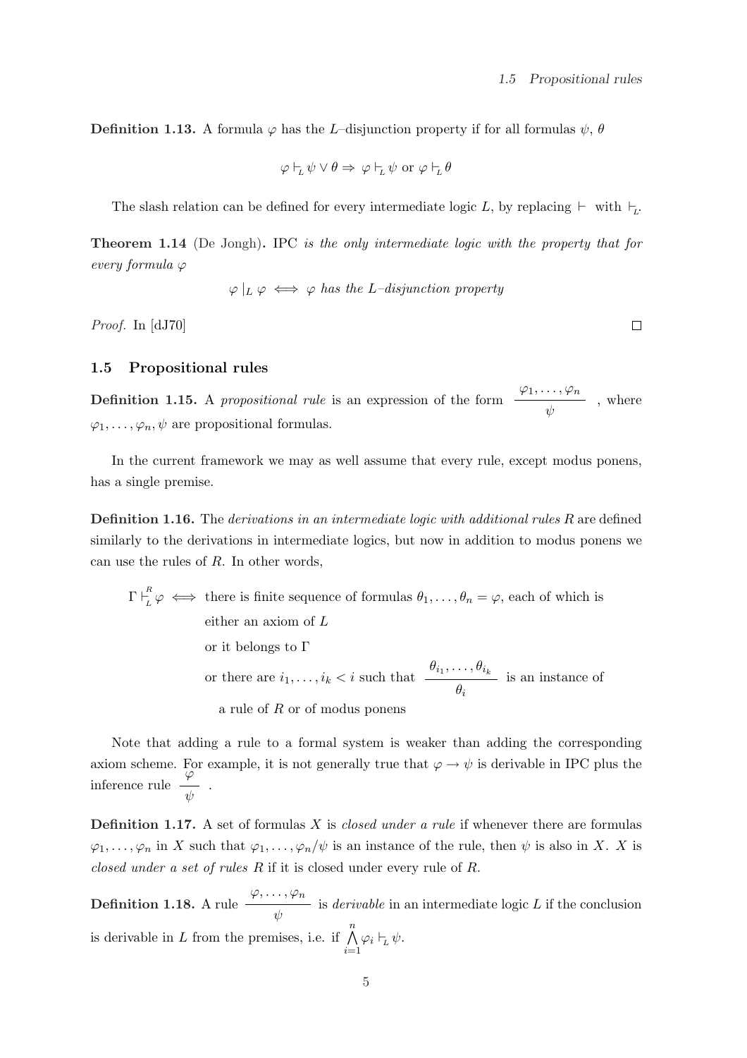**Definition 1.13.** A formula $\varphi$ has the $L$–disjunction property if for all formulas $\psi$, $\theta$

$$\varphi \vdash_L \psi \vee \theta \Rightarrow \varphi \vdash_L \psi \text{ or } \varphi \vdash_L \theta$$

The slash relation can be defined for every intermediate logic $L$, by replacing $\vdash$ with $\vdash_L$.

**Theorem 1.14** (De Jongh)**.** *IPC is the only intermediate logic with the property that for every formula* $\varphi$

$$\varphi \mid_L \varphi \iff \varphi \textit{ has the } L\textit{–disjunction property}$$

*Proof.* In [dJ70] □

## 1.5 Propositional rules

**Definition 1.15.** A *propositional rule* is an expression of the form $\dfrac{\varphi_1, \ldots, \varphi_n}{\psi}$ , where $\varphi_1, \ldots, \varphi_n, \psi$ are propositional formulas.

In the current framework we may as well assume that every rule, except modus ponens, has a single premise.

**Definition 1.16.** The *derivations in an intermediate logic with additional rules R* are defined similarly to the derivations in intermediate logics, but now in addition to modus ponens we can use the rules of $R$. In other words,

$\Gamma \vdash^R_L \varphi \iff$ there is finite sequence of formulas $\theta_1, \ldots, \theta_n = \varphi$, each of which is
either an axiom of $L$
or it belongs to $\Gamma$
or there are $i_1, \ldots, i_k < i$ such that $\dfrac{\theta_{i_1}, \ldots, \theta_{i_k}}{\theta_i}$ is an instance of
a rule of $R$ or of modus ponens

Note that adding a rule to a formal system is weaker than adding the corresponding axiom scheme. For example, it is not generally true that $\varphi \to \psi$ is derivable in IPC plus the inference rule $\dfrac{\varphi}{\psi}$ .

**Definition 1.17.** A set of formulas $X$ is *closed under a rule* if whenever there are formulas $\varphi_1, \ldots, \varphi_n$ in $X$ such that $\varphi_1, \ldots, \varphi_n/\psi$ is an instance of the rule, then $\psi$ is also in $X$. $X$ is *closed under a set of rules R* if it is closed under every rule of $R$.

**Definition 1.18.** A rule $\dfrac{\varphi, \ldots, \varphi_n}{\psi}$ is *derivable* in an intermediate logic $L$ if the conclusion is derivable in $L$ from the premises, i.e. if $\bigwedge\limits_{i=1}^{n} \varphi_i \vdash_L \psi$.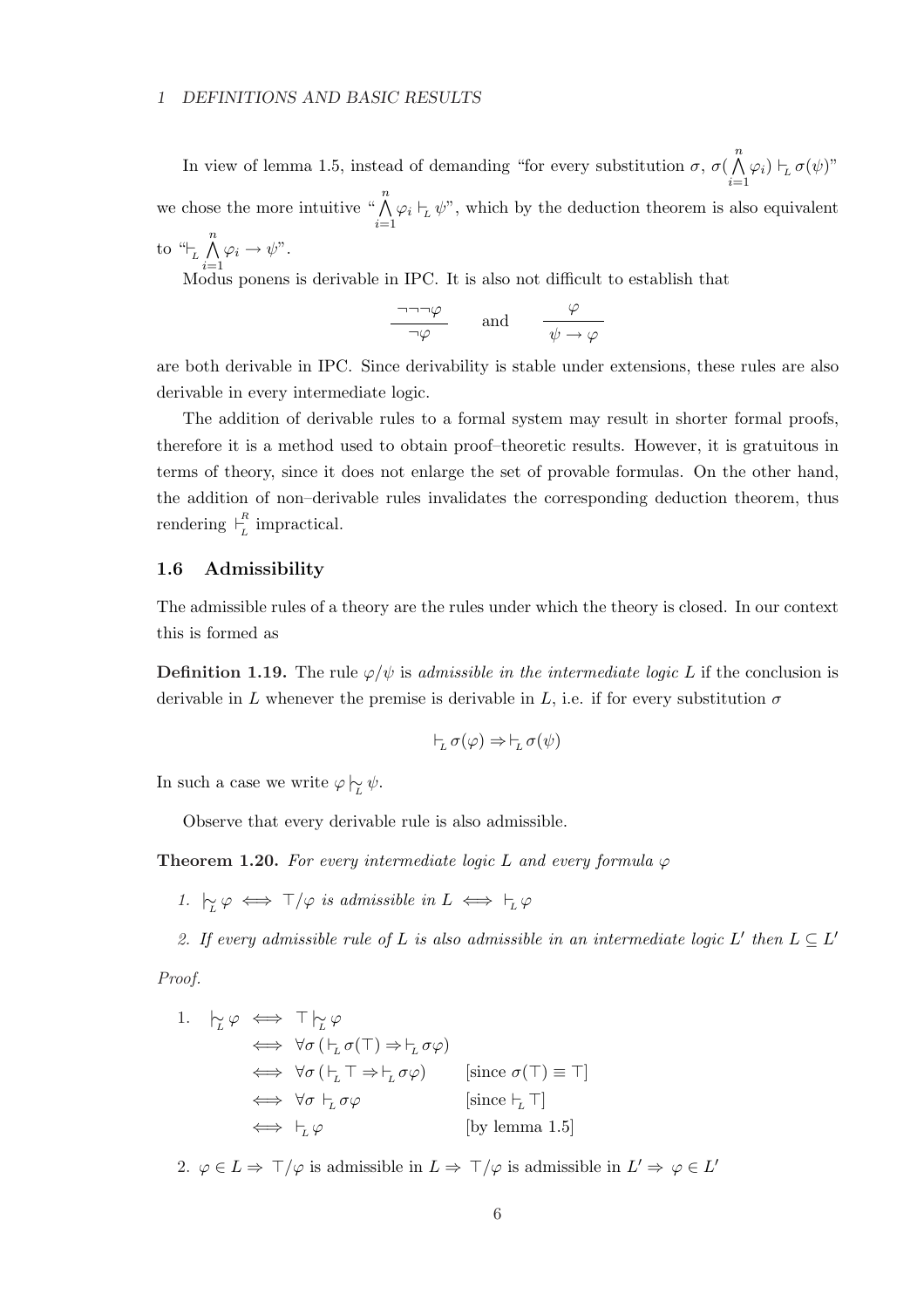In view of lemma 1.5, instead of demanding "for every substitution $\sigma$, $\sigma(\bigwedge_{i=1}^{n} \varphi_i) \vdash_L \sigma(\psi)$" we chose the more intuitive "$\bigwedge_{i=1}^{n} \varphi_i \vdash_L \psi$", which by the deduction theorem is also equivalent to "$\vdash_L \bigwedge_{i=1}^{n} \varphi_i \to \psi$".

Modus ponens is derivable in IPC. It is also not difficult to establish that

$$\frac{\neg\neg\neg\varphi}{\neg\varphi} \qquad \text{and} \qquad \frac{\varphi}{\psi \to \varphi}$$

are both derivable in IPC. Since derivability is stable under extensions, these rules are also derivable in every intermediate logic.

The addition of derivable rules to a formal system may result in shorter formal proofs, therefore it is a method used to obtain proof–theoretic results. However, it is gratuitous in terms of theory, since it does not enlarge the set of provable formulas. On the other hand, the addition of non–derivable rules invalidates the corresponding deduction theorem, thus rendering $\vdash_L^R$ impractical.

### 1.6 Admissibility

The admissible rules of a theory are the rules under which the theory is closed. In our context this is formed as

**Definition 1.19.** The rule $\varphi/\psi$ is *admissible in the intermediate logic* $L$ if the conclusion is derivable in $L$ whenever the premise is derivable in $L$, i.e. if for every substitution $\sigma$

$$\vdash_L \sigma(\varphi) \Rightarrow \vdash_L \sigma(\psi)$$

In such a case we write $\varphi \mathrel{|\!\!\sim_L} \psi$.

Observe that every derivable rule is also admissible.

**Theorem 1.20.** *For every intermediate logic $L$ and every formula $\varphi$*

1. $\mathrel{|\!\!\sim_L} \varphi \iff \top/\varphi$ *is admissible in $L$* $\iff \vdash_L \varphi$
2. *If every admissible rule of $L$ is also admissible in an intermediate logic $L'$ then $L \subseteq L'$*

*Proof.*

1. 
$$\begin{aligned}
\mathrel{|\!\!\sim_L} \varphi &\iff \top \mathrel{|\!\!\sim_L} \varphi \\
&\iff \forall \sigma \, (\vdash_L \sigma(\top) \Rightarrow \vdash_L \sigma\varphi) \\
&\iff \forall \sigma \, (\vdash_L \top \Rightarrow \vdash_L \sigma\varphi) && [\text{since } \sigma(\top) \equiv \top] \\
&\iff \forall \sigma \vdash_L \sigma\varphi && [\text{since } \vdash_L \top] \\
&\iff \vdash_L \varphi && [\text{by lemma 1.5}]
\end{aligned}$$

2. $\varphi \in L \Rightarrow \top/\varphi$ is admissible in $L \Rightarrow \top/\varphi$ is admissible in $L' \Rightarrow \varphi \in L'$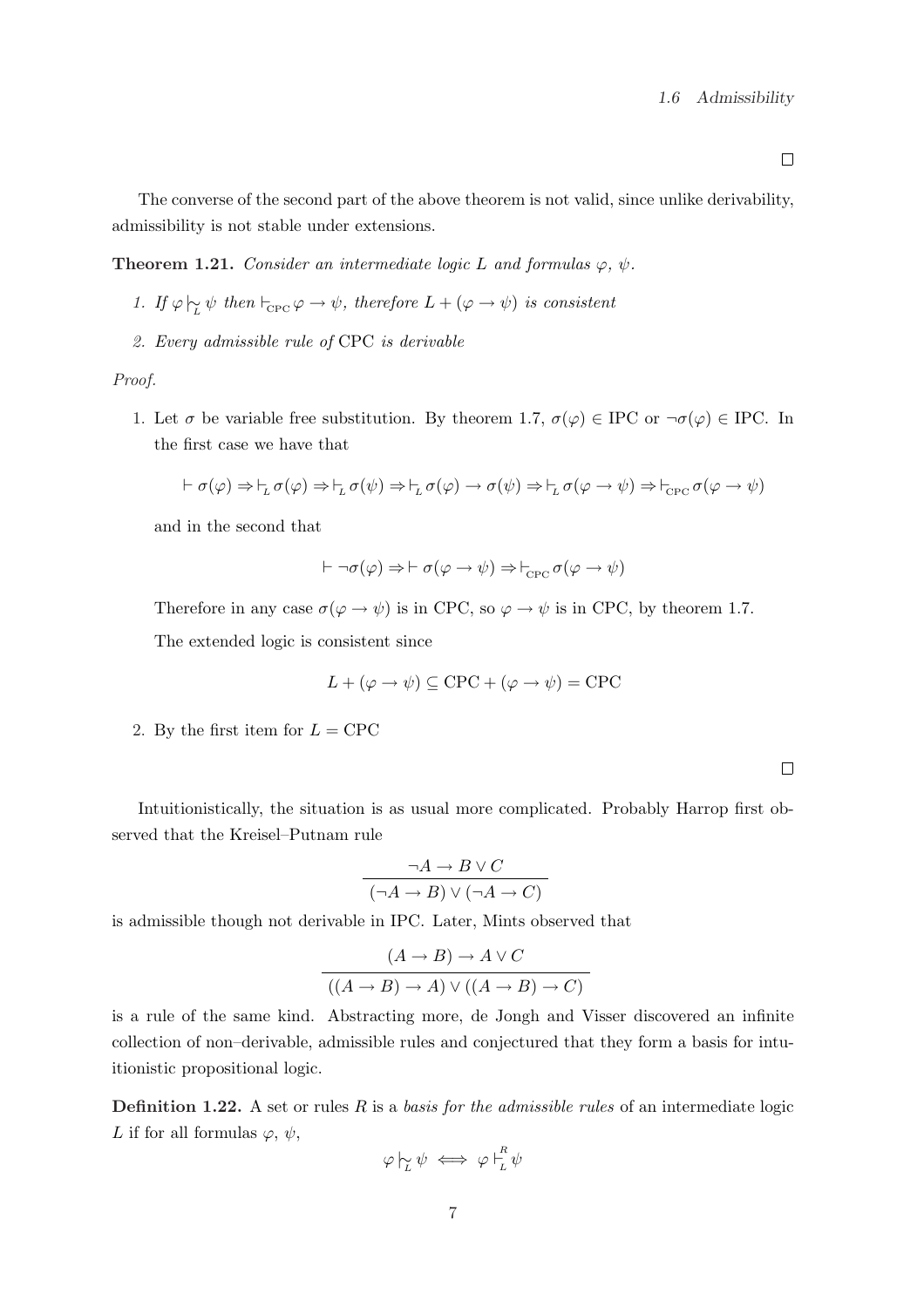□

The converse of the second part of the above theorem is not valid, since unlike derivability, admissibility is not stable under extensions.

**Theorem 1.21.** *Consider an intermediate logic $L$ and formulas $\varphi$, $\psi$.*

1. *If $\varphi \mathrel{|\!\sim_L} \psi$ then $\vdash_{\mathrm{CPC}} \varphi \to \psi$, therefore $L + (\varphi \to \psi)$ is consistent*
2. *Every admissible rule of* CPC *is derivable*

*Proof.*

1. Let $\sigma$ be variable free substitution. By theorem 1.7, $\sigma(\varphi) \in \mathrm{IPC}$ or $\neg\sigma(\varphi) \in \mathrm{IPC}$. In the first case we have that

   $$\vdash \sigma(\varphi) \Rightarrow \vdash_L \sigma(\varphi) \Rightarrow \vdash_L \sigma(\psi) \Rightarrow \vdash_L \sigma(\varphi) \to \sigma(\psi) \Rightarrow \vdash_L \sigma(\varphi \to \psi) \Rightarrow \vdash_{\mathrm{CPC}} \sigma(\varphi \to \psi)$$

   and in the second that

   $$\vdash \neg\sigma(\varphi) \Rightarrow \vdash \sigma(\varphi \to \psi) \Rightarrow \vdash_{\mathrm{CPC}} \sigma(\varphi \to \psi)$$

   Therefore in any case $\sigma(\varphi \to \psi)$ is in CPC, so $\varphi \to \psi$ is in CPC, by theorem 1.7.

   The extended logic is consistent since

   $$L + (\varphi \to \psi) \subseteq \mathrm{CPC} + (\varphi \to \psi) = \mathrm{CPC}$$

2. By the first item for $L = \mathrm{CPC}$

□

Intuitionistically, the situation is as usual more complicated. Probably Harrop first observed that the Kreisel–Putnam rule

$$\frac{\neg A \to B \vee C}{(\neg A \to B) \vee (\neg A \to C)}$$

is admissible though not derivable in IPC. Later, Mints observed that

$$\frac{(A \to B) \to A \vee C}{((A \to B) \to A) \vee ((A \to B) \to C)}$$

is a rule of the same kind. Abstracting more, de Jongh and Visser discovered an infinite collection of non–derivable, admissible rules and conjectured that they form a basis for intuitionistic propositional logic.

**Definition 1.22.** A set or rules $R$ is a *basis for the admissible rules* of an intermediate logic $L$ if for all formulas $\varphi$, $\psi$,

$$\varphi \mathrel{|\!\sim_L} \psi \iff \varphi \vdash_L^R \psi$$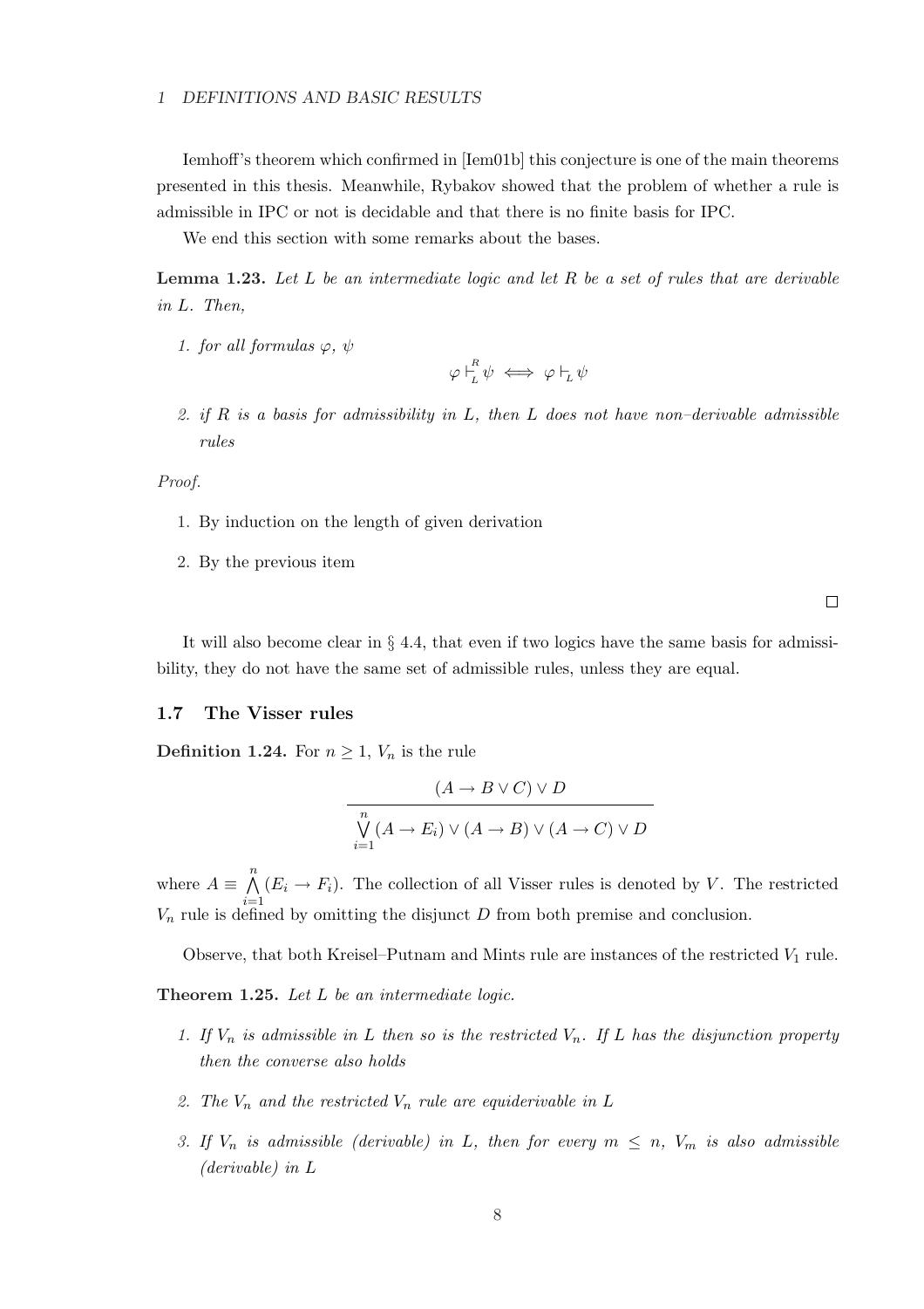Iemhoff's theorem which confirmed in [Iem01b] this conjecture is one of the main theorems presented in this thesis. Meanwhile, Rybakov showed that the problem of whether a rule is admissible in IPC or not is decidable and that there is no finite basis for IPC.

We end this section with some remarks about the bases.

**Lemma 1.23.** *Let $L$ be an intermediate logic and let $R$ be a set of rules that are derivable in $L$. Then,*

1. *for all formulas $\varphi$, $\psi$*
$$\varphi \vdash_L^R \psi \iff \varphi \vdash_L \psi$$
2. *if $R$ is a basis for admissibility in $L$, then $L$ does not have non–derivable admissible rules*

*Proof.*

1. By induction on the length of given derivation
2. By the previous item

□

It will also become clear in § 4.4, that even if two logics have the same basis for admissibility, they do not have the same set of admissible rules, unless they are equal.

## 1.7 The Visser rules

**Definition 1.24.** For $n \geq 1$, $V_n$ is the rule

$$\frac{(A \to B \vee C) \vee D}{\bigvee_{i=1}^{n} (A \to E_i) \vee (A \to B) \vee (A \to C) \vee D}$$

where $A \equiv \bigwedge_{i=1}^{n} (E_i \to F_i)$. The collection of all Visser rules is denoted by $V$. The restricted $V_n$ rule is defined by omitting the disjunct $D$ from both premise and conclusion.

Observe, that both Kreisel–Putnam and Mints rule are instances of the restricted $V_1$ rule.

**Theorem 1.25.** *Let $L$ be an intermediate logic.*

1. *If $V_n$ is admissible in $L$ then so is the restricted $V_n$. If $L$ has the disjunction property then the converse also holds*
2. *The $V_n$ and the restricted $V_n$ rule are equiderivable in $L$*
3. *If $V_n$ is admissible (derivable) in $L$, then for every $m \leq n$, $V_m$ is also admissible (derivable) in $L$*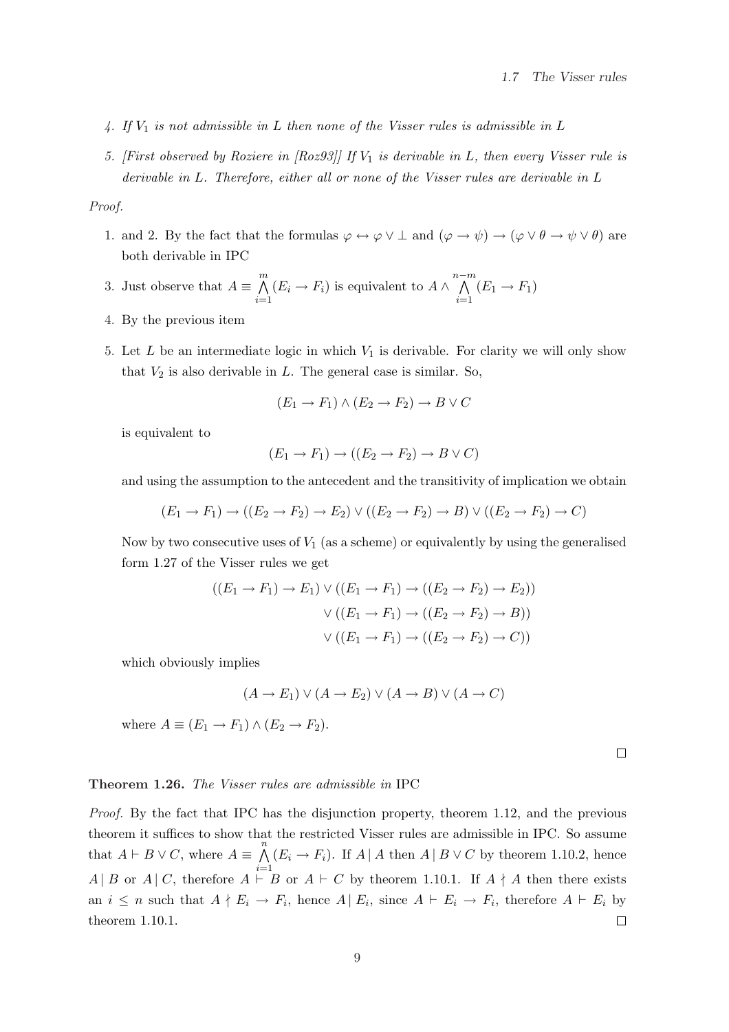4. *If $V_1$ is not admissible in $L$ then none of the Visser rules is admissible in $L$*

5. *[First observed by Roziere in [Roz93]] If $V_1$ is derivable in $L$, then every Visser rule is derivable in $L$. Therefore, either all or none of the Visser rules are derivable in $L$*

*Proof.*

1. and 2. By the fact that the formulas $\varphi \leftrightarrow \varphi \vee \bot$ and $(\varphi \to \psi) \to (\varphi \vee \theta \to \psi \vee \theta)$ are both derivable in IPC

3. Just observe that $A \equiv \bigwedge_{i=1}^{m} (E_i \to F_i)$ is equivalent to $A \wedge \bigwedge_{i=1}^{n-m} (E_1 \to F_1)$

4. By the previous item

5. Let $L$ be an intermediate logic in which $V_1$ is derivable. For clarity we will only show that $V_2$ is also derivable in $L$. The general case is similar. So,

$$(E_1 \to F_1) \wedge (E_2 \to F_2) \to B \vee C$$

is equivalent to

$$(E_1 \to F_1) \to ((E_2 \to F_2) \to B \vee C)$$

and using the assumption to the antecedent and the transitivity of implication we obtain

$$(E_1 \to F_1) \to ((E_2 \to F_2) \to E_2) \vee ((E_2 \to F_2) \to B) \vee ((E_2 \to F_2) \to C)$$

Now by two consecutive uses of $V_1$ (as a scheme) or equivalently by using the generalised form 1.27 of the Visser rules we get

$$\begin{aligned}((E_1 \to F_1) \to E_1) &\vee ((E_1 \to F_1) \to ((E_2 \to F_2) \to E_2)) \\ &\vee ((E_1 \to F_1) \to ((E_2 \to F_2) \to B)) \\ &\vee ((E_1 \to F_1) \to ((E_2 \to F_2) \to C))\end{aligned}$$

which obviously implies

$$(A \to E_1) \vee (A \to E_2) \vee (A \to B) \vee (A \to C)$$

where $A \equiv (E_1 \to F_1) \wedge (E_2 \to F_2)$.

□

**Theorem 1.26.** *The Visser rules are admissible in* IPC

*Proof.* By the fact that IPC has the disjunction property, theorem 1.12, and the previous theorem it suffices to show that the restricted Visser rules are admissible in IPC. So assume that $A \vdash B \vee C$, where $A \equiv \bigwedge_{i=1}^{n} (E_i \to F_i)$. If $A \,|\, A$ then $A \,|\, B \vee C$ by theorem 1.10.2, hence $A \,|\, B$ or $A \,|\, C$, therefore $A \vdash B$ or $A \vdash C$ by theorem 1.10.1. If $A \nmid A$ then there exists an $i \leq n$ such that $A \nmid E_i \to F_i$, hence $A \,|\, E_i$, since $A \vdash E_i \to F_i$, therefore $A \vdash E_i$ by theorem 1.10.1. □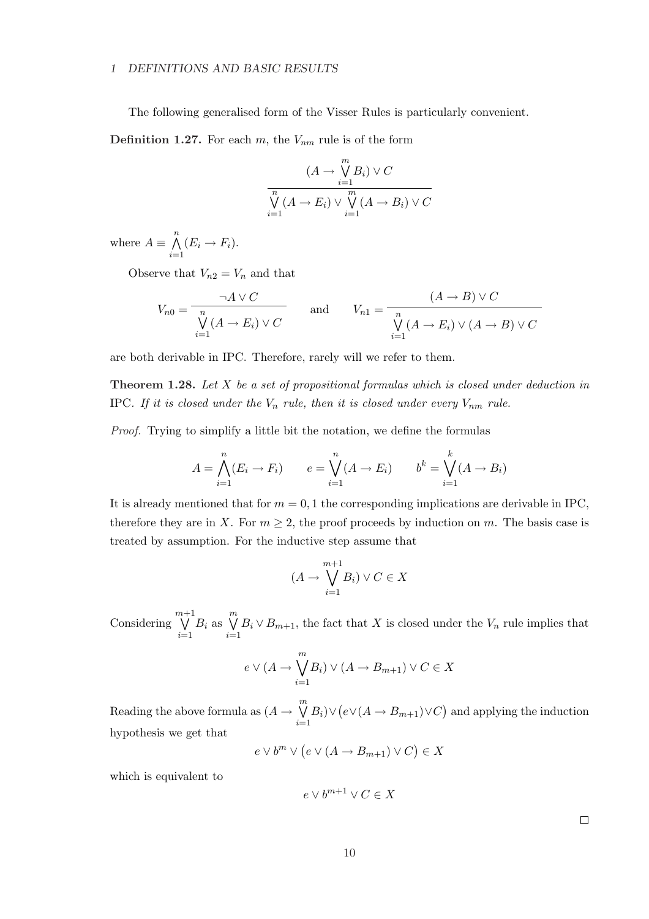The following generalised form of the Visser Rules is particularly convenient.

**Definition 1.27.** For each $m$, the $V_{nm}$ rule is of the form

$$\frac{(A \to \bigvee_{i=1}^{m} B_i) \vee C}{\bigvee_{i=1}^{n} (A \to E_i) \vee \bigvee_{i=1}^{m} (A \to B_i) \vee C}$$

where $A \equiv \bigwedge_{i=1}^{n} (E_i \to F_i)$.

Observe that $V_{n2} = V_n$ and that

$$V_{n0} = \frac{\neg A \vee C}{\bigvee_{i=1}^{n} (A \to E_i) \vee C} \qquad \text{and} \qquad V_{n1} = \frac{(A \to B) \vee C}{\bigvee_{i=1}^{n} (A \to E_i) \vee (A \to B) \vee C}$$

are both derivable in IPC. Therefore, rarely will we refer to them.

**Theorem 1.28.** *Let $X$ be a set of propositional formulas which is closed under deduction in* IPC*. If it is closed under the $V_n$ rule, then it is closed under every $V_{nm}$ rule.*

*Proof.* Trying to simplify a little bit the notation, we define the formulas

$$A = \bigwedge_{i=1}^{n} (E_i \to F_i) \qquad e = \bigvee_{i=1}^{n} (A \to E_i) \qquad b^k = \bigvee_{i=1}^{k} (A \to B_i)$$

It is already mentioned that for $m = 0, 1$ the corresponding implications are derivable in IPC, therefore they are in $X$. For $m \geq 2$, the proof proceeds by induction on $m$. The basis case is treated by assumption. For the inductive step assume that

$$(A \to \bigvee_{i=1}^{m+1} B_i) \vee C \in X$$

Considering $\bigvee_{i=1}^{m+1} B_i$ as $\bigvee_{i=1}^{m} B_i \vee B_{m+1}$, the fact that $X$ is closed under the $V_n$ rule implies that

$$e \vee (A \to \bigvee_{i=1}^{m} B_i) \vee (A \to B_{m+1}) \vee C \in X$$

Reading the above formula as $(A \to \bigvee_{i=1}^{m} B_i) \vee \big(e \vee (A \to B_{m+1}) \vee C\big)$ and applying the induction hypothesis we get that

$$e \vee b^m \vee \big(e \vee (A \to B_{m+1}) \vee C\big) \in X$$

which is equivalent to

$$e \vee b^{m+1} \vee C \in X$$

□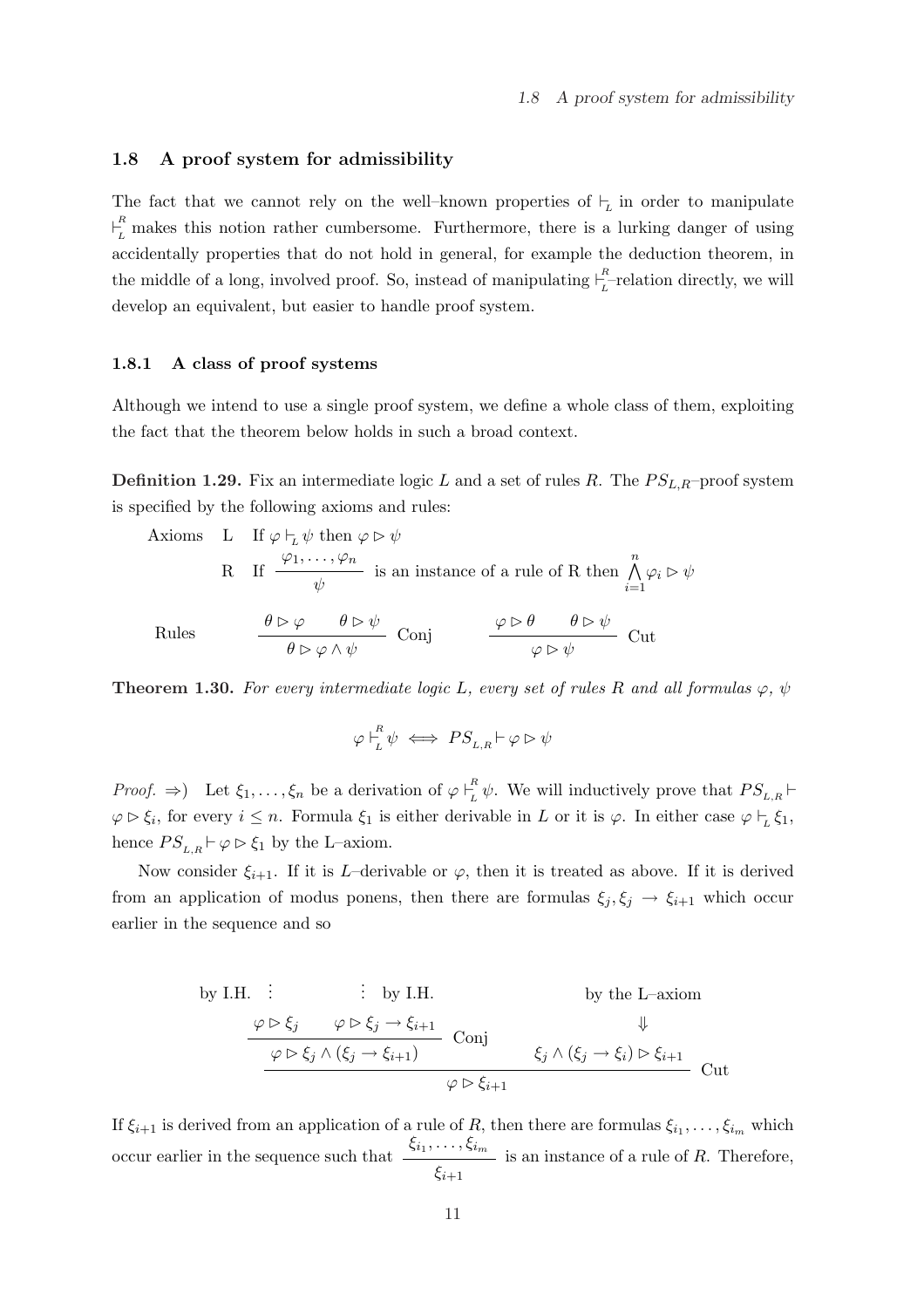## 1.8 A proof system for admissibility

The fact that we cannot rely on the well–known properties of $\vdash_L$ in order to manipulate $\vdash^R_L$ makes this notion rather cumbersome. Furthermore, there is a lurking danger of using accidentally properties that do not hold in general, for example the deduction theorem, in the middle of a long, involved proof. So, instead of manipulating $\vdash^R_L$–relation directly, we will develop an equivalent, but easier to handle proof system.

### 1.8.1 A class of proof systems

Although we intend to use a single proof system, we define a whole class of them, exploiting the fact that the theorem below holds in such a broad context.

**Definition 1.29.** Fix an intermediate logic $L$ and a set of rules $R$. The $PS_{L,R}$–proof system is specified by the following axioms and rules:

Axioms L If $\varphi \vdash_L \psi$ then $\varphi \rhd \psi$

R If $\dfrac{\varphi_1, \ldots, \varphi_n}{\psi}$ is an instance of a rule of R then $\bigwedge_{i=1}^{n} \varphi_i \rhd \psi$

Rules

$$\frac{\theta \rhd \varphi \qquad \theta \rhd \psi}{\theta \rhd \varphi \wedge \psi}\ \text{Conj} \qquad\qquad \frac{\varphi \rhd \theta \qquad \theta \rhd \psi}{\varphi \rhd \psi}\ \text{Cut}$$

**Theorem 1.30.** *For every intermediate logic $L$, every set of rules $R$ and all formulas $\varphi$, $\psi$*

$$\varphi \vdash^R_L \psi \iff PS_{L,R} \vdash \varphi \rhd \psi$$

*Proof.* $\Rightarrow$) Let $\xi_1, \ldots, \xi_n$ be a derivation of $\varphi \vdash^R_L \psi$. We will inductively prove that $PS_{L,R} \vdash \varphi \rhd \xi_i$, for every $i \leq n$. Formula $\xi_1$ is either derivable in $L$ or it is $\varphi$. In either case $\varphi \vdash_L \xi_1$, hence $PS_{L,R} \vdash \varphi \rhd \xi_1$ by the L–axiom.

Now consider $\xi_{i+1}$. If it is $L$–derivable or $\varphi$, then it is treated as above. If it is derived from an application of modus ponens, then there are formulas $\xi_j, \xi_j \to \xi_{i+1}$ which occur earlier in the sequence and so

$$\dfrac{\dfrac{\overset{\text{by I.H.}\ \vdots}{\varphi \rhd \xi_j} \qquad \overset{\vdots\ \text{by I.H.}}{\varphi \rhd \xi_j \to \xi_{i+1}}}{\varphi \rhd \xi_j \wedge (\xi_j \to \xi_{i+1})}\ \text{Conj} \qquad \overset{\text{by the L–axiom}}{\overset{\Downarrow}{\xi_j \wedge (\xi_j \to \xi_i) \rhd \xi_{i+1}}}}{\varphi \rhd \xi_{i+1}}\ \text{Cut}$$

If $\xi_{i+1}$ is derived from an application of a rule of $R$, then there are formulas $\xi_{i_1}, \ldots, \xi_{i_m}$ which occur earlier in the sequence such that $\dfrac{\xi_{i_1}, \ldots, \xi_{i_m}}{\xi_{i+1}}$ is an instance of a rule of $R$. Therefore,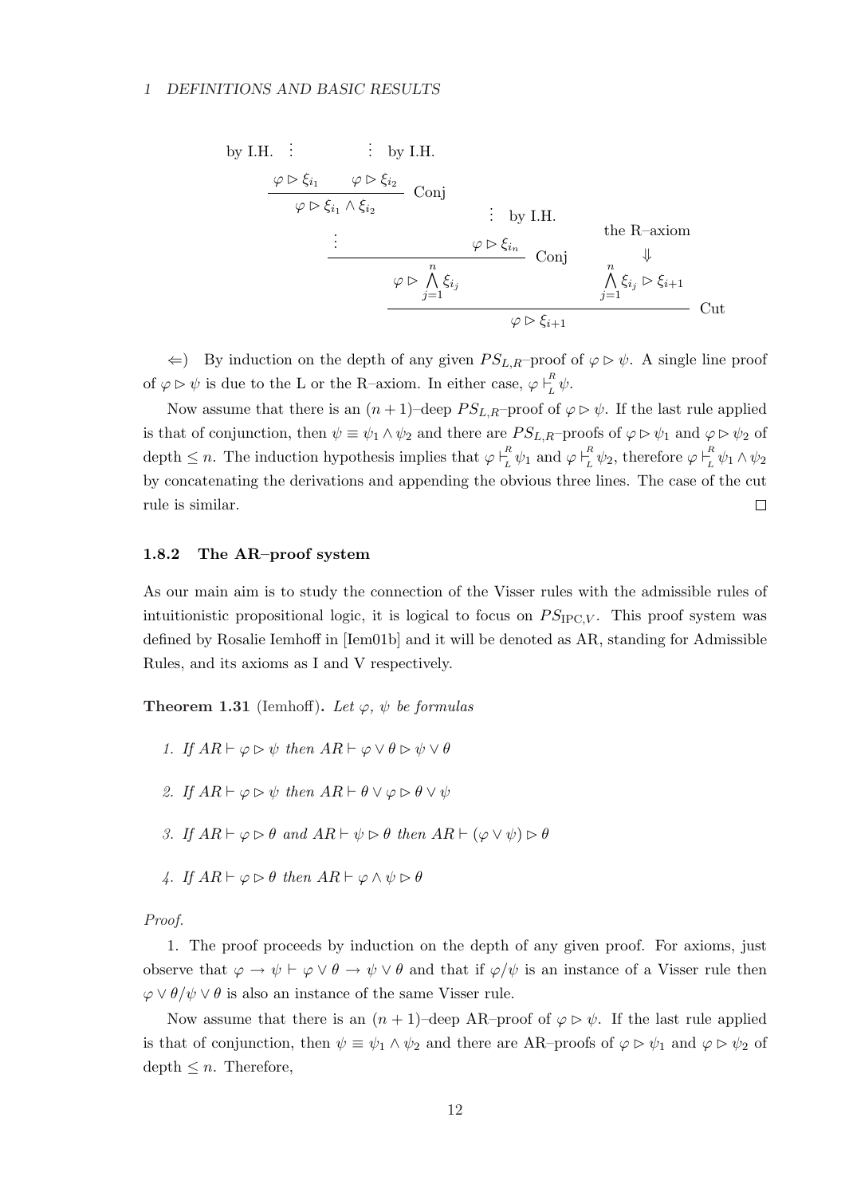$$
\dfrac{\dfrac{\dfrac{\dfrac{\overset{\text{by I.H.}\ \vdots}{\varphi \rhd \xi_{i_1}} \qquad \overset{\vdots\ \text{by I.H.}}{\varphi \rhd \xi_{i_2}}}{\varphi \rhd \xi_{i_1} \wedge \xi_{i_2}}\ \text{Conj}}{\vdots} \qquad \overset{\vdots\ \text{by I.H.}}{\varphi \rhd \xi_{i_n}}}{\varphi \rhd \bigwedge_{j=1}^{n} \xi_{i_j}}\ \text{Conj} \qquad \overset{\text{the R–axiom}}{\overset{\Downarrow}{\bigwedge_{j=1}^{n} \xi_{i_j} \rhd \xi_{i+1}}}}{\varphi \rhd \xi_{i+1}}\ \text{Cut}
$$

$\Leftarrow$) By induction on the depth of any given $PS_{L,R}$–proof of $\varphi \rhd \psi$. A single line proof of $\varphi \rhd \psi$ is due to the L or the R–axiom. In either case, $\varphi \vdash^{R}_{L} \psi$.

Now assume that there is an $(n+1)$–deep $PS_{L,R}$–proof of $\varphi \rhd \psi$. If the last rule applied is that of conjunction, then $\psi \equiv \psi_1 \wedge \psi_2$ and there are $PS_{L,R}$–proofs of $\varphi \rhd \psi_1$ and $\varphi \rhd \psi_2$ of depth $\leq n$. The induction hypothesis implies that $\varphi \vdash^{R}_{L} \psi_1$ and $\varphi \vdash^{R}_{L} \psi_2$, therefore $\varphi \vdash^{R}_{L} \psi_1 \wedge \psi_2$ by concatenating the derivations and appending the obvious three lines. The case of the cut rule is similar. $\square$

### 1.8.2 The AR–proof system

As our main aim is to study the connection of the Visser rules with the admissible rules of intuitionistic propositional logic, it is logical to focus on $PS_{\text{IPC},V}$. This proof system was defined by Rosalie Iemhoff in [Iem01b] and it will be denoted as AR, standing for Admissible Rules, and its axioms as I and V respectively.

**Theorem 1.31** (Iemhoff)**.** *Let $\varphi$, $\psi$ be formulas*

1. *If $AR \vdash \varphi \rhd \psi$ then $AR \vdash \varphi \vee \theta \rhd \psi \vee \theta$*
2. *If $AR \vdash \varphi \rhd \psi$ then $AR \vdash \theta \vee \varphi \rhd \theta \vee \psi$*
3. *If $AR \vdash \varphi \rhd \theta$ and $AR \vdash \psi \rhd \theta$ then $AR \vdash (\varphi \vee \psi) \rhd \theta$*
4. *If $AR \vdash \varphi \rhd \theta$ then $AR \vdash \varphi \wedge \psi \rhd \theta$*

*Proof.*

1. The proof proceeds by induction on the depth of any given proof. For axioms, just observe that $\varphi \to \psi \vdash \varphi \vee \theta \to \psi \vee \theta$ and that if $\varphi/\psi$ is an instance of a Visser rule then $\varphi \vee \theta/\psi \vee \theta$ is also an instance of the same Visser rule.

Now assume that there is an $(n+1)$–deep AR–proof of $\varphi \rhd \psi$. If the last rule applied is that of conjunction, then $\psi \equiv \psi_1 \wedge \psi_2$ and there are AR–proofs of $\varphi \rhd \psi_1$ and $\varphi \rhd \psi_2$ of depth $\leq n$. Therefore,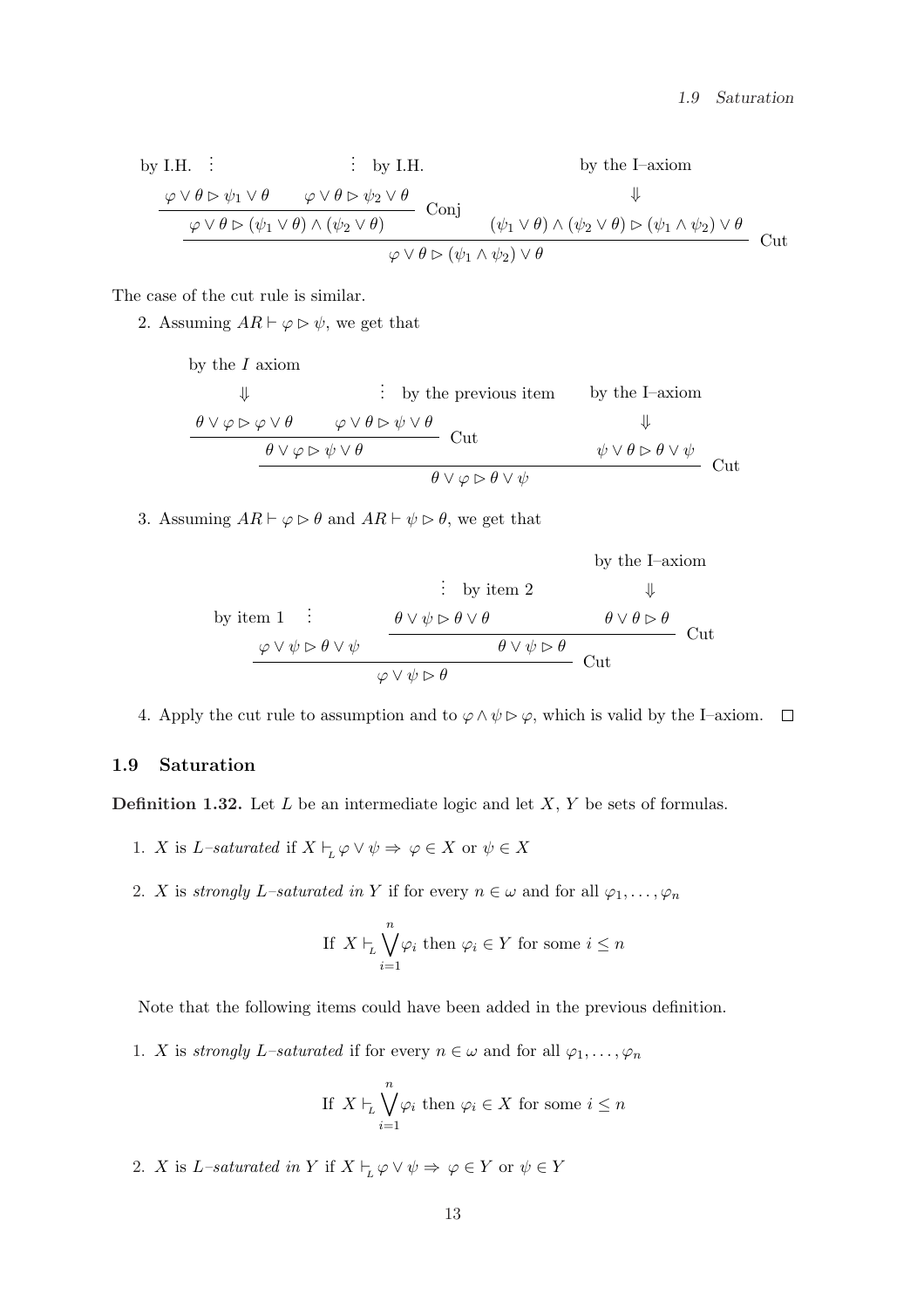$$
\dfrac{\dfrac{\overset{\text{by I.H.}\ \vdots}{\varphi \vee \theta \rhd \psi_1 \vee \theta} \qquad \overset{\vdots\ \text{by I.H.}}{\varphi \vee \theta \rhd \psi_2 \vee \theta}}{\varphi \vee \theta \rhd (\psi_1 \vee \theta) \wedge (\psi_2 \vee \theta)}\ \text{Conj} \qquad \overset{\text{by the I–axiom}}{\overset{\Downarrow}{(\psi_1 \vee \theta) \wedge (\psi_2 \vee \theta) \rhd (\psi_1 \wedge \psi_2) \vee \theta}}}{\varphi \vee \theta \rhd (\psi_1 \wedge \psi_2) \vee \theta}\ \text{Cut}
$$

The case of the cut rule is similar.

2. Assuming $AR \vdash \varphi \rhd \psi$, we get that

$$
\dfrac{\dfrac{\overset{\text{by the } I \text{ axiom}}{\overset{\Downarrow}{\theta \vee \varphi \rhd \varphi \vee \theta}} \qquad \overset{\vdots\ \text{by the previous item}}{\varphi \vee \theta \rhd \psi \vee \theta}}{\theta \vee \varphi \rhd \psi \vee \theta}\ \text{Cut} \qquad \overset{\text{by the I–axiom}}{\overset{\Downarrow}{\psi \vee \theta \rhd \theta \vee \psi}}}{\theta \vee \varphi \rhd \theta \vee \psi}\ \text{Cut}
$$

3. Assuming $AR \vdash \varphi \rhd \theta$ and $AR \vdash \psi \rhd \theta$, we get that

$$
\dfrac{\overset{\text{by item 1}\ \vdots}{\varphi \vee \psi \rhd \theta \vee \psi} \qquad \dfrac{\overset{\vdots\ \text{by item 2}}{\theta \vee \psi \rhd \theta \vee \theta} \qquad \overset{\text{by the I–axiom}}{\overset{\Downarrow}{\theta \vee \theta \rhd \theta}}}{\theta \vee \psi \rhd \theta}\ \text{Cut}}{\varphi \vee \psi \rhd \theta}\ \text{Cut}
$$

4. Apply the cut rule to assumption and to $\varphi \wedge \psi \rhd \varphi$, which is valid by the I–axiom. $\square$

### 1.9 Saturation

**Definition 1.32.** Let $L$ be an intermediate logic and let $X$, $Y$ be sets of formulas.

1. $X$ is *$L$–saturated* if $X \vdash_L \varphi \vee \psi \Rightarrow \varphi \in X$ or $\psi \in X$
2. $X$ is *strongly $L$–saturated in $Y$* if for every $n \in \omega$ and for all $\varphi_1, \ldots, \varphi_n$

$$
\text{If } X \vdash_L \bigvee_{i=1}^{n} \varphi_i \text{ then } \varphi_i \in Y \text{ for some } i \leq n
$$

Note that the following items could have been added in the previous definition.

1. $X$ is *strongly $L$–saturated* if for every $n \in \omega$ and for all $\varphi_1, \ldots, \varphi_n$

$$
\text{If } X \vdash_L \bigvee_{i=1}^{n} \varphi_i \text{ then } \varphi_i \in X \text{ for some } i \leq n
$$

2. $X$ is *$L$–saturated in $Y$* if $X \vdash_L \varphi \vee \psi \Rightarrow \varphi \in Y$ or $\psi \in Y$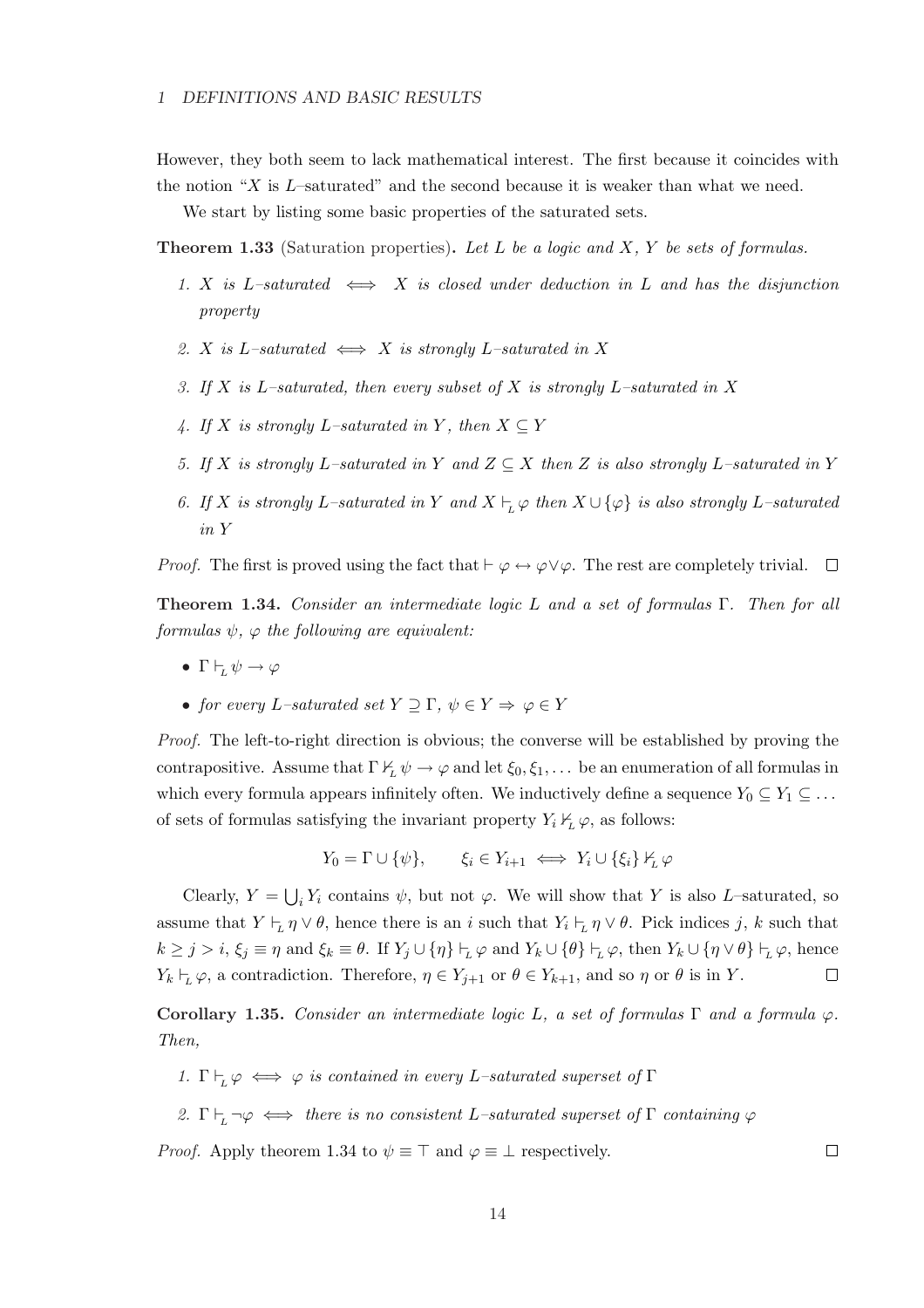However, they both seem to lack mathematical interest. The first because it coincides with the notion "$X$ is $L$–saturated" and the second because it is weaker than what we need.

We start by listing some basic properties of the saturated sets.

**Theorem 1.33** (Saturation properties)**.** *Let $L$ be a logic and $X$, $Y$ be sets of formulas.*

1. *$X$ is $L$–saturated $\iff$ $X$ is closed under deduction in $L$ and has the disjunction property*
2. *$X$ is $L$–saturated $\iff$ $X$ is strongly $L$–saturated in $X$*
3. *If $X$ is $L$–saturated, then every subset of $X$ is strongly $L$–saturated in $X$*
4. *If $X$ is strongly $L$–saturated in $Y$, then $X \subseteq Y$*
5. *If $X$ is strongly $L$–saturated in $Y$ and $Z \subseteq X$ then $Z$ is also strongly $L$–saturated in $Y$*
6. *If $X$ is strongly $L$–saturated in $Y$ and $X \vdash_L \varphi$ then $X \cup \{\varphi\}$ is also strongly $L$–saturated in $Y$*

*Proof.* The first is proved using the fact that $\vdash \varphi \leftrightarrow \varphi \vee \varphi$. The rest are completely trivial. $\square$

**Theorem 1.34.** *Consider an intermediate logic $L$ and a set of formulas $\Gamma$. Then for all formulas $\psi$, $\varphi$ the following are equivalent:*

- *$\Gamma \vdash_L \psi \to \varphi$*
- *for every $L$–saturated set $Y \supseteq \Gamma$, $\psi \in Y \Rightarrow \varphi \in Y$*

*Proof.* The left-to-right direction is obvious; the converse will be established by proving the contrapositive. Assume that $\Gamma \nvdash_L \psi \to \varphi$ and let $\xi_0, \xi_1, \ldots$ be an enumeration of all formulas in which every formula appears infinitely often. We inductively define a sequence $Y_0 \subseteq Y_1 \subseteq \ldots$ of sets of formulas satisfying the invariant property $Y_i \nvdash_L \varphi$, as follows:

$$Y_0 = \Gamma \cup \{\psi\}, \qquad \xi_i \in Y_{i+1} \iff Y_i \cup \{\xi_i\} \nvdash_L \varphi$$

Clearly, $Y = \bigcup_i Y_i$ contains $\psi$, but not $\varphi$. We will show that $Y$ is also $L$–saturated, so assume that $Y \vdash_L \eta \vee \theta$, hence there is an $i$ such that $Y_i \vdash_L \eta \vee \theta$. Pick indices $j$, $k$ such that $k \geq j > i$, $\xi_j \equiv \eta$ and $\xi_k \equiv \theta$. If $Y_j \cup \{\eta\} \vdash_L \varphi$ and $Y_k \cup \{\theta\} \vdash_L \varphi$, then $Y_k \cup \{\eta \vee \theta\} \vdash_L \varphi$, hence $Y_k \vdash_L \varphi$, a contradiction. Therefore, $\eta \in Y_{j+1}$ or $\theta \in Y_{k+1}$, and so $\eta$ or $\theta$ is in $Y$. $\square$

**Corollary 1.35.** *Consider an intermediate logic $L$, a set of formulas $\Gamma$ and a formula $\varphi$. Then,*

1. *$\Gamma \vdash_L \varphi \iff \varphi$ is contained in every $L$–saturated superset of $\Gamma$*
2. *$\Gamma \vdash_L \neg\varphi \iff$ there is no consistent $L$–saturated superset of $\Gamma$ containing $\varphi$*

*Proof.* Apply theorem 1.34 to $\psi \equiv \top$ and $\varphi \equiv \bot$ respectively. $\square$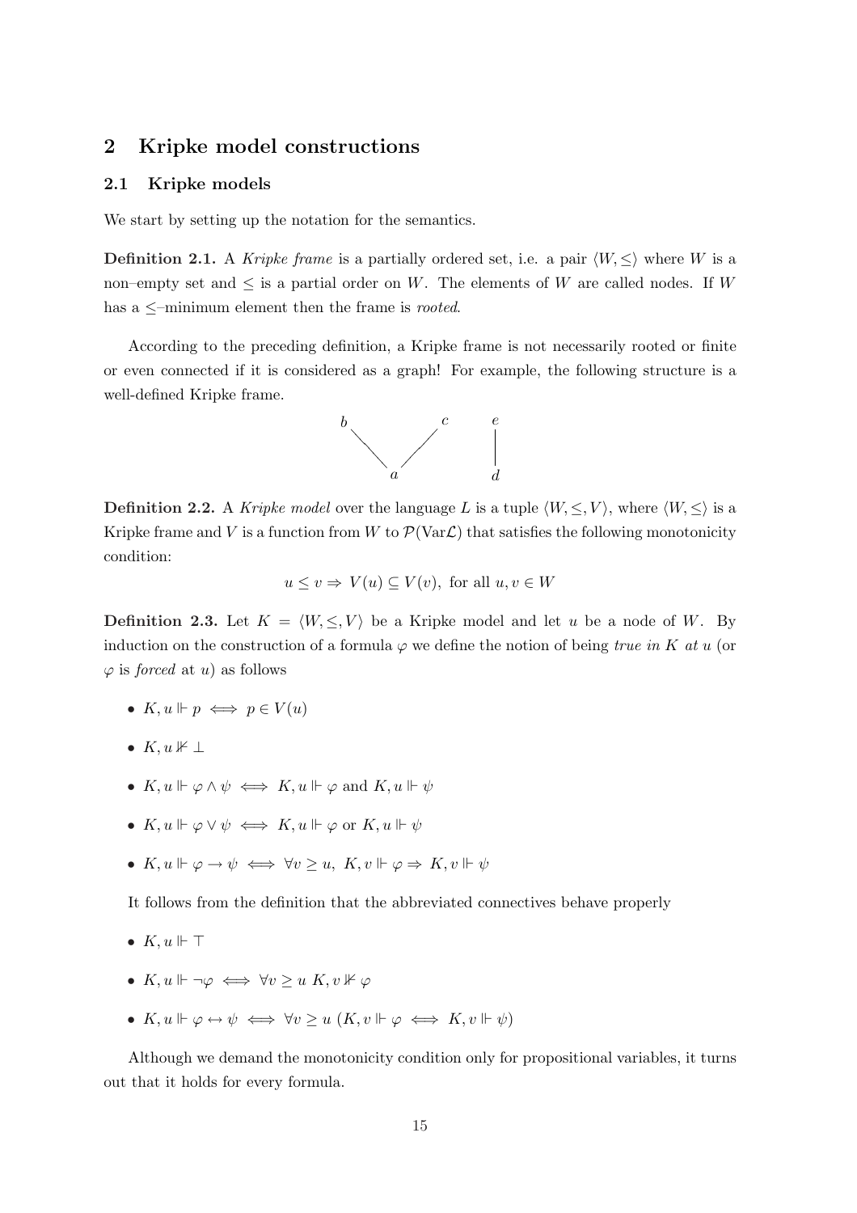## 2 Kripke model constructions

### 2.1 Kripke models

We start by setting up the notation for the semantics.

**Definition 2.1.** A *Kripke frame* is a partially ordered set, i.e. a pair $\langle W, \leq \rangle$ where $W$ is a non–empty set and $\leq$ is a partial order on $W$. The elements of $W$ are called nodes. If $W$ has a $\leq$–minimum element then the frame is *rooted*.

According to the preceding definition, a Kripke frame is not necessarily rooted or finite or even connected if it is considered as a graph! For example, the following structure is a well-defined Kripke frame.

**Definition 2.2.** A *Kripke model* over the language $L$ is a tuple $\langle W, \leq, V \rangle$, where $\langle W, \leq \rangle$ is a Kripke frame and $V$ is a function from $W$ to $\mathcal{P}(\text{Var}\mathcal{L})$ that satisfies the following monotonicity condition:

$$u \leq v \Rightarrow V(u) \subseteq V(v), \text{ for all } u, v \in W$$

**Definition 2.3.** Let $K = \langle W, \leq, V \rangle$ be a Kripke model and let $u$ be a node of $W$. By induction on the construction of a formula $\varphi$ we define the notion of being *true in* $K$ *at* $u$ (or $\varphi$ is *forced* at $u$) as follows

- $K, u \Vdash p \iff p \in V(u)$
- $K, u \nVdash \bot$
- $K, u \Vdash \varphi \wedge \psi \iff K, u \Vdash \varphi$ and $K, u \Vdash \psi$
- $K, u \Vdash \varphi \vee \psi \iff K, u \Vdash \varphi$ or $K, u \Vdash \psi$
- $K, u \Vdash \varphi \to \psi \iff \forall v \geq u,\ K, v \Vdash \varphi \Rightarrow K, v \Vdash \psi$

It follows from the definition that the abbreviated connectives behave properly

- $K, u \Vdash \top$
- $K, u \Vdash \neg\varphi \iff \forall v \geq u\ K, v \nVdash \varphi$
- $K, u \Vdash \varphi \leftrightarrow \psi \iff \forall v \geq u\ (K, v \Vdash \varphi \iff K, v \Vdash \psi)$

Although we demand the monotonicity condition only for propositional variables, it turns out that it holds for every formula.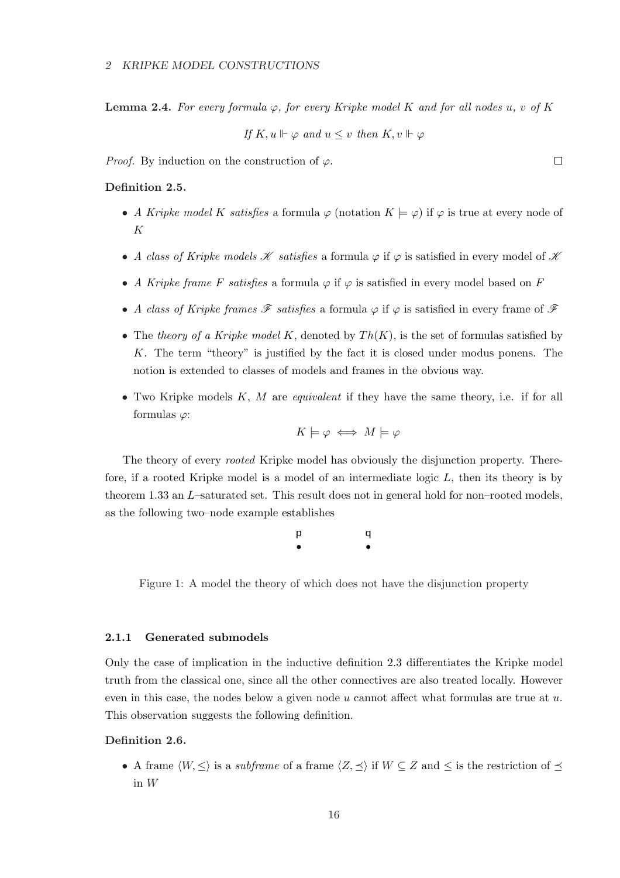**Lemma 2.4.** *For every formula $\varphi$, for every Kripke model $K$ and for all nodes $u$, $v$ of $K$*

$$\text{If } K, u \Vdash \varphi \text{ and } u \leq v \text{ then } K, v \Vdash \varphi$$

*Proof.* By induction on the construction of $\varphi$. □

**Definition 2.5.**

- *A Kripke model $K$ satisfies* a formula $\varphi$ (notation $K \models \varphi$) if $\varphi$ is true at every node of $K$
- *A class of Kripke models $\mathscr{K}$ satisfies* a formula $\varphi$ if $\varphi$ is satisfied in every model of $\mathscr{K}$
- *A Kripke frame $F$ satisfies* a formula $\varphi$ if $\varphi$ is satisfied in every model based on $F$
- *A class of Kripke frames $\mathscr{F}$ satisfies* a formula $\varphi$ if $\varphi$ is satisfied in every frame of $\mathscr{F}$
- The *theory of a Kripke model $K$*, denoted by $Th(K)$, is the set of formulas satisfied by $K$. The term "theory" is justified by the fact it is closed under modus ponens. The notion is extended to classes of models and frames in the obvious way.
- Two Kripke models $K$, $M$ are *equivalent* if they have the same theory, i.e. if for all formulas $\varphi$:

$$K \models \varphi \iff M \models \varphi$$

The theory of every *rooted* Kripke model has obviously the disjunction property. Therefore, if a rooted Kripke model is a model of an intermediate logic $L$, then its theory is by theorem 1.33 an $L$–saturated set. This result does not in general hold for non–rooted models, as the following two–node example establishes

p        q
•        •

Figure 1: A model the theory of which does not have the disjunction property

#### 2.1.1 Generated submodels

Only the case of implication in the inductive definition 2.3 differentiates the Kripke model truth from the classical one, since all the other connectives are also treated locally. However even in this case, the nodes below a given node $u$ cannot affect what formulas are true at $u$. This observation suggests the following definition.

**Definition 2.6.**

- A frame $\langle W, \leq \rangle$ is a *subframe* of a frame $\langle Z, \preceq \rangle$ if $W \subseteq Z$ and $\leq$ is the restriction of $\preceq$ in $W$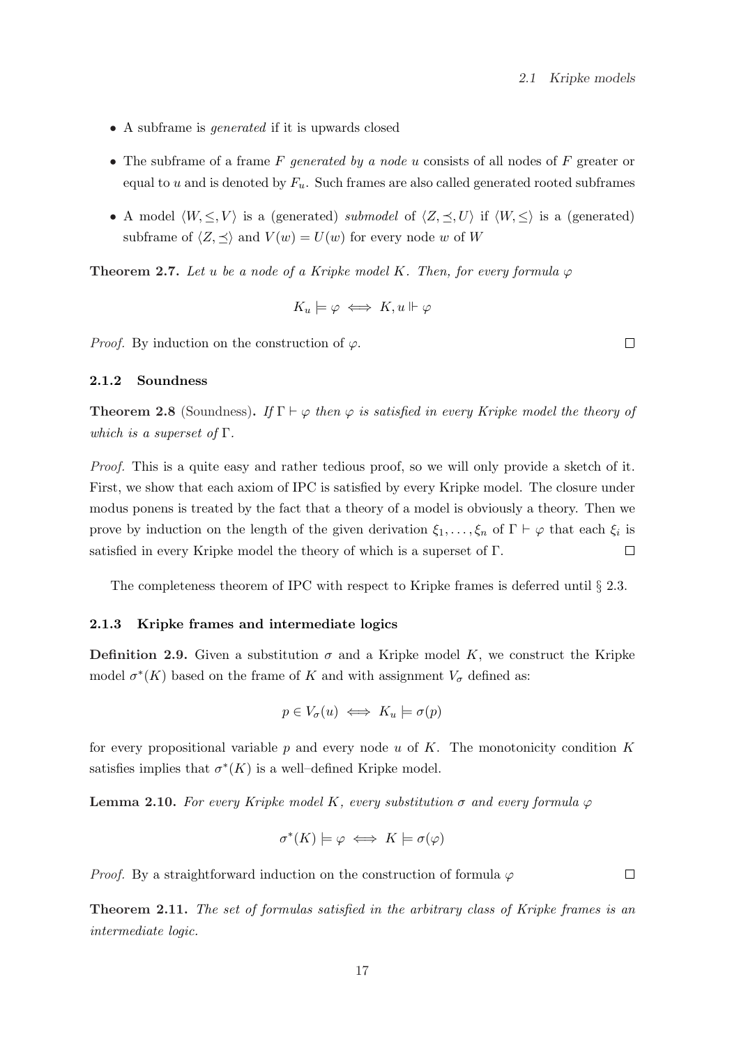- A subframe is *generated* if it is upwards closed
- The subframe of a frame $F$ *generated by a node* $u$ consists of all nodes of $F$ greater or equal to $u$ and is denoted by $F_u$. Such frames are also called generated rooted subframes
- A model $\langle W, \leq, V \rangle$ is a (generated) *submodel* of $\langle Z, \preceq, U \rangle$ if $\langle W, \leq \rangle$ is a (generated) subframe of $\langle Z, \preceq \rangle$ and $V(w) = U(w)$ for every node $w$ of $W$

**Theorem 2.7.** *Let $u$ be a node of a Kripke model $K$. Then, for every formula $\varphi$*

$$K_u \models \varphi \iff K, u \Vdash \varphi$$

*Proof.* By induction on the construction of $\varphi$. □

### 2.1.2 Soundness

**Theorem 2.8** (Soundness)**.** *If $\Gamma \vdash \varphi$ then $\varphi$ is satisfied in every Kripke model the theory of which is a superset of $\Gamma$.*

*Proof.* This is a quite easy and rather tedious proof, so we will only provide a sketch of it. First, we show that each axiom of IPC is satisfied by every Kripke model. The closure under modus ponens is treated by the fact that a theory of a model is obviously a theory. Then we prove by induction on the length of the given derivation $\xi_1, \ldots, \xi_n$ of $\Gamma \vdash \varphi$ that each $\xi_i$ is satisfied in every Kripke model the theory of which is a superset of $\Gamma$. □

The completeness theorem of IPC with respect to Kripke frames is deferred until § 2.3.

### 2.1.3 Kripke frames and intermediate logics

**Definition 2.9.** Given a substitution $\sigma$ and a Kripke model $K$, we construct the Kripke model $\sigma^*(K)$ based on the frame of $K$ and with assignment $V_\sigma$ defined as:

$$p \in V_\sigma(u) \iff K_u \models \sigma(p)$$

for every propositional variable $p$ and every node $u$ of $K$. The monotonicity condition $K$ satisfies implies that $\sigma^*(K)$ is a well–defined Kripke model.

**Lemma 2.10.** *For every Kripke model $K$, every substitution $\sigma$ and every formula $\varphi$*

$$\sigma^*(K) \models \varphi \iff K \models \sigma(\varphi)$$

*Proof.* By a straightforward induction on the construction of formula $\varphi$ □

**Theorem 2.11.** *The set of formulas satisfied in the arbitrary class of Kripke frames is an intermediate logic.*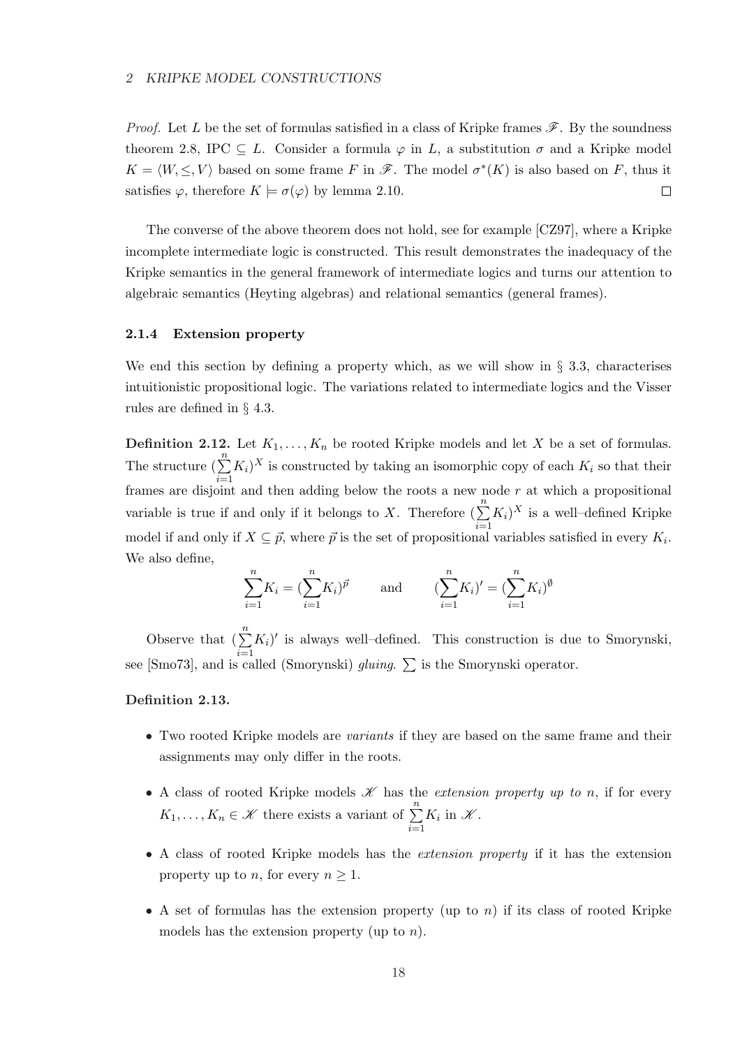*Proof.* Let $L$ be the set of formulas satisfied in a class of Kripke frames $\mathscr{F}$. By the soundness theorem 2.8, IPC $\subseteq L$. Consider a formula $\varphi$ in $L$, a substitution $\sigma$ and a Kripke model $K = \langle W, \leq, V \rangle$ based on some frame $F$ in $\mathscr{F}$. The model $\sigma^*(K)$ is also based on $F$, thus it satisfies $\varphi$, therefore $K \models \sigma(\varphi)$ by lemma 2.10. $\square$

The converse of the above theorem does not hold, see for example [CZ97], where a Kripke incomplete intermediate logic is constructed. This result demonstrates the inadequacy of the Kripke semantics in the general framework of intermediate logics and turns our attention to algebraic semantics (Heyting algebras) and relational semantics (general frames).

### 2.1.4 Extension property

We end this section by defining a property which, as we will show in § 3.3, characterises intuitionistic propositional logic. The variations related to intermediate logics and the Visser rules are defined in § 4.3.

**Definition 2.12.** Let $K_1, \ldots, K_n$ be rooted Kripke models and let $X$ be a set of formulas. The structure $(\sum_{i=1}^{n} K_i)^X$ is constructed by taking an isomorphic copy of each $K_i$ so that their frames are disjoint and then adding below the roots a new node $r$ at which a propositional variable is true if and only if it belongs to $X$. Therefore $(\sum_{i=1}^{n} K_i)^X$ is a well–defined Kripke model if and only if $X \subseteq \vec{p}$, where $\vec{p}$ is the set of propositional variables satisfied in every $K_i$. We also define,

$$\sum_{i=1}^{n} K_i = (\sum_{i=1}^{n} K_i)^{\vec{p}} \qquad \text{and} \qquad (\sum_{i=1}^{n} K_i)' = (\sum_{i=1}^{n} K_i)^{\emptyset}$$

Observe that $(\sum_{i=1}^{n} K_i)'$ is always well–defined. This construction is due to Smorynski, see [Smo73], and is called (Smorynski) *gluing*. $\sum$ is the Smorynski operator.

**Definition 2.13.**

- Two rooted Kripke models are *variants* if they are based on the same frame and their assignments may only differ in the roots.
- A class of rooted Kripke models $\mathscr{K}$ has the *extension property up to n*, if for every $K_1, \ldots, K_n \in \mathscr{K}$ there exists a variant of $\sum_{i=1}^{n} K_i$ in $\mathscr{K}$.
- A class of rooted Kripke models has the *extension property* if it has the extension property up to $n$, for every $n \geq 1$.
- A set of formulas has the extension property (up to $n$) if its class of rooted Kripke models has the extension property (up to $n$).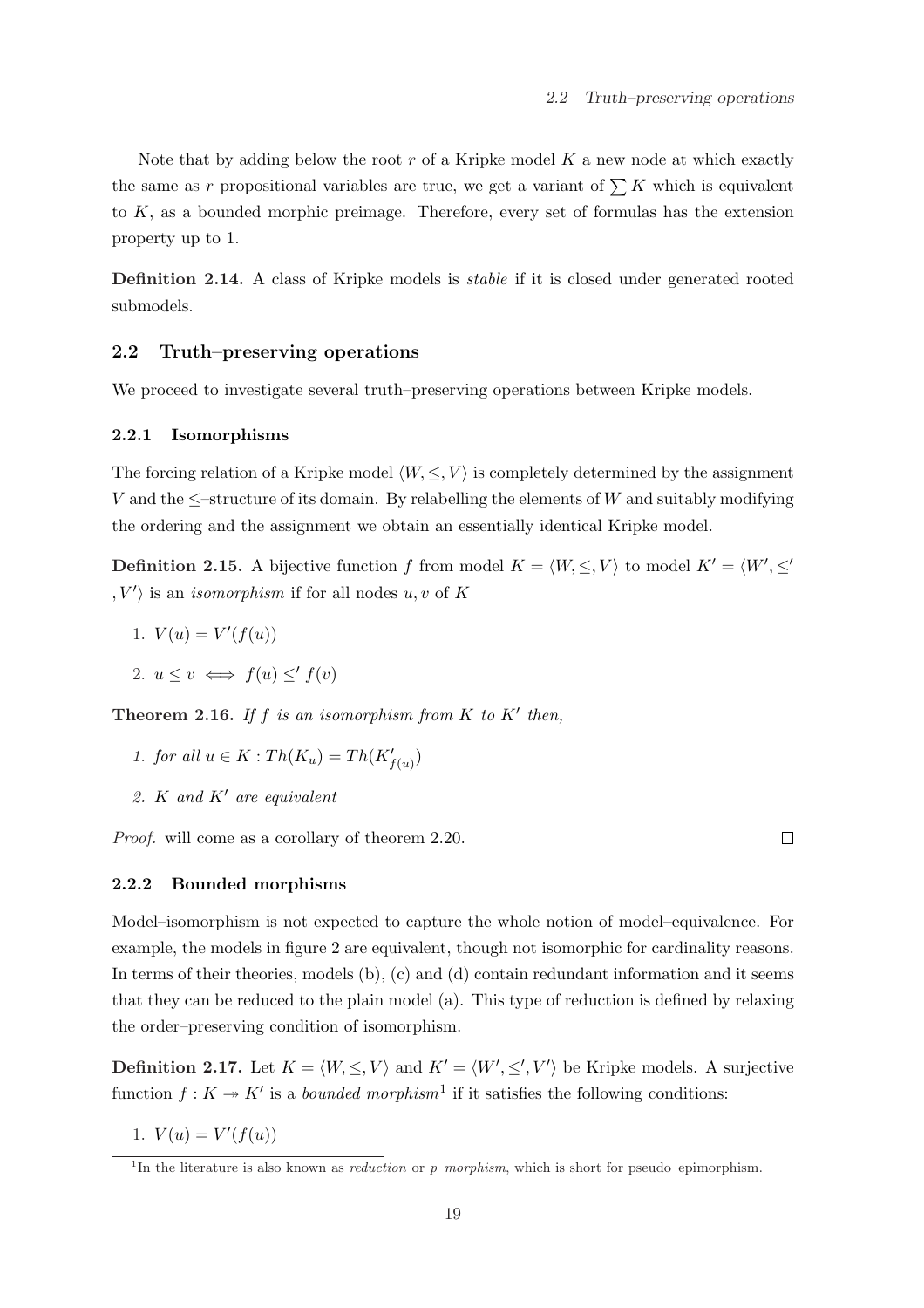Note that by adding below the root $r$ of a Kripke model $K$ a new node at which exactly the same as $r$ propositional variables are true, we get a variant of $\sum K$ which is equivalent to $K$, as a bounded morphic preimage. Therefore, every set of formulas has the extension property up to 1.

**Definition 2.14.** A class of Kripke models is *stable* if it is closed under generated rooted submodels.

## 2.2 Truth–preserving operations

We proceed to investigate several truth–preserving operations between Kripke models.

### 2.2.1 Isomorphisms

The forcing relation of a Kripke model $\langle W, \leq, V \rangle$ is completely determined by the assignment $V$ and the $\leq$–structure of its domain. By relabelling the elements of $W$ and suitably modifying the ordering and the assignment we obtain an essentially identical Kripke model.

**Definition 2.15.** A bijective function $f$ from model $K = \langle W, \leq, V \rangle$ to model $K' = \langle W', \leq', V' \rangle$ is an *isomorphism* if for all nodes $u, v$ of $K$

1. $V(u) = V'(f(u))$
2. $u \leq v \iff f(u) \leq' f(v)$

**Theorem 2.16.** *If $f$ is an isomorphism from $K$ to $K'$ then,*

1. *for all $u \in K : Th(K_u) = Th(K'_{f(u)})$*
2. *$K$ and $K'$ are equivalent*

*Proof.* will come as a corollary of theorem 2.20. □

### 2.2.2 Bounded morphisms

Model–isomorphism is not expected to capture the whole notion of model–equivalence. For example, the models in figure 2 are equivalent, though not isomorphic for cardinality reasons. In terms of their theories, models (b), (c) and (d) contain redundant information and it seems that they can be reduced to the plain model (a). This type of reduction is defined by relaxing the order–preserving condition of isomorphism.

**Definition 2.17.** Let $K = \langle W, \leq, V \rangle$ and $K' = \langle W', \leq', V' \rangle$ be Kripke models. A surjective function $f : K \twoheadrightarrow K'$ is a *bounded morphism*[1] if it satisfies the following conditions:

1. $V(u) = V'(f(u))$

[1] In the literature is also known as *reduction* or *p–morphism*, which is short for pseudo–epimorphism.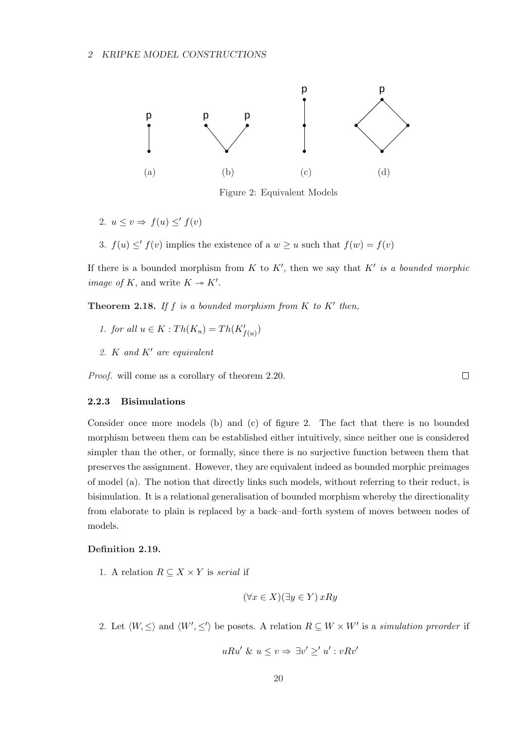(a) (b) (c) (d)

Figure 2: Equivalent Models

2. $u \leq v \Rightarrow f(u) \leq' f(v)$

3. $f(u) \leq' f(v)$ implies the existence of a $w \geq u$ such that $f(w) = f(v)$

If there is a bounded morphism from $K$ to $K'$, then we say that $K'$ *is a bounded morphic image of* $K$, and write $K \twoheadrightarrow K'$.

**Theorem 2.18.** *If $f$ is a bounded morphism from $K$ to $K'$ then,*

1. *for all $u \in K : Th(K_u) = Th(K'_{f(u)})$*
2. *$K$ and $K'$ are equivalent*

*Proof.* will come as a corollary of theorem 2.20. □

### 2.2.3 Bisimulations

Consider once more models (b) and (c) of figure 2. The fact that there is no bounded morphism between them can be established either intuitively, since neither one is considered simpler than the other, or formally, since there is no surjective function between them that preserves the assignment. However, they are equivalent indeed as bounded morphic preimages of model (a). The notion that directly links such models, without referring to their reduct, is bisimulation. It is a relational generalisation of bounded morphism whereby the directionality from elaborate to plain is replaced by a back–and–forth system of moves between nodes of models.

**Definition 2.19.**

1. A relation $R \subseteq X \times Y$ is *serial* if

$$(\forall x \in X)(\exists y \in Y)\, xRy$$

2. Let $\langle W, \leq \rangle$ and $\langle W', \leq' \rangle$ be posets. A relation $R \subseteq W \times W'$ is a *simulation preorder* if

$$uRu' \ \&\ u \leq v \Rightarrow \exists v' \geq' u' : vRv'$$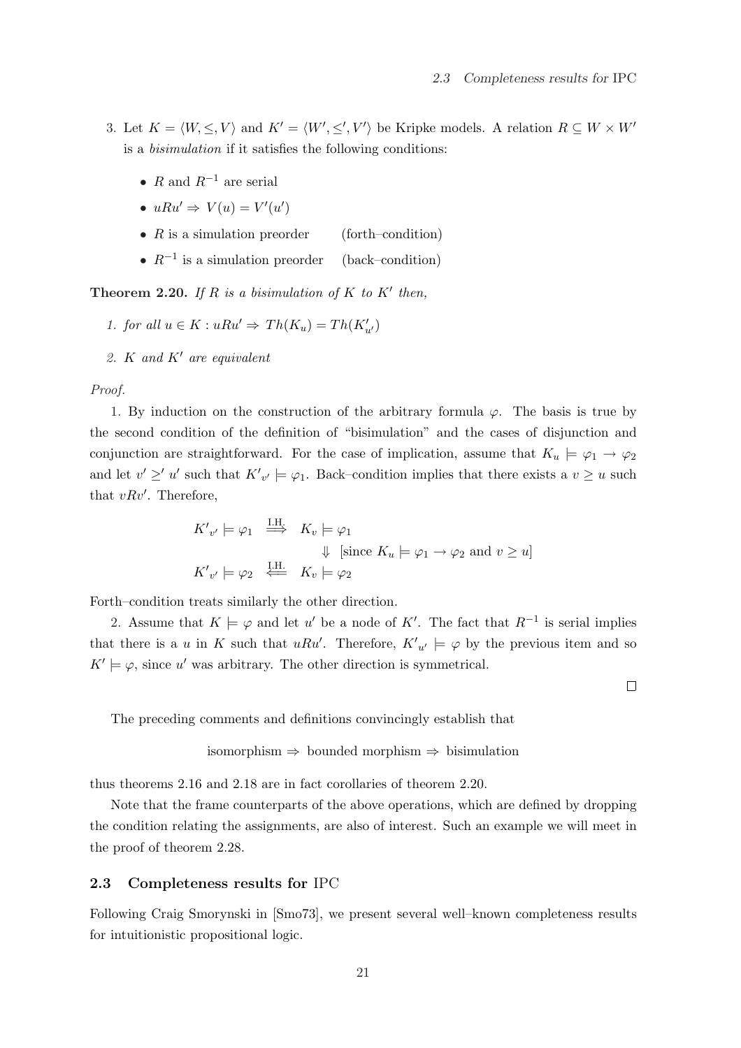3. Let $K = \langle W, \leq, V \rangle$ and $K' = \langle W', \leq', V' \rangle$ be Kripke models. A relation $R \subseteq W \times W'$ is a *bisimulation* if it satisfies the following conditions:

   - $R$ and $R^{-1}$ are serial
   - $uRu' \Rightarrow V(u) = V'(u')$
   - $R$ is a simulation preorder (forth–condition)
   - $R^{-1}$ is a simulation preorder (back–condition)

**Theorem 2.20.** *If $R$ is a bisimulation of $K$ to $K'$ then,*

1. *for all $u \in K : uRu' \Rightarrow Th(K_u) = Th(K'_{u'})$*
2. *$K$ and $K'$ are equivalent*

*Proof.*

1. By induction on the construction of the arbitrary formula $\varphi$. The basis is true by the second condition of the definition of "bisimulation" and the cases of disjunction and conjunction are straightforward. For the case of implication, assume that $K_u \models \varphi_1 \to \varphi_2$ and let $v' \geq' u'$ such that $K'_{v'} \models \varphi_1$. Back–condition implies that there exists a $v \geq u$ such that $vRv'$. Therefore,

$$\begin{array}{rcl} K'_{v'} \models \varphi_1 & \overset{\text{I.H.}}{\Longrightarrow} & K_v \models \varphi_1 \\ & & \Downarrow \ [\text{since } K_u \models \varphi_1 \to \varphi_2 \text{ and } v \geq u] \\ K'_{v'} \models \varphi_2 & \overset{\text{I.H.}}{\Longleftarrow} & K_v \models \varphi_2 \end{array}$$

Forth–condition treats similarly the other direction.

2. Assume that $K \models \varphi$ and let $u'$ be a node of $K'$. The fact that $R^{-1}$ is serial implies that there is a $u$ in $K$ such that $uRu'$. Therefore, $K'_{u'} \models \varphi$ by the previous item and so $K' \models \varphi$, since $u'$ was arbitrary. The other direction is symmetrical.

□

The preceding comments and definitions convincingly establish that

$$\text{isomorphism} \Rightarrow \text{bounded morphism} \Rightarrow \text{bisimulation}$$

thus theorems 2.16 and 2.18 are in fact corollaries of theorem 2.20.

Note that the frame counterparts of the above operations, which are defined by dropping the condition relating the assignments, are also of interest. Such an example we will meet in the proof of theorem 2.28.

## 2.3 Completeness results for IPC

Following Craig Smorynski in [Smo73], we present several well–known completeness results for intuitionistic propositional logic.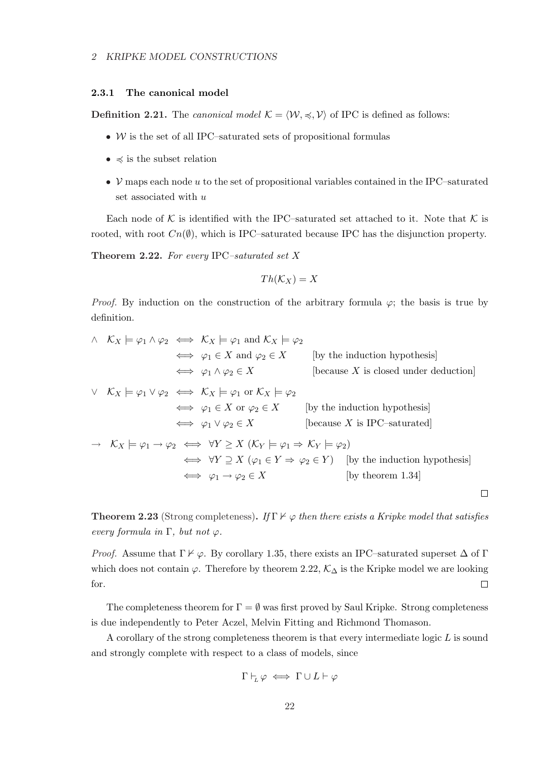### 2.3.1 The canonical model

**Definition 2.21.** The *canonical model* $\mathcal{K} = \langle \mathcal{W}, \preccurlyeq, \mathcal{V} \rangle$ of IPC is defined as follows:

- $\mathcal{W}$ is the set of all IPC–saturated sets of propositional formulas
- $\preccurlyeq$ is the subset relation
- $\mathcal{V}$ maps each node $u$ to the set of propositional variables contained in the IPC–saturated set associated with $u$

Each node of $\mathcal{K}$ is identified with the IPC–saturated set attached to it. Note that $\mathcal{K}$ is rooted, with root $Cn(\emptyset)$, which is IPC–saturated because IPC has the disjunction property.

**Theorem 2.22.** *For every* IPC*–saturated set* $X$

$$Th(\mathcal{K}_X) = X$$

*Proof.* By induction on the construction of the arbitrary formula $\varphi$; the basis is true by definition.

$$\begin{aligned}
\wedge \quad \mathcal{K}_X \models \varphi_1 \wedge \varphi_2 &\iff \mathcal{K}_X \models \varphi_1 \text{ and } \mathcal{K}_X \models \varphi_2 \\
&\iff \varphi_1 \in X \text{ and } \varphi_2 \in X && \text{[by the induction hypothesis]} \\
&\iff \varphi_1 \wedge \varphi_2 \in X && \text{[because } X \text{ is closed under deduction]}
\end{aligned}$$

$$\begin{aligned}
\vee \quad \mathcal{K}_X \models \varphi_1 \vee \varphi_2 &\iff \mathcal{K}_X \models \varphi_1 \text{ or } \mathcal{K}_X \models \varphi_2 \\
&\iff \varphi_1 \in X \text{ or } \varphi_2 \in X && \text{[by the induction hypothesis]} \\
&\iff \varphi_1 \vee \varphi_2 \in X && \text{[because } X \text{ is IPC–saturated]}
\end{aligned}$$

$$\begin{aligned}
\rightarrow \quad \mathcal{K}_X \models \varphi_1 \rightarrow \varphi_2 &\iff \forall Y \geq X \; (\mathcal{K}_Y \models \varphi_1 \Rightarrow \mathcal{K}_Y \models \varphi_2) \\
&\iff \forall Y \supseteq X \; (\varphi_1 \in Y \Rightarrow \varphi_2 \in Y) && \text{[by the induction hypothesis]} \\
&\iff \varphi_1 \rightarrow \varphi_2 \in X && \text{[by theorem 1.34]}
\end{aligned}$$

□

**Theorem 2.23** (Strong completeness)**.** *If* $\Gamma \nvdash \varphi$ *then there exists a Kripke model that satisfies every formula in* $\Gamma$*, but not* $\varphi$*.*

*Proof.* Assume that $\Gamma \nvdash \varphi$. By corollary 1.35, there exists an IPC–saturated superset $\Delta$ of $\Gamma$ which does not contain $\varphi$. Therefore by theorem 2.22, $\mathcal{K}_\Delta$ is the Kripke model we are looking for. □

The completeness theorem for $\Gamma = \emptyset$ was first proved by Saul Kripke. Strong completeness is due independently to Peter Aczel, Melvin Fitting and Richmond Thomason.

A corollary of the strong completeness theorem is that every intermediate logic $L$ is sound and strongly complete with respect to a class of models, since

$$\Gamma \vdash_L \varphi \iff \Gamma \cup L \vdash \varphi$$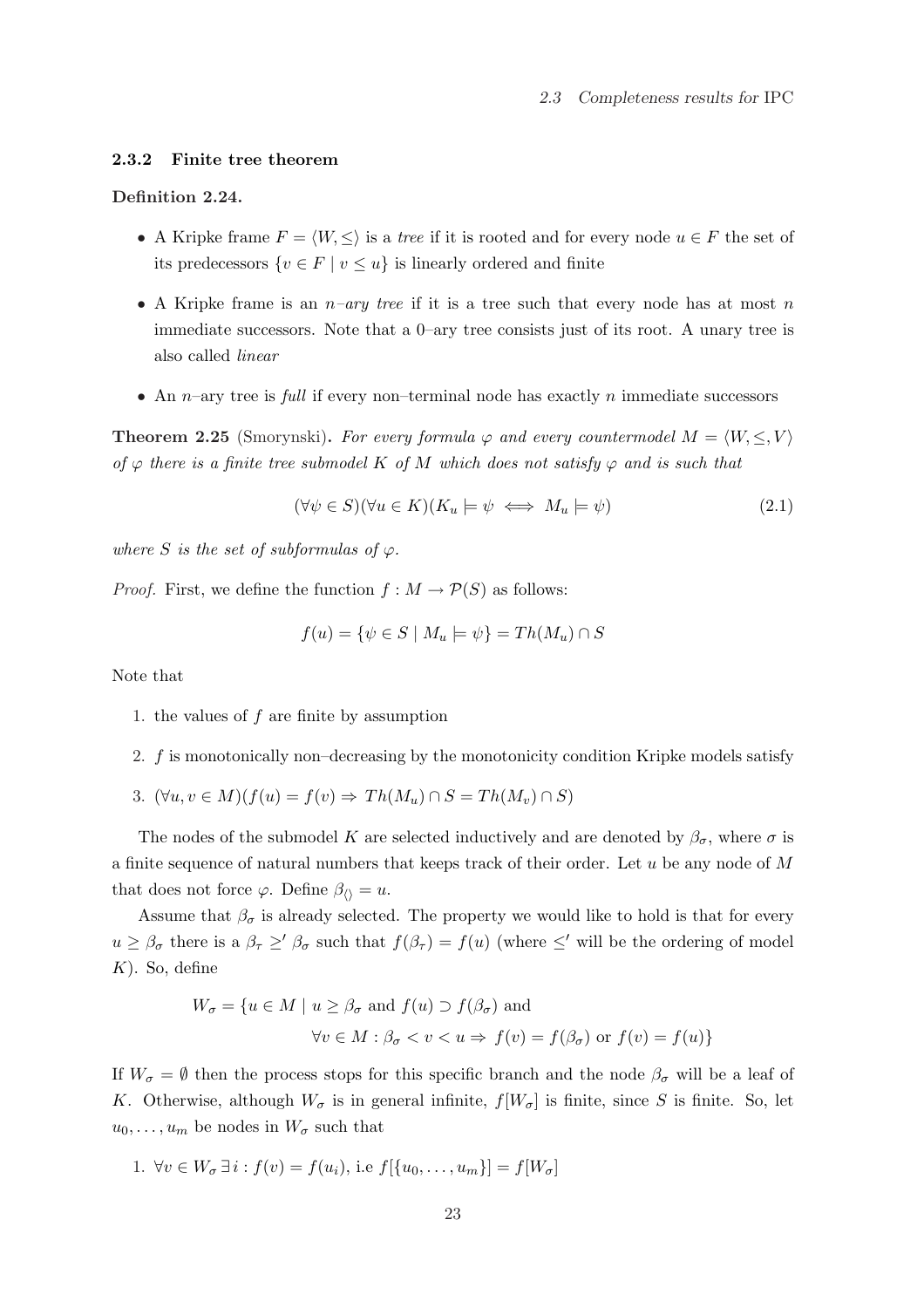### 2.3.2 Finite tree theorem

**Definition 2.24.**

- A Kripke frame $F = \langle W, \leq \rangle$ is a *tree* if it is rooted and for every node $u \in F$ the set of its predecessors $\{v \in F \mid v \leq u\}$ is linearly ordered and finite
- A Kripke frame is an *n–ary tree* if it is a tree such that every node has at most $n$ immediate successors. Note that a 0–ary tree consists just of its root. A unary tree is also called *linear*
- An $n$–ary tree is *full* if every non–terminal node has exactly $n$ immediate successors

**Theorem 2.25** (Smorynski)**.** *For every formula $\varphi$ and every countermodel $M = \langle W, \leq, V \rangle$ of $\varphi$ there is a finite tree submodel $K$ of $M$ which does not satisfy $\varphi$ and is such that*

$$(\forall \psi \in S)(\forall u \in K)(K_u \models \psi \iff M_u \models \psi) \tag{2.1}$$

*where $S$ is the set of subformulas of $\varphi$.*

*Proof.* First, we define the function $f : M \to \mathcal{P}(S)$ as follows:

$$f(u) = \{\psi \in S \mid M_u \models \psi\} = Th(M_u) \cap S$$

Note that

1. the values of $f$ are finite by assumption
2. $f$ is monotonically non–decreasing by the monotonicity condition Kripke models satisfy
3. $(\forall u, v \in M)(f(u) = f(v) \Rightarrow Th(M_u) \cap S = Th(M_v) \cap S)$

The nodes of the submodel $K$ are selected inductively and are denoted by $\beta_\sigma$, where $\sigma$ is a finite sequence of natural numbers that keeps track of their order. Let $u$ be any node of $M$ that does not force $\varphi$. Define $\beta_{\langle\rangle} = u$.

Assume that $\beta_\sigma$ is already selected. The property we would like to hold is that for every $u \geq \beta_\sigma$ there is a $\beta_\tau \geq' \beta_\sigma$ such that $f(\beta_\tau) = f(u)$ (where $\leq'$ will be the ordering of model $K$). So, define

$$\begin{aligned} W_\sigma = \{u \in M \mid\ & u \geq \beta_\sigma \text{ and } f(u) \supset f(\beta_\sigma) \text{ and} \\ & \forall v \in M : \beta_\sigma < v < u \Rightarrow f(v) = f(\beta_\sigma) \text{ or } f(v) = f(u)\} \end{aligned}$$

If $W_\sigma = \emptyset$ then the process stops for this specific branch and the node $\beta_\sigma$ will be a leaf of $K$. Otherwise, although $W_\sigma$ is in general infinite, $f[W_\sigma]$ is finite, since $S$ is finite. So, let $u_0, \ldots, u_m$ be nodes in $W_\sigma$ such that

1. $\forall v \in W_\sigma \, \exists i : f(v) = f(u_i)$, i.e $f[\{u_0, \ldots, u_m\}] = f[W_\sigma]$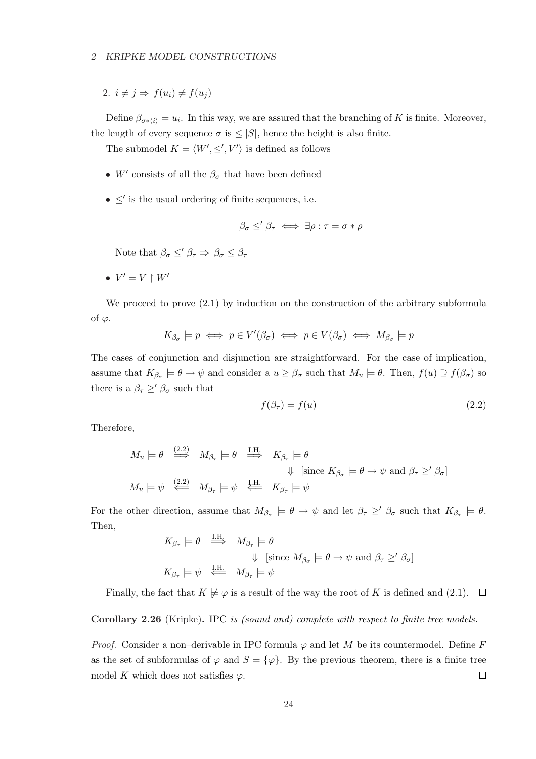2. $i \neq j \Rightarrow f(u_i) \neq f(u_j)$

Define $\beta_{\sigma * \langle i \rangle} = u_i$. In this way, we are assured that the branching of $K$ is finite. Moreover, the length of every sequence $\sigma$ is $\leq |S|$, hence the height is also finite.

The submodel $K = \langle W', \leq', V' \rangle$ is defined as follows

- $W'$ consists of all the $\beta_\sigma$ that have been defined
- $\leq'$ is the usual ordering of finite sequences, i.e.

$$\beta_\sigma \leq' \beta_\tau \iff \exists \rho : \tau = \sigma * \rho$$

  Note that $\beta_\sigma \leq' \beta_\tau \Rightarrow \beta_\sigma \leq \beta_\tau$

- $V' = V \restriction W'$

We proceed to prove (2.1) by induction on the construction of the arbitrary subformula of $\varphi$.

$$K_{\beta_\sigma} \models p \iff p \in V'(\beta_\sigma) \iff p \in V(\beta_\sigma) \iff M_{\beta_\sigma} \models p$$

The cases of conjunction and disjunction are straightforward. For the case of implication, assume that $K_{\beta_\sigma} \models \theta \to \psi$ and consider a $u \geq \beta_\sigma$ such that $M_u \models \theta$. Then, $f(u) \supseteq f(\beta_\sigma)$ so there is a $\beta_\tau \geq' \beta_\sigma$ such that

$$f(\beta_\tau) = f(u) \tag{2.2}$$

Therefore,

$$\begin{array}{ccccc}
M_u \models \theta & \overset{(2.2)}{\Longrightarrow} & M_{\beta_\tau} \models \theta & \overset{\text{I.H.}}{\Longrightarrow} & K_{\beta_\tau} \models \theta \\
 & & & & \Downarrow \ \text{[since } K_{\beta_\sigma} \models \theta \to \psi \text{ and } \beta_\tau \geq' \beta_\sigma] \\
M_u \models \psi & \overset{(2.2)}{\Longleftarrow} & M_{\beta_\tau} \models \psi & \overset{\text{I.H.}}{\Longleftarrow} & K_{\beta_\tau} \models \psi
\end{array}$$

For the other direction, assume that $M_{\beta_\sigma} \models \theta \to \psi$ and let $\beta_\tau \geq' \beta_\sigma$ such that $K_{\beta_\tau} \models \theta$. Then,

$$\begin{array}{ccc}
K_{\beta_\tau} \models \theta & \overset{\text{I.H.}}{\Longrightarrow} & M_{\beta_\tau} \models \theta \\
 & & \Downarrow \ \text{[since } M_{\beta_\sigma} \models \theta \to \psi \text{ and } \beta_\tau \geq' \beta_\sigma] \\
K_{\beta_\tau} \models \psi & \overset{\text{I.H.}}{\Longleftarrow} & M_{\beta_\tau} \models \psi
\end{array}$$

Finally, the fact that $K \not\models \varphi$ is a result of the way the root of $K$ is defined and (2.1). $\square$

**Corollary 2.26** (Kripke)**.** *IPC is (sound and) complete with respect to finite tree models.*

*Proof.* Consider a non–derivable in IPC formula $\varphi$ and let $M$ be its countermodel. Define $F$ as the set of subformulas of $\varphi$ and $S = \{\varphi\}$. By the previous theorem, there is a finite tree model $K$ which does not satisfies $\varphi$. $\square$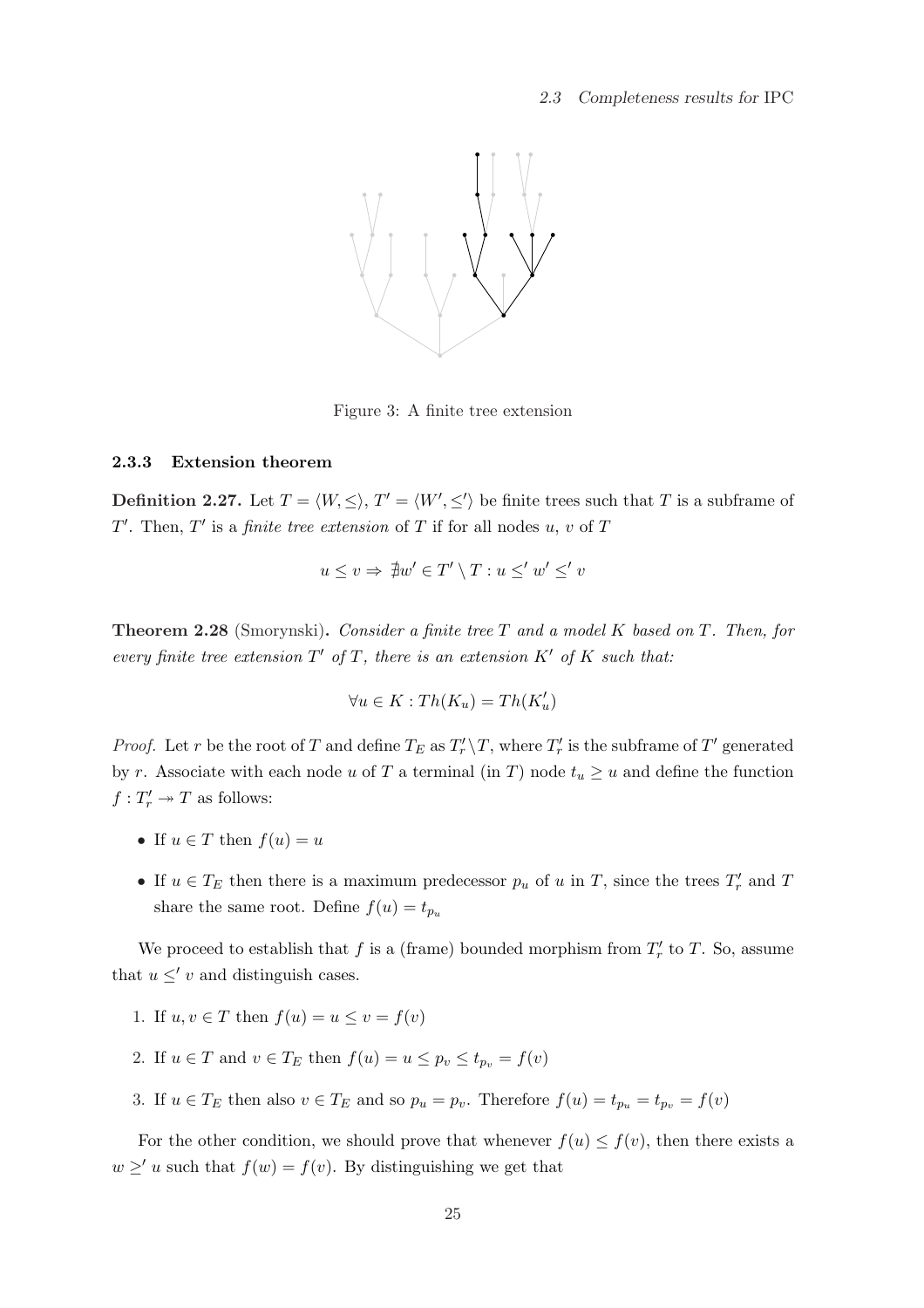Figure 3: A finite tree extension

### 2.3.3 Extension theorem

**Definition 2.27.** Let $T = \langle W, \leq \rangle$, $T' = \langle W', \leq' \rangle$ be finite trees such that $T$ is a subframe of $T'$. Then, $T'$ is a *finite tree extension* of $T$ if for all nodes $u$, $v$ of $T$

$$u \leq v \Rightarrow \nexists w' \in T' \setminus T : u \leq' w' \leq' v$$

**Theorem 2.28** (Smorynski)**.** *Consider a finite tree $T$ and a model $K$ based on $T$. Then, for every finite tree extension $T'$ of $T$, there is an extension $K'$ of $K$ such that:*

$$\forall u \in K : Th(K_u) = Th(K'_u)$$

*Proof.* Let $r$ be the root of $T$ and define $T_E$ as $T'_r \setminus T$, where $T'_r$ is the subframe of $T'$ generated by $r$. Associate with each node $u$ of $T$ a terminal (in $T$) node $t_u \geq u$ and define the function $f : T'_r \twoheadrightarrow T$ as follows:

- If $u \in T$ then $f(u) = u$
- If $u \in T_E$ then there is a maximum predecessor $p_u$ of $u$ in $T$, since the trees $T'_r$ and $T$ share the same root. Define $f(u) = t_{p_u}$

We proceed to establish that $f$ is a (frame) bounded morphism from $T'_r$ to $T$. So, assume that $u \leq' v$ and distinguish cases.

1. If $u, v \in T$ then $f(u) = u \leq v = f(v)$
2. If $u \in T$ and $v \in T_E$ then $f(u) = u \leq p_v \leq t_{p_v} = f(v)$
3. If $u \in T_E$ then also $v \in T_E$ and so $p_u = p_v$. Therefore $f(u) = t_{p_u} = t_{p_v} = f(v)$

For the other condition, we should prove that whenever $f(u) \leq f(v)$, then there exists a $w \geq' u$ such that $f(w) = f(v)$. By distinguishing we get that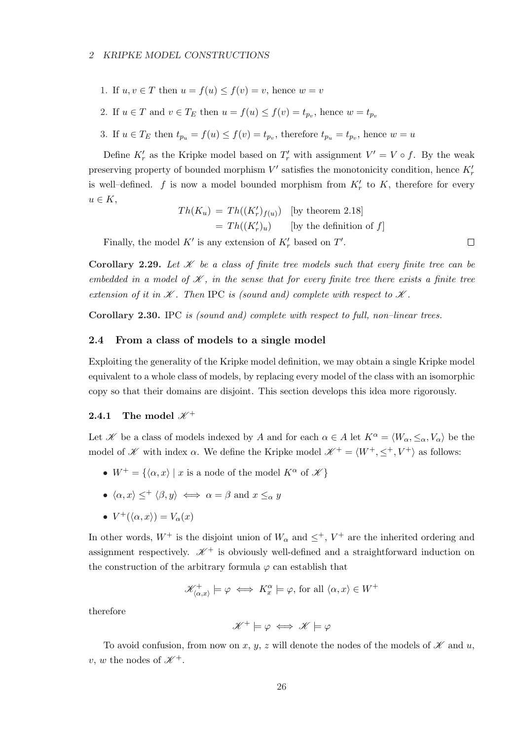1. If $u, v \in T$ then $u = f(u) \leq f(v) = v$, hence $w = v$
2. If $u \in T$ and $v \in T_E$ then $u = f(u) \leq f(v) = t_{p_v}$, hence $w = t_{p_v}$
3. If $u \in T_E$ then $t_{p_u} = f(u) \leq f(v) = t_{p_v}$, therefore $t_{p_u} = t_{p_v}$, hence $w = u$

Define $K'_r$ as the Kripke model based on $T'_r$ with assignment $V' = V \circ f$. By the weak preserving property of bounded morphism $V'$ satisfies the monotonicity condition, hence $K'_r$ is well–defined. $f$ is now a model bounded morphism from $K'_r$ to $K$, therefore for every $u \in K$,

$$
\begin{aligned}
Th(K_u) &= Th((K'_r)_{f(u)}) \quad \text{[by theorem 2.18]} \\
&= Th((K'_r)_u) \qquad \text{[by the definition of } f\text{]}
\end{aligned}
$$

Finally, the model $K'$ is any extension of $K'_r$ based on $T'$. □

**Corollary 2.29.** *Let $\mathscr{K}$ be a class of finite tree models such that every finite tree can be embedded in a model of $\mathscr{K}$, in the sense that for every finite tree there exists a finite tree extension of it in $\mathscr{K}$. Then* IPC *is (sound and) complete with respect to $\mathscr{K}$.*

**Corollary 2.30.** IPC *is (sound and) complete with respect to full, non–linear trees.*

### 2.4 From a class of models to a single model

Exploiting the generality of the Kripke model definition, we may obtain a single Kripke model equivalent to a whole class of models, by replacing every model of the class with an isomorphic copy so that their domains are disjoint. This section develops this idea more rigorously.

#### 2.4.1 The model $\mathscr{K}^+$

Let $\mathscr{K}$ be a class of models indexed by $A$ and for each $\alpha \in A$ let $K^\alpha = \langle W_\alpha, \leq_\alpha, V_\alpha \rangle$ be the model of $\mathscr{K}$ with index $\alpha$. We define the Kripke model $\mathscr{K}^+ = \langle W^+, \leq^+, V^+ \rangle$ as follows:

- $W^+ = \{\langle \alpha, x \rangle \mid x \text{ is a node of the model } K^\alpha \text{ of } \mathscr{K}\}$
- $\langle \alpha, x \rangle \leq^+ \langle \beta, y \rangle \iff \alpha = \beta \text{ and } x \leq_\alpha y$
- $V^+(\langle \alpha, x \rangle) = V_\alpha(x)$

In other words, $W^+$ is the disjoint union of $W_\alpha$ and $\leq^+$, $V^+$ are the inherited ordering and assignment respectively. $\mathscr{K}^+$ is obviously well-defined and a straightforward induction on the construction of the arbitrary formula $\varphi$ can establish that

$$\mathscr{K}^+_{\langle \alpha, x \rangle} \models \varphi \iff K^\alpha_x \models \varphi, \text{ for all } \langle \alpha, x \rangle \in W^+$$

therefore

$$\mathscr{K}^+ \models \varphi \iff \mathscr{K} \models \varphi$$

To avoid confusion, from now on $x$, $y$, $z$ will denote the nodes of the models of $\mathscr{K}$ and $u$, $v$, $w$ the nodes of $\mathscr{K}^+$.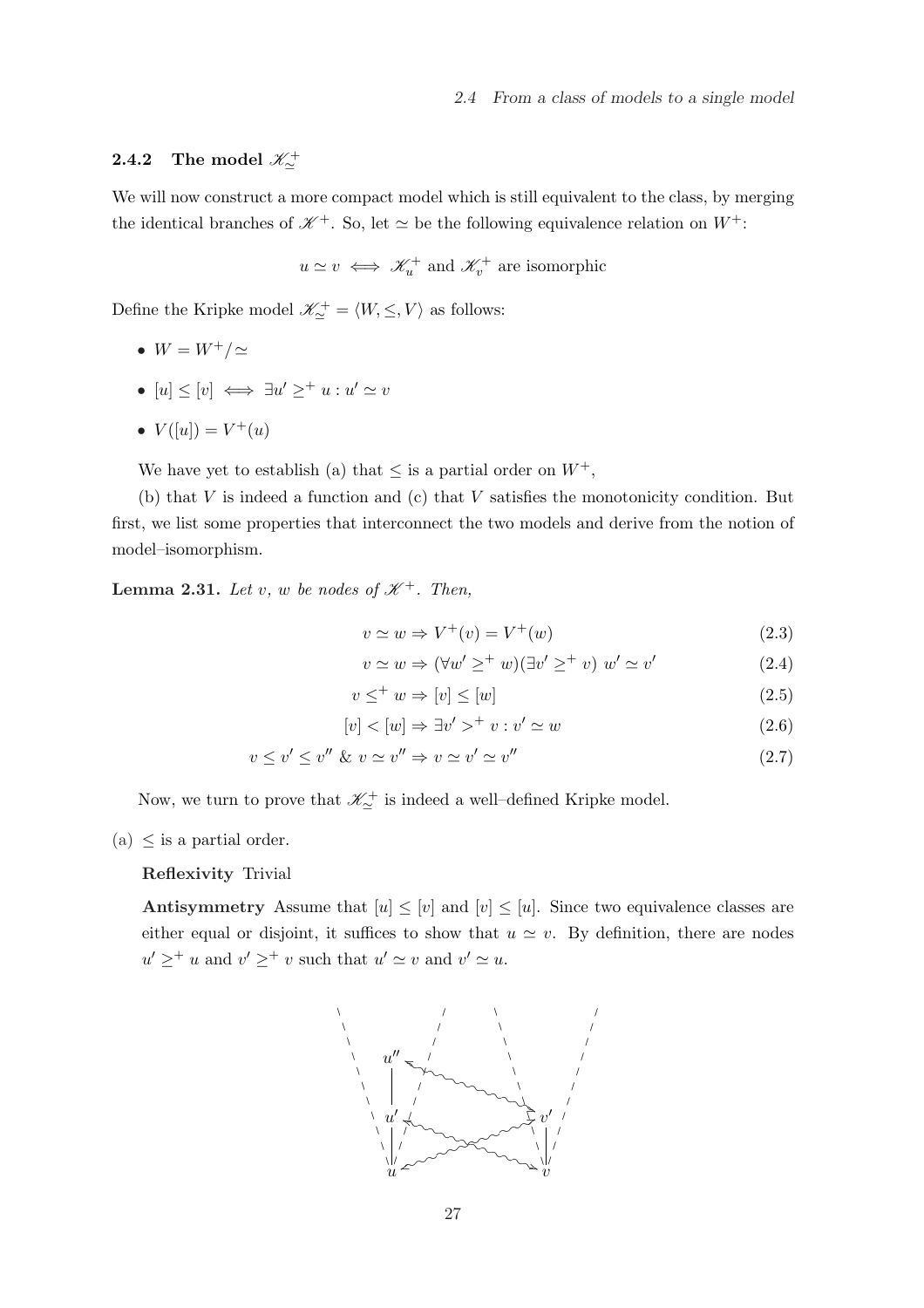### 2.4.2 The model $\mathscr{K}^+_{\simeq}$

We will now construct a more compact model which is still equivalent to the class, by merging the identical branches of $\mathscr{K}^+$. So, let $\simeq$ be the following equivalence relation on $W^+$:

$$u \simeq v \iff \mathscr{K}^+_u \text{ and } \mathscr{K}^+_v \text{ are isomorphic}$$

Define the Kripke model $\mathscr{K}^+_{\simeq} = \langle W, \leq, V \rangle$ as follows:

- $W = W^+/\simeq$
- $[u] \leq [v] \iff \exists u' \geq^+ u : u' \simeq v$
- $V([u]) = V^+(u)$

We have yet to establish (a) that $\leq$ is a partial order on $W^+$,

(b) that $V$ is indeed a function and (c) that $V$ satisfies the monotonicity condition. But first, we list some properties that interconnect the two models and derive from the notion of model–isomorphism.

**Lemma 2.31.** *Let $v$, $w$ be nodes of $\mathscr{K}^+$. Then,*

$$v \simeq w \Rightarrow V^+(v) = V^+(w) \tag{2.3}$$

$$v \simeq w \Rightarrow (\forall w' \geq^+ w)(\exists v' \geq^+ v)\ w' \simeq v' \tag{2.4}$$

$$v \leq^+ w \Rightarrow [v] \leq [w] \tag{2.5}$$

$$[v] < [w] \Rightarrow \exists v' >^+ v : v' \simeq w \tag{2.6}$$

$$v \leq v' \leq v'' \ \&\ v \simeq v'' \Rightarrow v \simeq v' \simeq v'' \tag{2.7}$$

Now, we turn to prove that $\mathscr{K}^+_{\simeq}$ is indeed a well–defined Kripke model.

(a) $\leq$ is a partial order.

**Reflexivity** Trivial

**Antisymmetry** Assume that $[u] \leq [v]$ and $[v] \leq [u]$. Since two equivalence classes are either equal or disjoint, it suffices to show that $u \simeq v$. By definition, there are nodes $u' \geq^+ u$ and $v' \geq^+ v$ such that $u' \simeq v$ and $v' \simeq u$.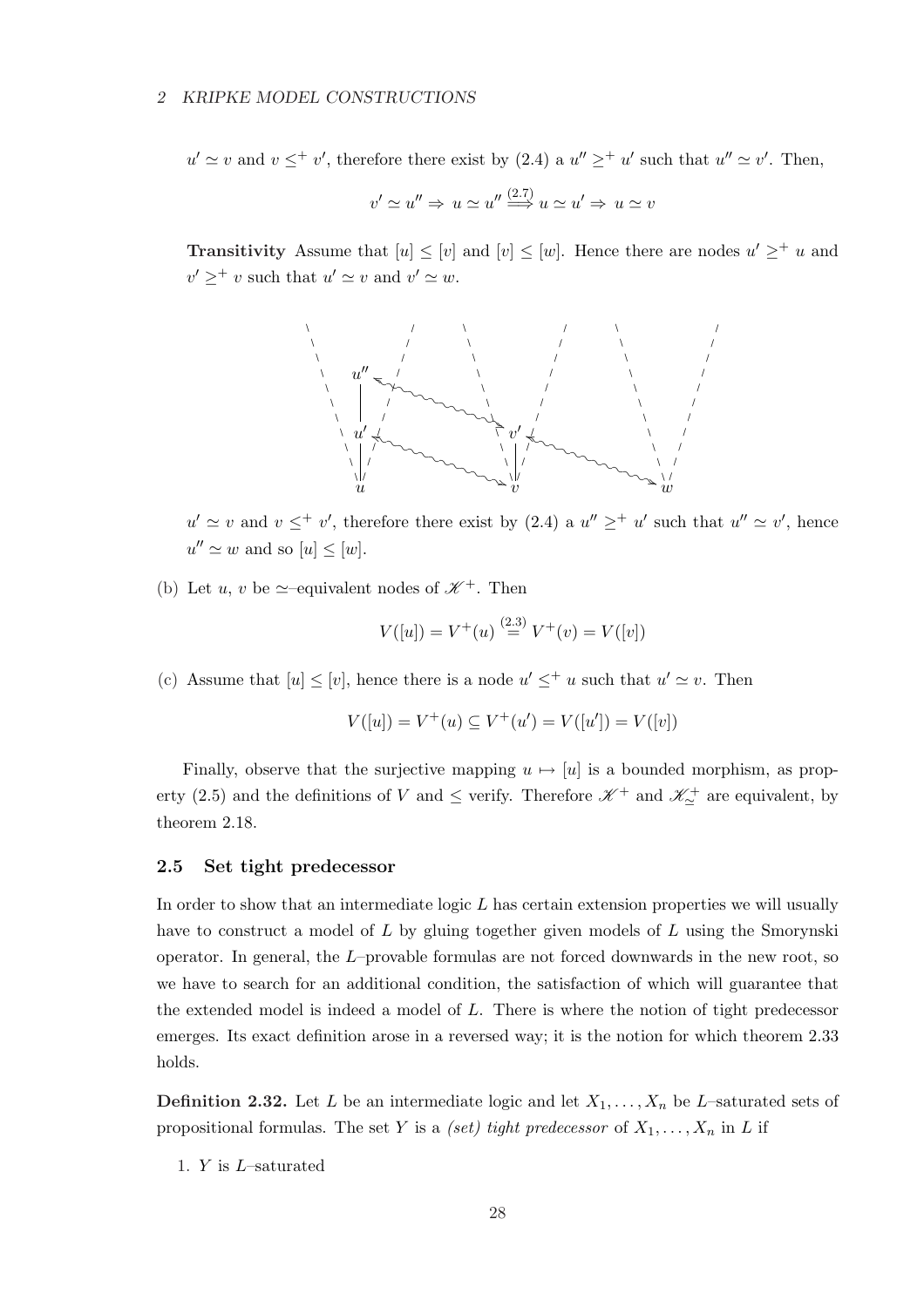$u' \simeq v$ and $v \leq^+ v'$, therefore there exist by (2.4) a $u'' \geq^+ u'$ such that $u'' \simeq v'$. Then,

$$v' \simeq u'' \Rightarrow u \simeq u'' \overset{(2.7)}{\Longrightarrow} u \simeq u' \Rightarrow u \simeq v$$

**Transitivity** Assume that $[u] \leq [v]$ and $[v] \leq [w]$. Hence there are nodes $u' \geq^+ u$ and $v' \geq^+ v$ such that $u' \simeq v$ and $v' \simeq w$.

$u' \simeq v$ and $v \leq^+ v'$, therefore there exist by (2.4) a $u'' \geq^+ u'$ such that $u'' \simeq v'$, hence $u'' \simeq w$ and so $[u] \leq [w]$.

(b) Let $u$, $v$ be $\simeq$–equivalent nodes of $\mathscr{K}^+$. Then

$$V([u]) = V^+(u) \overset{(2.3)}{=} V^+(v) = V([v])$$

(c) Assume that $[u] \leq [v]$, hence there is a node $u' \leq^+ u$ such that $u' \simeq v$. Then

$$V([u]) = V^+(u) \subseteq V^+(u') = V([u']) = V([v])$$

Finally, observe that the surjective mapping $u \mapsto [u]$ is a bounded morphism, as property (2.5) and the definitions of $V$ and $\leq$ verify. Therefore $\mathscr{K}^+$ and $\mathscr{K}^+_{\simeq}$ are equivalent, by theorem 2.18.

### 2.5 Set tight predecessor

In order to show that an intermediate logic $L$ has certain extension properties we will usually have to construct a model of $L$ by gluing together given models of $L$ using the Smorynski operator. In general, the $L$–provable formulas are not forced downwards in the new root, so we have to search for an additional condition, the satisfaction of which will guarantee that the extended model is indeed a model of $L$. There is where the notion of tight predecessor emerges. Its exact definition arose in a reversed way; it is the notion for which theorem 2.33 holds.

**Definition 2.32.** Let $L$ be an intermediate logic and let $X_1, \ldots, X_n$ be $L$–saturated sets of propositional formulas. The set $Y$ is a *(set) tight predecessor* of $X_1, \ldots, X_n$ in $L$ if

1. $Y$ is $L$–saturated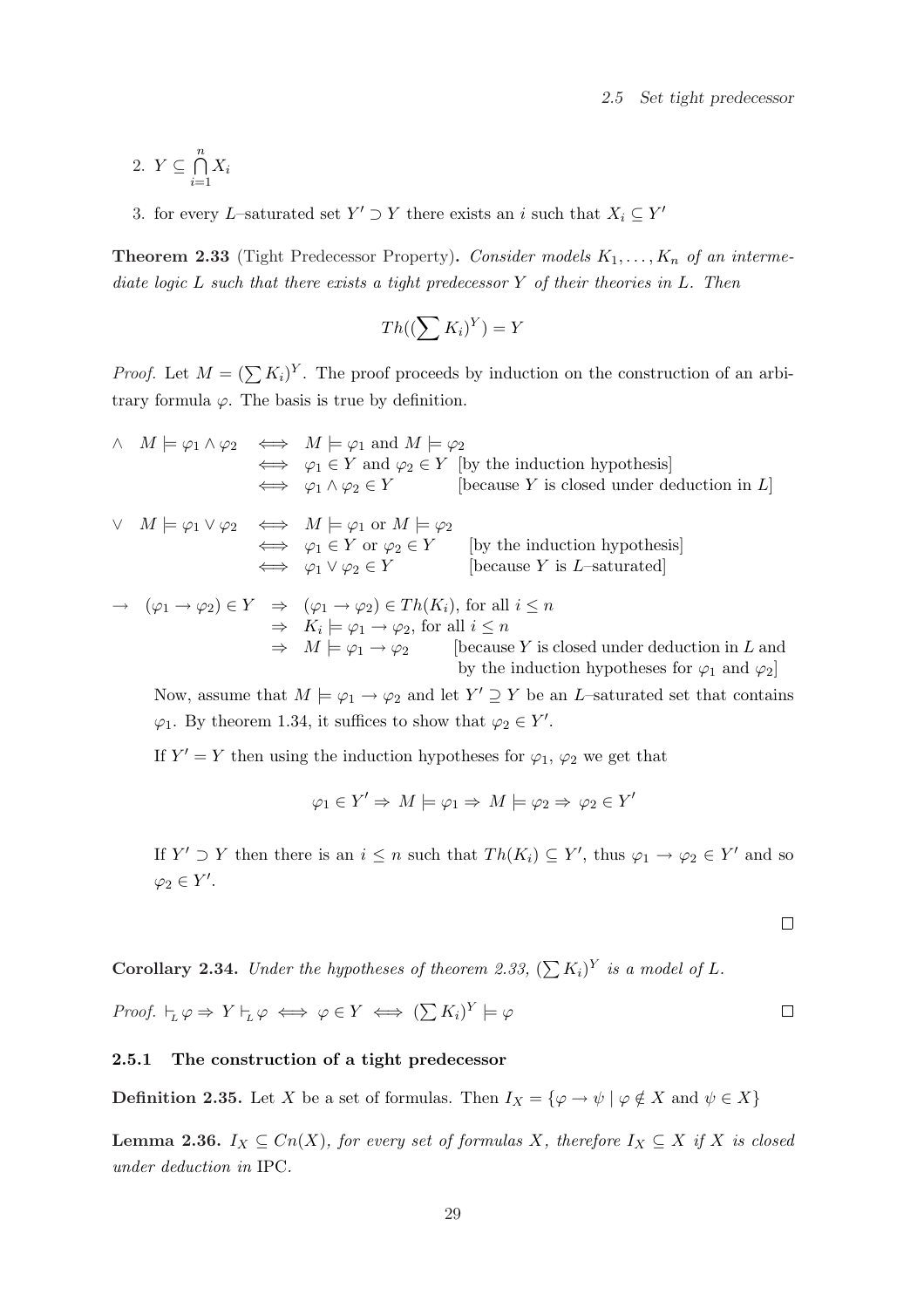2. $Y \subseteq \bigcap_{i=1}^{n} X_i$

3. for every $L$–saturated set $Y' \supset Y$ there exists an $i$ such that $X_i \subseteq Y'$

**Theorem 2.33** (Tight Predecessor Property)**.** *Consider models $K_1, \ldots, K_n$ of an intermediate logic $L$ such that there exists a tight predecessor $Y$ of their theories in $L$. Then*

$$Th((\sum K_i)^Y) = Y$$

*Proof.* Let $M = (\sum K_i)^Y$. The proof proceeds by induction on the construction of an arbitrary formula $\varphi$. The basis is true by definition.

$$\begin{array}{llll}
\wedge & M \models \varphi_1 \wedge \varphi_2 & \iff & M \models \varphi_1 \text{ and } M \models \varphi_2 \\
& & \iff & \varphi_1 \in Y \text{ and } \varphi_2 \in Y \quad \text{[by the induction hypothesis]} \\
& & \iff & \varphi_1 \wedge \varphi_2 \in Y \qquad \text{[because } Y \text{ is closed under deduction in } L\text{]}
\end{array}$$

$$\begin{array}{llll}
\vee & M \models \varphi_1 \vee \varphi_2 & \iff & M \models \varphi_1 \text{ or } M \models \varphi_2 \\
& & \iff & \varphi_1 \in Y \text{ or } \varphi_2 \in Y \qquad \text{[by the induction hypothesis]} \\
& & \iff & \varphi_1 \vee \varphi_2 \in Y \qquad \text{[because } Y \text{ is } L\text{–saturated]}
\end{array}$$

$$\begin{array}{llll}
\rightarrow & (\varphi_1 \rightarrow \varphi_2) \in Y & \Rightarrow & (\varphi_1 \rightarrow \varphi_2) \in Th(K_i), \text{ for all } i \leq n \\
& & \Rightarrow & K_i \models \varphi_1 \rightarrow \varphi_2, \text{ for all } i \leq n \\
& & \Rightarrow & M \models \varphi_1 \rightarrow \varphi_2 \qquad \text{[because } Y \text{ is closed under deduction in } L \text{ and} \\
& & & \qquad\qquad\qquad\qquad \text{by the induction hypotheses for } \varphi_1 \text{ and } \varphi_2\text{]}
\end{array}$$

Now, assume that $M \models \varphi_1 \rightarrow \varphi_2$ and let $Y' \supseteq Y$ be an $L$–saturated set that contains $\varphi_1$. By theorem 1.34, it suffices to show that $\varphi_2 \in Y'$.

If $Y' = Y$ then using the induction hypotheses for $\varphi_1$, $\varphi_2$ we get that

$$\varphi_1 \in Y' \Rightarrow M \models \varphi_1 \Rightarrow M \models \varphi_2 \Rightarrow \varphi_2 \in Y'$$

If $Y' \supset Y$ then there is an $i \leq n$ such that $Th(K_i) \subseteq Y'$, thus $\varphi_1 \rightarrow \varphi_2 \in Y'$ and so $\varphi_2 \in Y'$.

□

**Corollary 2.34.** *Under the hypotheses of theorem 2.33, $(\sum K_i)^Y$ is a model of $L$.*

*Proof.* $\vdash_L \varphi \Rightarrow Y \vdash_L \varphi \iff \varphi \in Y \iff (\sum K_i)^Y \models \varphi$ □

### 2.5.1 The construction of a tight predecessor

**Definition 2.35.** Let $X$ be a set of formulas. Then $I_X = \{\varphi \rightarrow \psi \mid \varphi \notin X \text{ and } \psi \in X\}$

**Lemma 2.36.** *$I_X \subseteq Cn(X)$, for every set of formulas $X$, therefore $I_X \subseteq X$ if $X$ is closed under deduction in* IPC.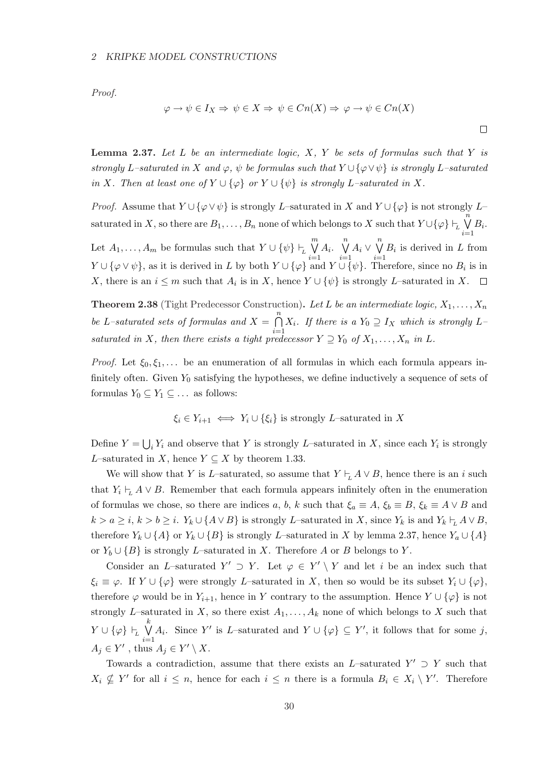*Proof.*

$$\varphi \to \psi \in I_X \Rightarrow \psi \in X \Rightarrow \psi \in Cn(X) \Rightarrow \varphi \to \psi \in Cn(X)$$

□

**Lemma 2.37.** *Let $L$ be an intermediate logic, $X$, $Y$ be sets of formulas such that $Y$ is strongly $L$–saturated in $X$ and $\varphi$, $\psi$ be formulas such that $Y \cup \{\varphi \vee \psi\}$ is strongly $L$–saturated in $X$. Then at least one of $Y \cup \{\varphi\}$ or $Y \cup \{\psi\}$ is strongly $L$–saturated in $X$.*

*Proof.* Assume that $Y \cup \{\varphi \vee \psi\}$ is strongly $L$–saturated in $X$ and $Y \cup \{\varphi\}$ is not strongly $L$–saturated in $X$, so there are $B_1, \dots, B_n$ none of which belongs to $X$ such that $Y \cup \{\varphi\} \vdash_L \bigvee_{i=1}^{n} B_i$. Let $A_1, \dots, A_m$ be formulas such that $Y \cup \{\psi\} \vdash_L \bigvee_{i=1}^{m} A_i$. $\bigvee_{i=1}^{n} A_i \vee \bigvee_{i=1}^{n} B_i$ is derived in $L$ from $Y \cup \{\varphi \vee \psi\}$, as it is derived in $L$ by both $Y \cup \{\varphi\}$ and $Y \cup \{\psi\}$. Therefore, since no $B_i$ is in $X$, there is an $i \leq m$ such that $A_i$ is in $X$, hence $Y \cup \{\psi\}$ is strongly $L$–saturated in $X$. □

**Theorem 2.38** (Tight Predecessor Construction)**.** *Let $L$ be an intermediate logic, $X_1, \dots, X_n$ be $L$–saturated sets of formulas and $X = \bigcap_{i=1}^{n} X_i$. If there is a $Y_0 \supseteq I_X$ which is strongly $L$–saturated in $X$, then there exists a tight predecessor $Y \supseteq Y_0$ of $X_1, \dots, X_n$ in $L$.*

*Proof.* Let $\xi_0, \xi_1, \dots$ be an enumeration of all formulas in which each formula appears infinitely often. Given $Y_0$ satisfying the hypotheses, we define inductively a sequence of sets of formulas $Y_0 \subseteq Y_1 \subseteq \dots$ as follows:

$$\xi_i \in Y_{i+1} \iff Y_i \cup \{\xi_i\} \text{ is strongly } L\text{–saturated in } X$$

Define $Y = \bigcup_i Y_i$ and observe that $Y$ is strongly $L$–saturated in $X$, since each $Y_i$ is strongly $L$–saturated in $X$, hence $Y \subseteq X$ by theorem 1.33.

We will show that $Y$ is $L$–saturated, so assume that $Y \vdash_L A \vee B$, hence there is an $i$ such that $Y_i \vdash_L A \vee B$. Remember that each formula appears infinitely often in the enumeration of formulas we chose, so there are indices $a$, $b$, $k$ such that $\xi_a \equiv A$, $\xi_b \equiv B$, $\xi_k \equiv A \vee B$ and $k > a \geq i$, $k > b \geq i$. $Y_k \cup \{A \vee B\}$ is strongly $L$–saturated in $X$, since $Y_k$ is and $Y_k \vdash_L A \vee B$, therefore $Y_k \cup \{A\}$ or $Y_k \cup \{B\}$ is strongly $L$–saturated in $X$ by lemma 2.37, hence $Y_a \cup \{A\}$ or $Y_b \cup \{B\}$ is strongly $L$–saturated in $X$. Therefore $A$ or $B$ belongs to $Y$.

Consider an $L$–saturated $Y' \supset Y$. Let $\varphi \in Y' \setminus Y$ and let $i$ be an index such that $\xi_i \equiv \varphi$. If $Y \cup \{\varphi\}$ were strongly $L$–saturated in $X$, then so would be its subset $Y_i \cup \{\varphi\}$, therefore $\varphi$ would be in $Y_{i+1}$, hence in $Y$ contrary to the assumption. Hence $Y \cup \{\varphi\}$ is not strongly $L$–saturated in $X$, so there exist $A_1, \dots, A_k$ none of which belongs to $X$ such that $Y \cup \{\varphi\} \vdash_L \bigvee_{i=1}^{k} A_i$. Since $Y'$ is $L$–saturated and $Y \cup \{\varphi\} \subseteq Y'$, it follows that for some $j$, $A_j \in Y'$ , thus $A_j \in Y' \setminus X$.

Towards a contradiction, assume that there exists an $L$–saturated $Y' \supset Y$ such that $X_i \nsubseteq Y'$ for all $i \leq n$, hence for each $i \leq n$ there is a formula $B_i \in X_i \setminus Y'$. Therefore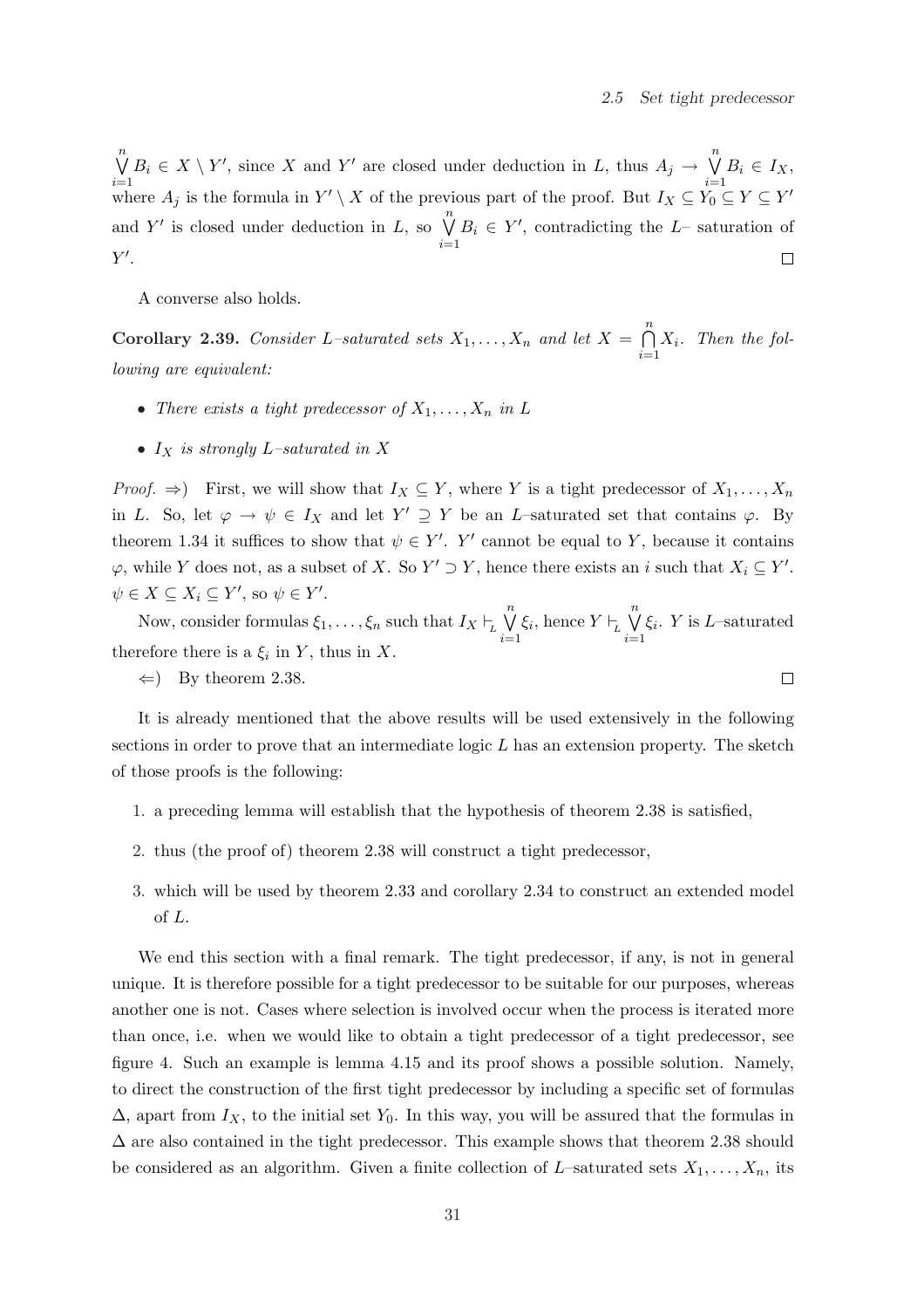$\bigvee_{i=1}^{n} B_i \in X \setminus Y'$, since $X$ and $Y'$ are closed under deduction in $L$, thus $A_j \to \bigvee_{i=1}^{n} B_i \in I_X$, where $A_j$ is the formula in $Y' \setminus X$ of the previous part of the proof. But $I_X \subseteq Y_0 \subseteq Y \subseteq Y'$ and $Y'$ is closed under deduction in $L$, so $\bigvee_{i=1}^{n} B_i \in Y'$, contradicting the $L$– saturation of $Y'$. □

A converse also holds.

**Corollary 2.39.** *Consider $L$–saturated sets $X_1, \ldots, X_n$ and let $X = \bigcap_{i=1}^{n} X_i$. Then the following are equivalent:*

- *There exists a tight predecessor of $X_1, \ldots, X_n$ in $L$*
- *$I_X$ is strongly $L$–saturated in $X$*

*Proof.* ⇒) First, we will show that $I_X \subseteq Y$, where $Y$ is a tight predecessor of $X_1, \ldots, X_n$ in $L$. So, let $\varphi \to \psi \in I_X$ and let $Y' \supseteq Y$ be an $L$–saturated set that contains $\varphi$. By theorem 1.34 it suffices to show that $\psi \in Y'$. $Y'$ cannot be equal to $Y$, because it contains $\varphi$, while $Y$ does not, as a subset of $X$. So $Y' \supset Y$, hence there exists an $i$ such that $X_i \subseteq Y'$. $\psi \in X \subseteq X_i \subseteq Y'$, so $\psi \in Y'$.

Now, consider formulas $\xi_1, \ldots, \xi_n$ such that $I_X \vdash_L \bigvee_{i=1}^{n} \xi_i$, hence $Y \vdash_L \bigvee_{i=1}^{n} \xi_i$. $Y$ is $L$–saturated therefore there is a $\xi_i$ in $Y$, thus in $X$.

⇐) By theorem 2.38. □

It is already mentioned that the above results will be used extensively in the following sections in order to prove that an intermediate logic $L$ has an extension property. The sketch of those proofs is the following:

1. a preceding lemma will establish that the hypothesis of theorem 2.38 is satisfied,
2. thus (the proof of) theorem 2.38 will construct a tight predecessor,
3. which will be used by theorem 2.33 and corollary 2.34 to construct an extended model of $L$.

We end this section with a final remark. The tight predecessor, if any, is not in general unique. It is therefore possible for a tight predecessor to be suitable for our purposes, whereas another one is not. Cases where selection is involved occur when the process is iterated more than once, i.e. when we would like to obtain a tight predecessor of a tight predecessor, see figure 4. Such an example is lemma 4.15 and its proof shows a possible solution. Namely, to direct the construction of the first tight predecessor by including a specific set of formulas $\Delta$, apart from $I_X$, to the initial set $Y_0$. In this way, you will be assured that the formulas in $\Delta$ are also contained in the tight predecessor. This example shows that theorem 2.38 should be considered as an algorithm. Given a finite collection of $L$–saturated sets $X_1, \ldots, X_n$, its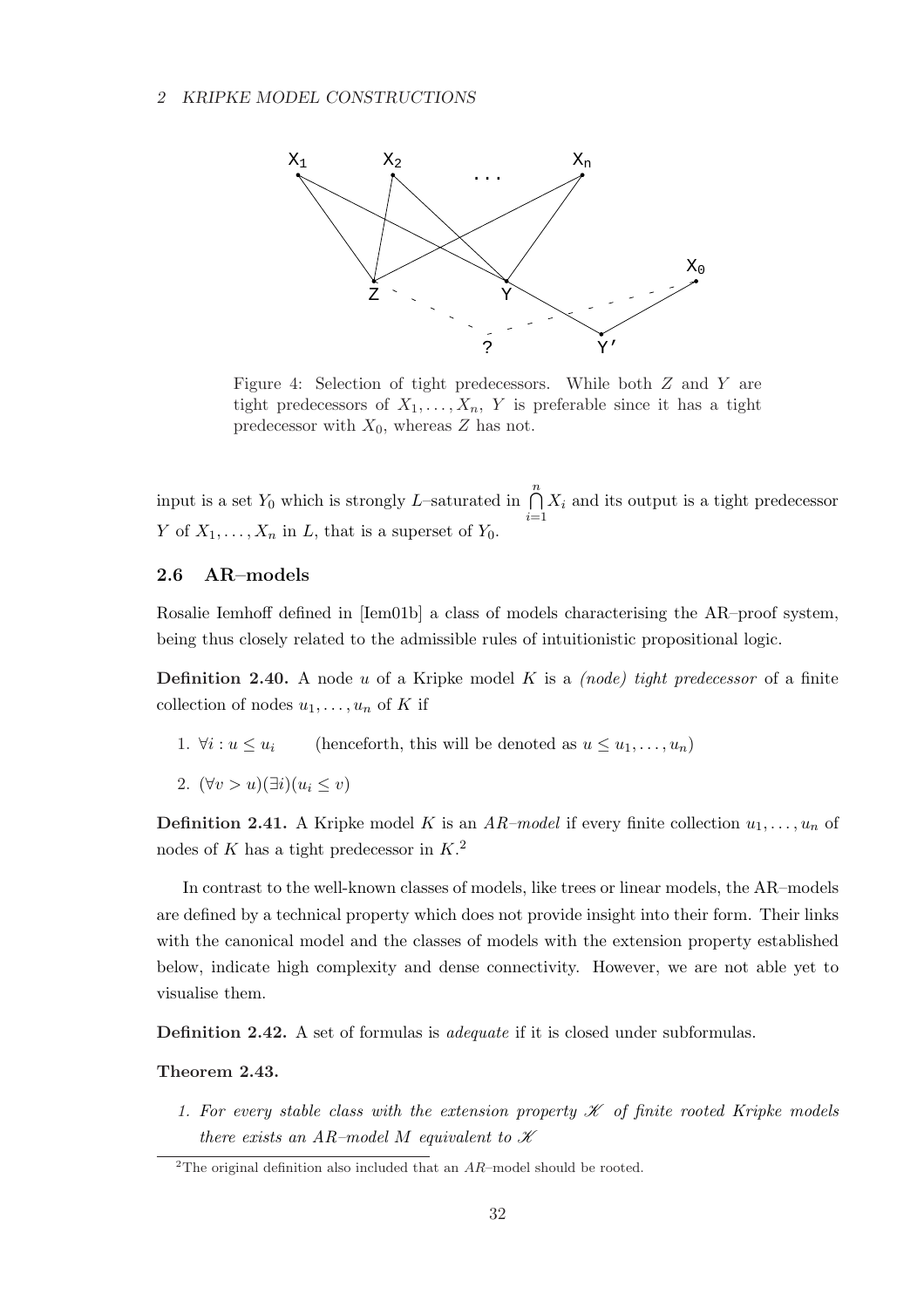Figure 4: Selection of tight predecessors. While both $Z$ and $Y$ are tight predecessors of $X_1, \ldots, X_n$, $Y$ is preferable since it has a tight predecessor with $X_0$, whereas $Z$ has not.

input is a set $Y_0$ which is strongly $L$–saturated in $\bigcap_{i=1}^{n} X_i$ and its output is a tight predecessor $Y$ of $X_1, \ldots, X_n$ in $L$, that is a superset of $Y_0$.

### 2.6 AR–models

Rosalie Iemhoff defined in [Iem01b] a class of models characterising the AR–proof system, being thus closely related to the admissible rules of intuitionistic propositional logic.

**Definition 2.40.** A node $u$ of a Kripke model $K$ is a *(node) tight predecessor* of a finite collection of nodes $u_1, \ldots, u_n$ of $K$ if

1. $\forall i : u \leq u_i$ (henceforth, this will be denoted as $u \leq u_1, \ldots, u_n$)
2. $(\forall v > u)(\exists i)(u_i \leq v)$

**Definition 2.41.** A Kripke model $K$ is an *AR–model* if every finite collection $u_1, \ldots, u_n$ of nodes of $K$ has a tight predecessor in $K$.[2]

In contrast to the well-known classes of models, like trees or linear models, the AR–models are defined by a technical property which does not provide insight into their form. Their links with the canonical model and the classes of models with the extension property established below, indicate high complexity and dense connectivity. However, we are not able yet to visualise them.

**Definition 2.42.** A set of formulas is *adequate* if it is closed under subformulas.

**Theorem 2.43.**

1. *For every stable class with the extension property $\mathscr{K}$ of finite rooted Kripke models there exists an AR–model $M$ equivalent to $\mathscr{K}$*

[2] The original definition also included that an *AR*–model should be rooted.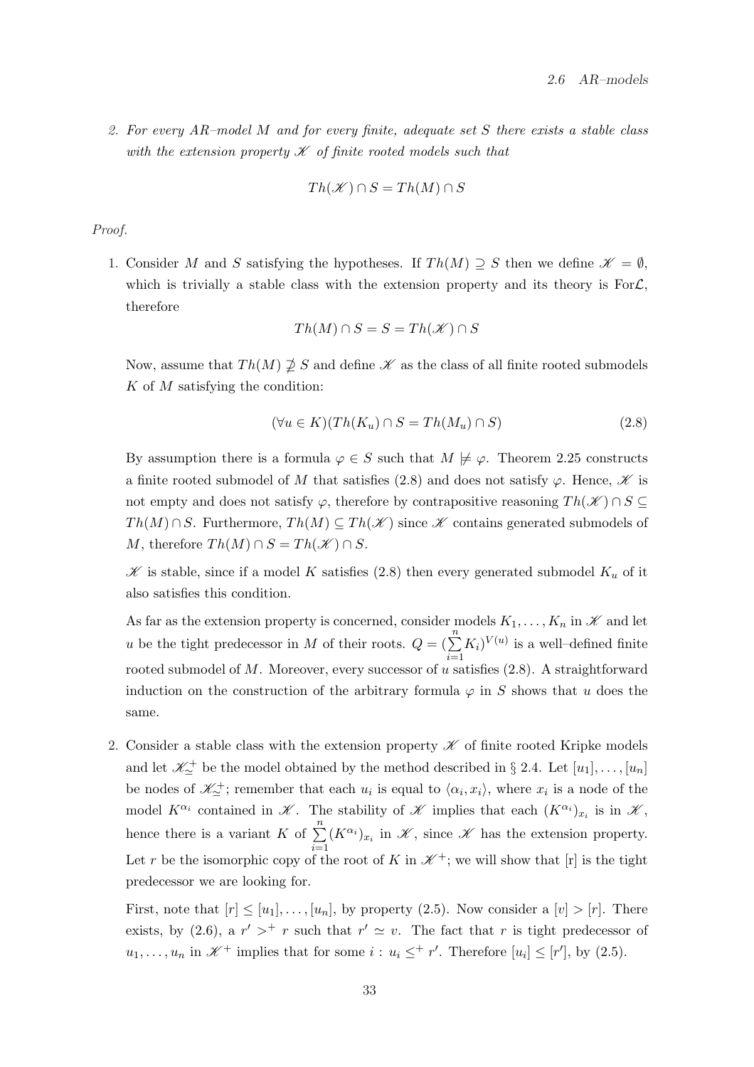2. *For every AR–model $M$ and for every finite, adequate set $S$ there exists a stable class with the extension property $\mathscr{K}$ of finite rooted models such that*

$$Th(\mathscr{K}) \cap S = Th(M) \cap S$$

*Proof.*

1. Consider $M$ and $S$ satisfying the hypotheses. If $Th(M) \supseteq S$ then we define $\mathscr{K} = \emptyset$, which is trivially a stable class with the extension property and its theory is For$\mathcal{L}$, therefore

$$Th(M) \cap S = S = Th(\mathscr{K}) \cap S$$

Now, assume that $Th(M) \not\supseteq S$ and define $\mathscr{K}$ as the class of all finite rooted submodels $K$ of $M$ satisfying the condition:

$$(\forall u \in K)(Th(K_u) \cap S = Th(M_u) \cap S) \tag{2.8}$$

By assumption there is a formula $\varphi \in S$ such that $M \not\models \varphi$. Theorem 2.25 constructs a finite rooted submodel of $M$ that satisfies (2.8) and does not satisfy $\varphi$. Hence, $\mathscr{K}$ is not empty and does not satisfy $\varphi$, therefore by contrapositive reasoning $Th(\mathscr{K}) \cap S \subseteq Th(M) \cap S$. Furthermore, $Th(M) \subseteq Th(\mathscr{K})$ since $\mathscr{K}$ contains generated submodels of $M$, therefore $Th(M) \cap S = Th(\mathscr{K}) \cap S$.

$\mathscr{K}$ is stable, since if a model $K$ satisfies (2.8) then every generated submodel $K_u$ of it also satisfies this condition.

As far as the extension property is concerned, consider models $K_1, \ldots, K_n$ in $\mathscr{K}$ and let $u$ be the tight predecessor in $M$ of their roots. $Q = (\sum_{i=1}^{n} K_i)^{V(u)}$ is a well–defined finite rooted submodel of $M$. Moreover, every successor of $u$ satisfies (2.8). A straightforward induction on the construction of the arbitrary formula $\varphi$ in $S$ shows that $u$ does the same.

2. Consider a stable class with the extension property $\mathscr{K}$ of finite rooted Kripke models and let $\mathscr{K}^+_{\simeq}$ be the model obtained by the method described in § 2.4. Let $[u_1], \ldots, [u_n]$ be nodes of $\mathscr{K}^+_{\simeq}$; remember that each $u_i$ is equal to $\langle \alpha_i, x_i \rangle$, where $x_i$ is a node of the model $K^{\alpha_i}$ contained in $\mathscr{K}$. The stability of $\mathscr{K}$ implies that each $(K^{\alpha_i})_{x_i}$ is in $\mathscr{K}$, hence there is a variant $K$ of $\sum_{i=1}^{n} (K^{\alpha_i})_{x_i}$ in $\mathscr{K}$, since $\mathscr{K}$ has the extension property. Let $r$ be the isomorphic copy of the root of $K$ in $\mathscr{K}^+$; we will show that [r] is the tight predecessor we are looking for.

First, note that $[r] \leq [u_1], \ldots, [u_n]$, by property (2.5). Now consider a $[v] > [r]$. There exists, by (2.6), a $r' >^+ r$ such that $r' \simeq v$. The fact that $r$ is tight predecessor of $u_1, \ldots, u_n$ in $\mathscr{K}^+$ implies that for some $i : u_i \leq^+ r'$. Therefore $[u_i] \leq [r']$, by (2.5).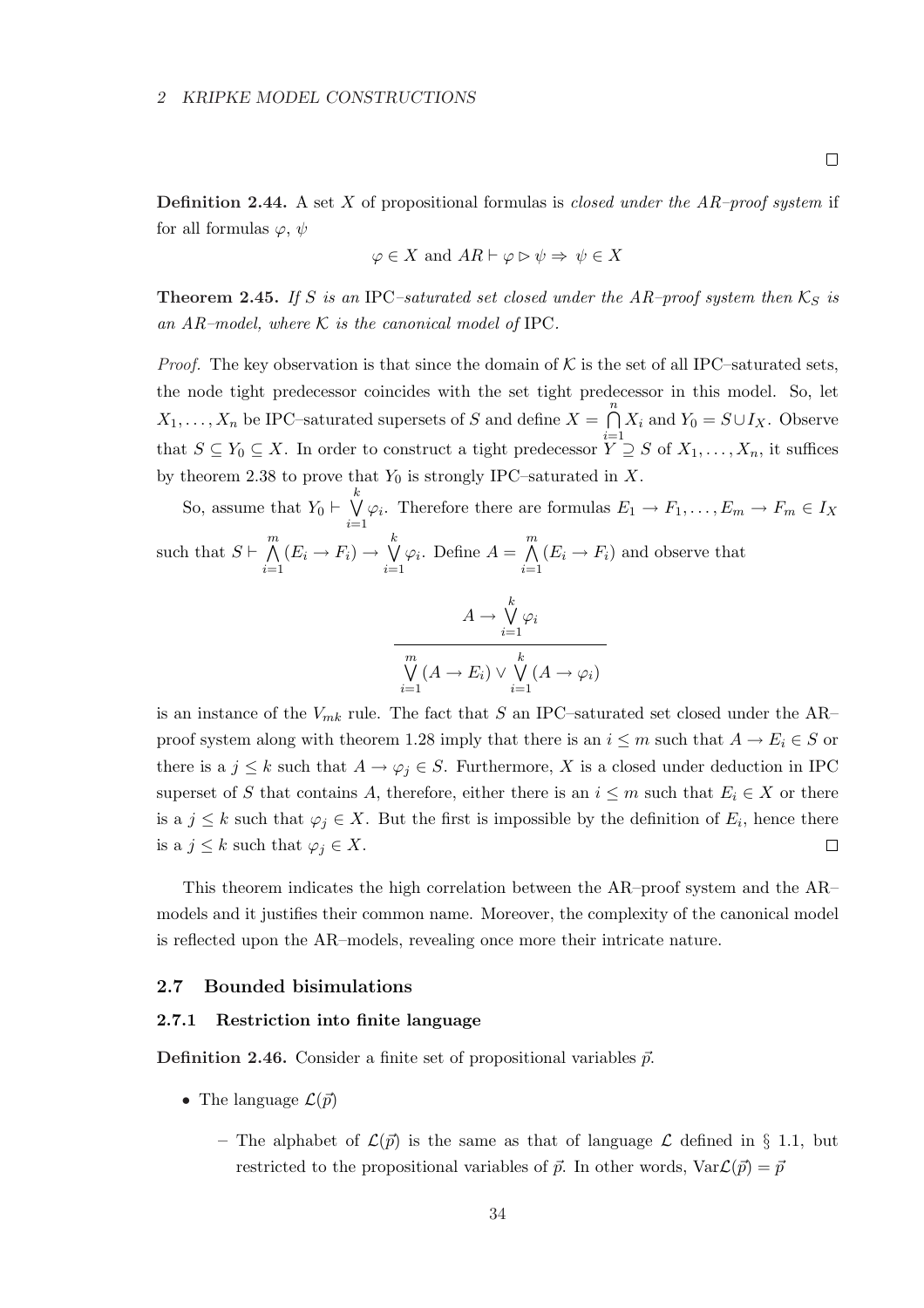□

**Definition 2.44.** A set $X$ of propositional formulas is *closed under the AR–proof system* if for all formulas $\varphi$, $\psi$

$$\varphi \in X \text{ and } AR \vdash \varphi \rhd \psi \Rightarrow \psi \in X$$

**Theorem 2.45.** *If $S$ is an* IPC*–saturated set closed under the AR–proof system then $\mathcal{K}_S$ is an AR–model, where $\mathcal{K}$ is the canonical model of* IPC.

*Proof.* The key observation is that since the domain of $\mathcal{K}$ is the set of all IPC–saturated sets, the node tight predecessor coincides with the set tight predecessor in this model. So, let $X_1, \ldots, X_n$ be IPC–saturated supersets of $S$ and define $X = \bigcap_{i=1}^{n} X_i$ and $Y_0 = S \cup I_X$. Observe that $S \subseteq Y_0 \subseteq X$. In order to construct a tight predecessor $Y \supseteq S$ of $X_1, \ldots, X_n$, it suffices by theorem 2.38 to prove that $Y_0$ is strongly IPC–saturated in $X$.

So, assume that $Y_0 \vdash \bigvee_{i=1}^{k} \varphi_i$. Therefore there are formulas $E_1 \to F_1, \ldots, E_m \to F_m \in I_X$ such that $S \vdash \bigwedge_{i=1}^{m} (E_i \to F_i) \to \bigvee_{i=1}^{k} \varphi_i$. Define $A = \bigwedge_{i=1}^{m} (E_i \to F_i)$ and observe that

$$\frac{A \to \bigvee_{i=1}^{k} \varphi_i}{\bigvee_{i=1}^{m} (A \to E_i) \vee \bigvee_{i=1}^{k} (A \to \varphi_i)}$$

is an instance of the $V_{mk}$ rule. The fact that $S$ an IPC–saturated set closed under the AR–proof system along with theorem 1.28 imply that there is an $i \leq m$ such that $A \to E_i \in S$ or there is a $j \leq k$ such that $A \to \varphi_j \in S$. Furthermore, $X$ is a closed under deduction in IPC superset of $S$ that contains $A$, therefore, either there is an $i \leq m$ such that $E_i \in X$ or there is a $j \leq k$ such that $\varphi_j \in X$. But the first is impossible by the definition of $E_i$, hence there is a $j \leq k$ such that $\varphi_j \in X$. □

This theorem indicates the high correlation between the AR–proof system and the AR–models and it justifies their common name. Moreover, the complexity of the canonical model is reflected upon the AR–models, revealing once more their intricate nature.

## 2.7 Bounded bisimulations

### 2.7.1 Restriction into finite language

**Definition 2.46.** Consider a finite set of propositional variables $\vec{p}$.

- The language $\mathcal{L}(\vec{p})$
  - The alphabet of $\mathcal{L}(\vec{p})$ is the same as that of language $\mathcal{L}$ defined in § 1.1, but restricted to the propositional variables of $\vec{p}$. In other words, $\mathrm{Var}\mathcal{L}(\vec{p}) = \vec{p}$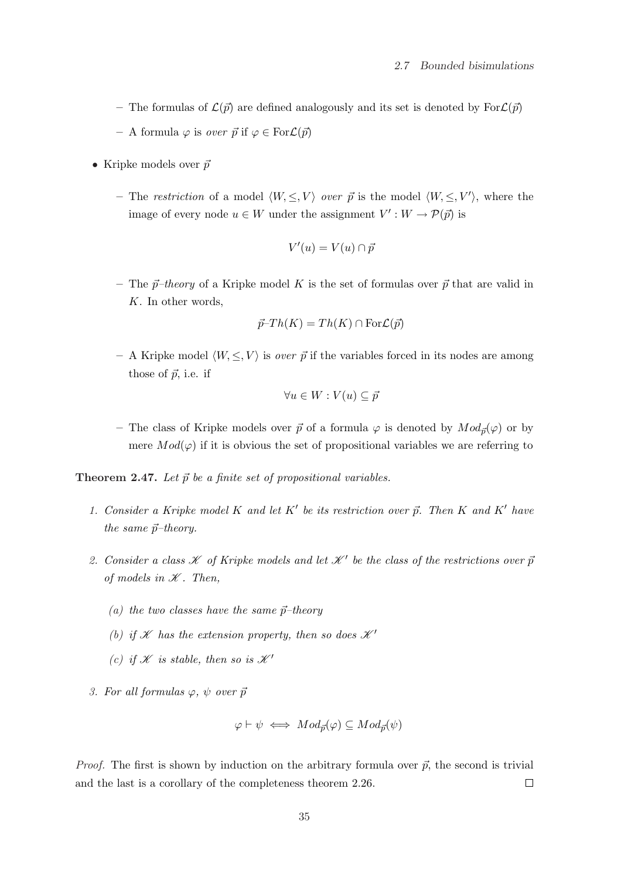- The formulas of $\mathcal{L}(\vec{p})$ are defined analogously and its set is denoted by $\mathrm{For}\mathcal{L}(\vec{p})$
  - A formula $\varphi$ is *over* $\vec{p}$ if $\varphi \in \mathrm{For}\mathcal{L}(\vec{p})$

- Kripke models over $\vec{p}$

  - The *restriction* of a model $\langle W, \leq, V \rangle$ *over* $\vec{p}$ is the model $\langle W, \leq, V' \rangle$, where the image of every node $u \in W$ under the assignment $V' : W \to \mathcal{P}(\vec{p})$ is

$$V'(u) = V(u) \cap \vec{p}$$

  - The $\vec{p}$*–theory* of a Kripke model $K$ is the set of formulas over $\vec{p}$ that are valid in $K$. In other words,

$$\vec{p}\text{–}Th(K) = Th(K) \cap \mathrm{For}\mathcal{L}(\vec{p})$$

  - A Kripke model $\langle W, \leq, V \rangle$ is *over* $\vec{p}$ if the variables forced in its nodes are among those of $\vec{p}$, i.e. if

$$\forall u \in W : V(u) \subseteq \vec{p}$$

  - The class of Kripke models over $\vec{p}$ of a formula $\varphi$ is denoted by $Mod_{\vec{p}}(\varphi)$ or by mere $Mod(\varphi)$ if it is obvious the set of propositional variables we are referring to

**Theorem 2.47.** *Let $\vec{p}$ be a finite set of propositional variables.*

1. *Consider a Kripke model $K$ and let $K'$ be its restriction over $\vec{p}$. Then $K$ and $K'$ have the same $\vec{p}$–theory.*

2. *Consider a class $\mathscr{K}$ of Kripke models and let $\mathscr{K}'$ be the class of the restrictions over $\vec{p}$ of models in $\mathscr{K}$. Then,*

   *(a) the two classes have the same $\vec{p}$–theory*

   *(b) if $\mathscr{K}$ has the extension property, then so does $\mathscr{K}'$*

   *(c) if $\mathscr{K}$ is stable, then so is $\mathscr{K}'$*

3. *For all formulas $\varphi$, $\psi$ over $\vec{p}$*

$$\varphi \vdash \psi \iff Mod_{\vec{p}}(\varphi) \subseteq Mod_{\vec{p}}(\psi)$$

*Proof.* The first is shown by induction on the arbitrary formula over $\vec{p}$, the second is trivial and the last is a corollary of the completeness theorem 2.26. □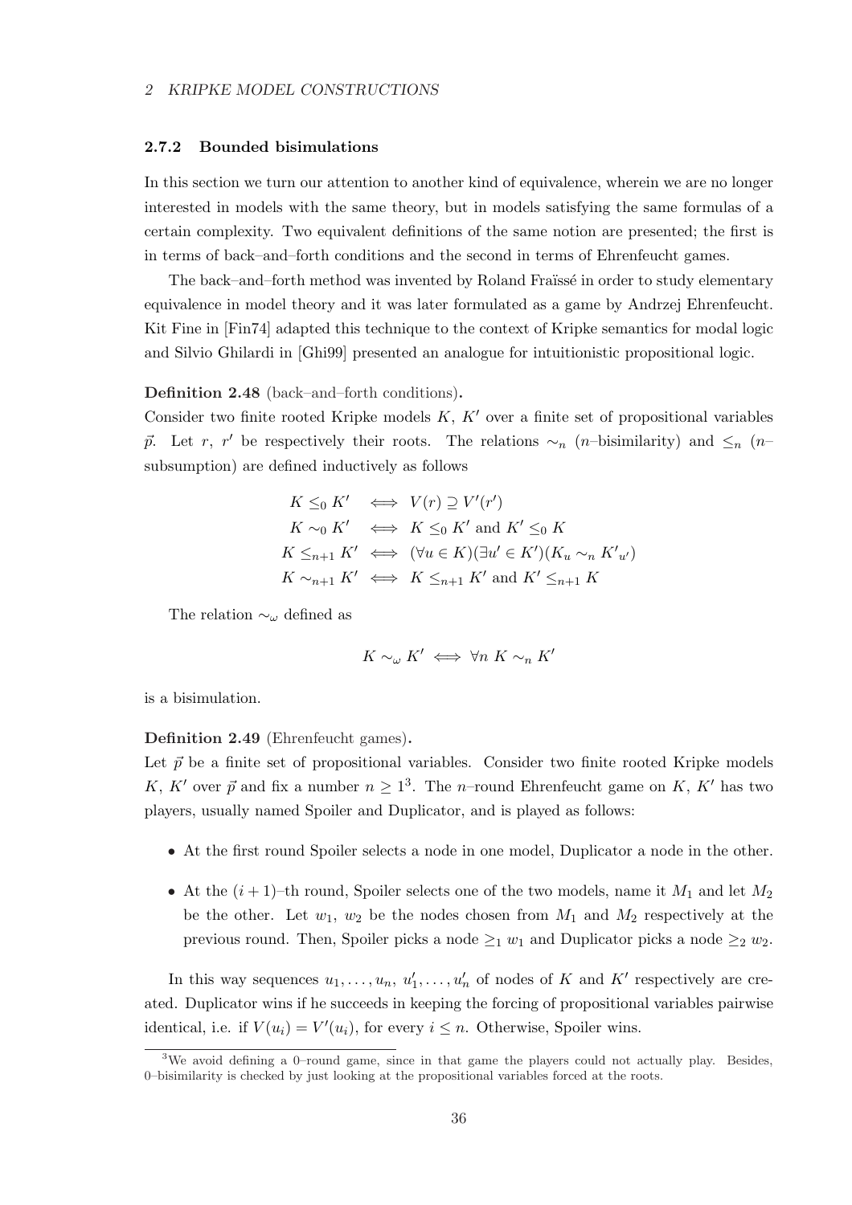### 2.7.2 Bounded bisimulations

In this section we turn our attention to another kind of equivalence, wherein we are no longer interested in models with the same theory, but in models satisfying the same formulas of a certain complexity. Two equivalent definitions of the same notion are presented; the first is in terms of back–and–forth conditions and the second in terms of Ehrenfeucht games.

The back–and–forth method was invented by Roland Fraïssé in order to study elementary equivalence in model theory and it was later formulated as a game by Andrzej Ehrenfeucht. Kit Fine in [Fin74] adapted this technique to the context of Kripke semantics for modal logic and Silvio Ghilardi in [Ghi99] presented an analogue for intuitionistic propositional logic.

**Definition 2.48** (back–and–forth conditions)**.**
Consider two finite rooted Kripke models $K$, $K'$ over a finite set of propositional variables $\vec{p}$. Let $r$, $r'$ be respectively their roots. The relations $\sim_n$ ($n$–bisimilarity) and $\leq_n$ ($n$–subsumption) are defined inductively as follows

$$
\begin{aligned}
K \leq_0 K' &\iff V(r) \supseteq V'(r') \\
K \sim_0 K' &\iff K \leq_0 K' \text{ and } K' \leq_0 K \\
K \leq_{n+1} K' &\iff (\forall u \in K)(\exists u' \in K')(K_u \sim_n {K'}_{u'}) \\
K \sim_{n+1} K' &\iff K \leq_{n+1} K' \text{ and } K' \leq_{n+1} K
\end{aligned}
$$

The relation $\sim_\omega$ defined as

$$
K \sim_\omega K' \iff \forall n \; K \sim_n K'
$$

is a bisimulation.

**Definition 2.49** (Ehrenfeucht games)**.**
Let $\vec{p}$ be a finite set of propositional variables. Consider two finite rooted Kripke models $K$, $K'$ over $\vec{p}$ and fix a number $n \geq 1$[3]. The $n$–round Ehrenfeucht game on $K$, $K'$ has two players, usually named Spoiler and Duplicator, and is played as follows:

- At the first round Spoiler selects a node in one model, Duplicator a node in the other.
- At the $(i+1)$–th round, Spoiler selects one of the two models, name it $M_1$ and let $M_2$ be the other. Let $w_1$, $w_2$ be the nodes chosen from $M_1$ and $M_2$ respectively at the previous round. Then, Spoiler picks a node $\geq_1 w_1$ and Duplicator picks a node $\geq_2 w_2$.

In this way sequences $u_1, \ldots, u_n$, $u'_1, \ldots, u'_n$ of nodes of $K$ and $K'$ respectively are created. Duplicator wins if he succeeds in keeping the forcing of propositional variables pairwise identical, i.e. if $V(u_i) = V'(u_i)$, for every $i \leq n$. Otherwise, Spoiler wins.

[3] We avoid defining a 0–round game, since in that game the players could not actually play. Besides, 0–bisimilarity is checked by just looking at the propositional variables forced at the roots.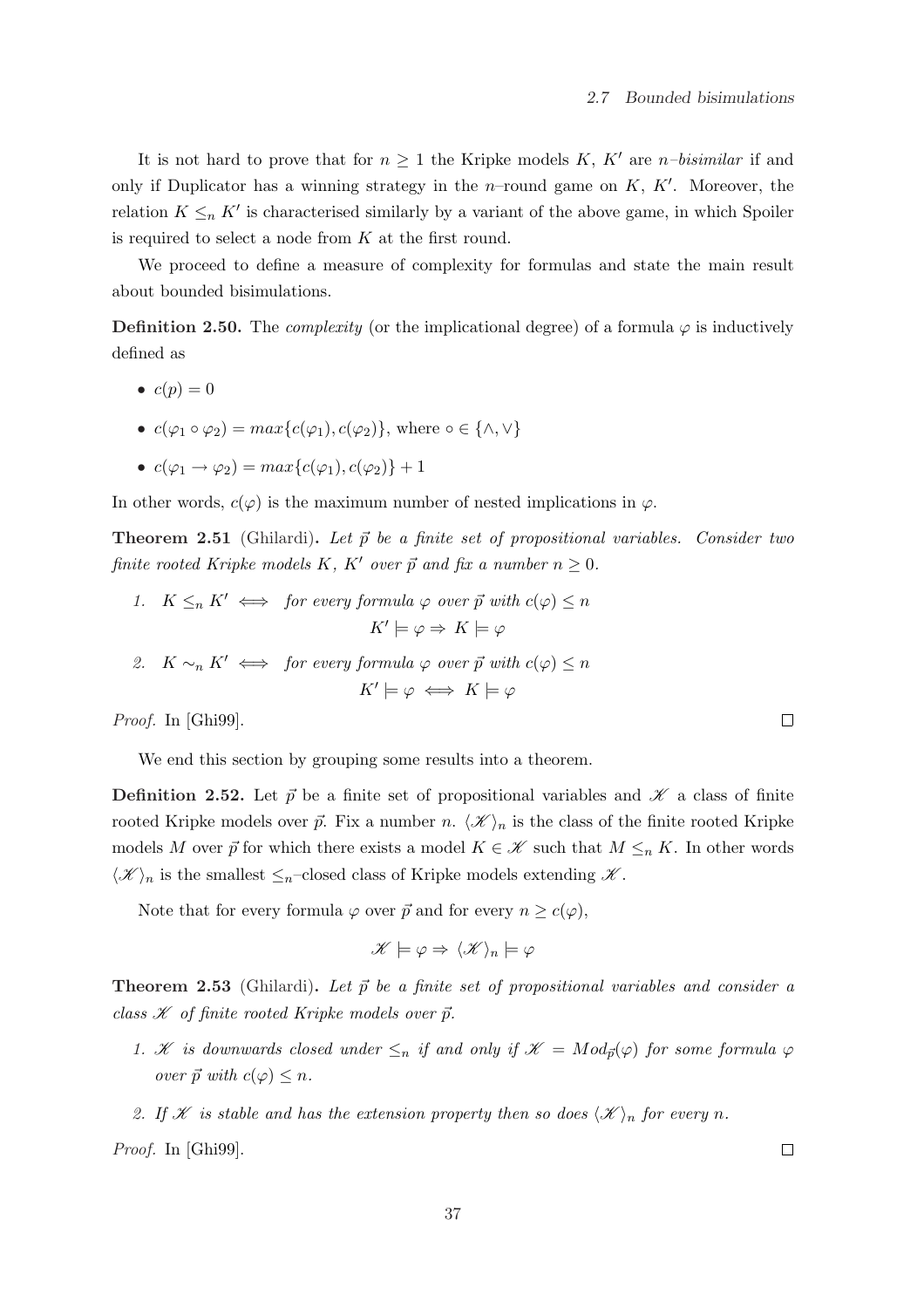It is not hard to prove that for $n \geq 1$ the Kripke models $K$, $K'$ are *n–bisimilar* if and only if Duplicator has a winning strategy in the $n$–round game on $K$, $K'$. Moreover, the relation $K \leq_n K'$ is characterised similarly by a variant of the above game, in which Spoiler is required to select a node from $K$ at the first round.

We proceed to define a measure of complexity for formulas and state the main result about bounded bisimulations.

**Definition 2.50.** The *complexity* (or the implicational degree) of a formula $\varphi$ is inductively defined as

- $c(p) = 0$
- $c(\varphi_1 \circ \varphi_2) = max\{c(\varphi_1), c(\varphi_2)\}$, where $\circ \in \{\wedge, \vee\}$
- $c(\varphi_1 \rightarrow \varphi_2) = max\{c(\varphi_1), c(\varphi_2)\} + 1$

In other words, $c(\varphi)$ is the maximum number of nested implications in $\varphi$.

**Theorem 2.51** (Ghilardi)**.** *Let $\vec{p}$ be a finite set of propositional variables. Consider two finite rooted Kripke models $K$, $K'$ over $\vec{p}$ and fix a number $n \geq 0$.*

1. $K \leq_n K' \iff$ *for every formula $\varphi$ over $\vec{p}$ with $c(\varphi) \leq n$*
$$K' \models \varphi \Rightarrow K \models \varphi$$
2. $K \sim_n K' \iff$ *for every formula $\varphi$ over $\vec{p}$ with $c(\varphi) \leq n$*
$$K' \models \varphi \iff K \models \varphi$$

*Proof.* In [Ghi99]. □

We end this section by grouping some results into a theorem.

**Definition 2.52.** Let $\vec{p}$ be a finite set of propositional variables and $\mathscr{K}$ a class of finite rooted Kripke models over $\vec{p}$. Fix a number $n$. $\langle \mathscr{K} \rangle_n$ is the class of the finite rooted Kripke models $M$ over $\vec{p}$ for which there exists a model $K \in \mathscr{K}$ such that $M \leq_n K$. In other words $\langle \mathscr{K} \rangle_n$ is the smallest $\leq_n$–closed class of Kripke models extending $\mathscr{K}$.

Note that for every formula $\varphi$ over $\vec{p}$ and for every $n \geq c(\varphi)$,

$$\mathscr{K} \models \varphi \Rightarrow \langle \mathscr{K} \rangle_n \models \varphi$$

**Theorem 2.53** (Ghilardi)**.** *Let $\vec{p}$ be a finite set of propositional variables and consider a class $\mathscr{K}$ of finite rooted Kripke models over $\vec{p}$.*

1. *$\mathscr{K}$ is downwards closed under $\leq_n$ if and only if $\mathscr{K} = Mod_{\vec{p}}(\varphi)$ for some formula $\varphi$ over $\vec{p}$ with $c(\varphi) \leq n$.*
2. *If $\mathscr{K}$ is stable and has the extension property then so does $\langle \mathscr{K} \rangle_n$ for every $n$.*

*Proof.* In [Ghi99]. □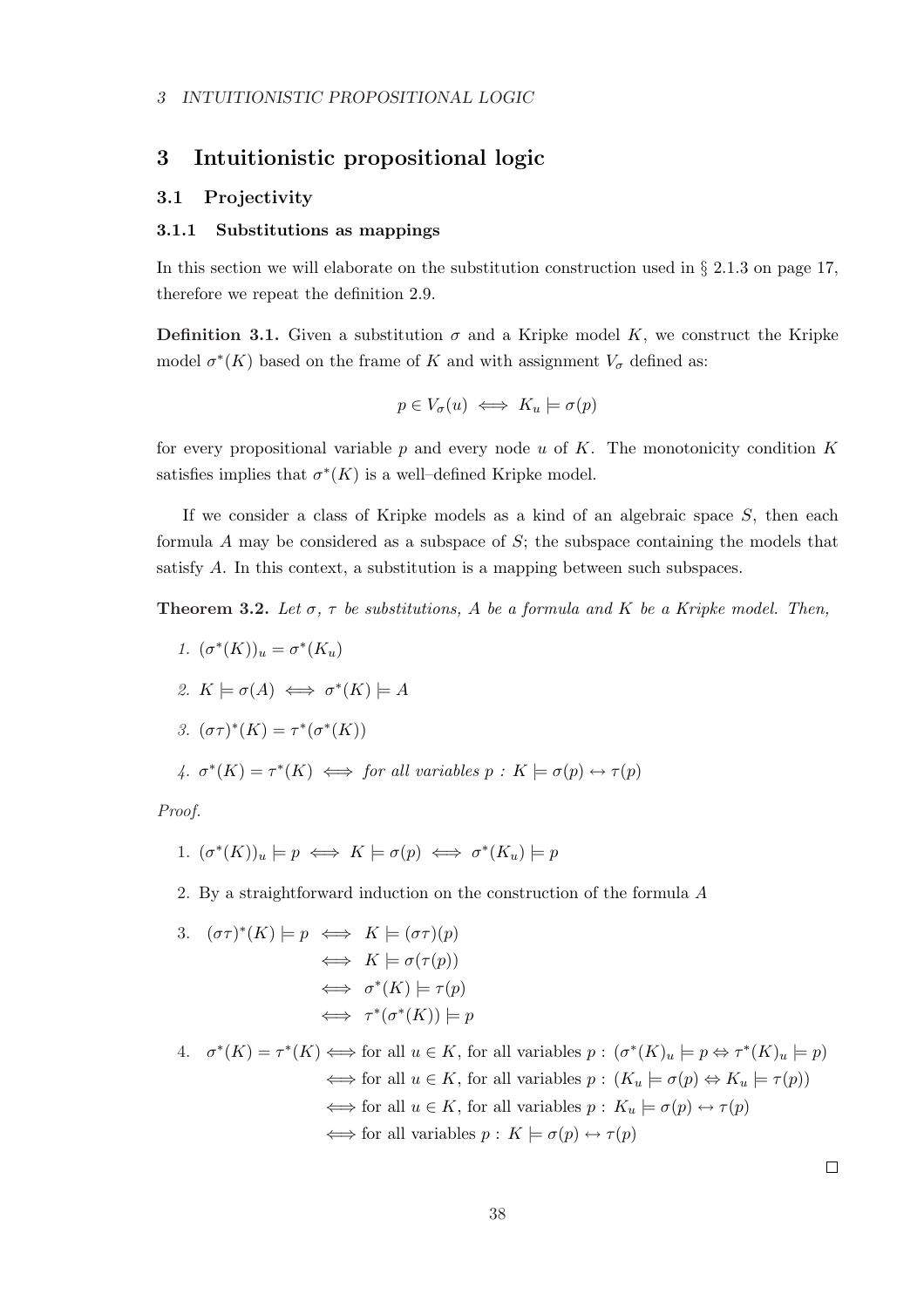# 3 Intuitionistic propositional logic

## 3.1 Projectivity

### 3.1.1 Substitutions as mappings

In this section we will elaborate on the substitution construction used in § 2.1.3 on page 17, therefore we repeat the definition 2.9.

**Definition 3.1.** Given a substitution $\sigma$ and a Kripke model $K$, we construct the Kripke model $\sigma^*(K)$ based on the frame of $K$ and with assignment $V_\sigma$ defined as:

$$p \in V_\sigma(u) \iff K_u \models \sigma(p)$$

for every propositional variable $p$ and every node $u$ of $K$. The monotonicity condition $K$ satisfies implies that $\sigma^*(K)$ is a well–defined Kripke model.

If we consider a class of Kripke models as a kind of an algebraic space $S$, then each formula $A$ may be considered as a subspace of $S$; the subspace containing the models that satisfy $A$. In this context, a substitution is a mapping between such subspaces.

**Theorem 3.2.** *Let $\sigma$, $\tau$ be substitutions, $A$ be a formula and $K$ be a Kripke model. Then,*

1. $(\sigma^*(K))_u = \sigma^*(K_u)$
2. $K \models \sigma(A) \iff \sigma^*(K) \models A$
3. $(\sigma\tau)^*(K) = \tau^*(\sigma^*(K))$
4. $\sigma^*(K) = \tau^*(K) \iff$ *for all variables* $p : K \models \sigma(p) \leftrightarrow \tau(p)$

*Proof.*

1. $(\sigma^*(K))_u \models p \iff K \models \sigma(p) \iff \sigma^*(K_u) \models p$
2. By a straightforward induction on the construction of the formula $A$
3. $$\begin{aligned} (\sigma\tau)^*(K) \models p &\iff K \models (\sigma\tau)(p) \\ &\iff K \models \sigma(\tau(p)) \\ &\iff \sigma^*(K) \models \tau(p) \\ &\iff \tau^*(\sigma^*(K)) \models p \end{aligned}$$
4. $$\begin{aligned} \sigma^*(K) = \tau^*(K) &\iff \text{for all } u \in K, \text{ for all variables } p : (\sigma^*(K)_u \models p \Leftrightarrow \tau^*(K)_u \models p) \\ &\iff \text{for all } u \in K, \text{ for all variables } p : (K_u \models \sigma(p) \Leftrightarrow K_u \models \tau(p)) \\ &\iff \text{for all } u \in K, \text{ for all variables } p : K_u \models \sigma(p) \leftrightarrow \tau(p) \\ &\iff \text{for all variables } p : K \models \sigma(p) \leftrightarrow \tau(p) \end{aligned}$$

□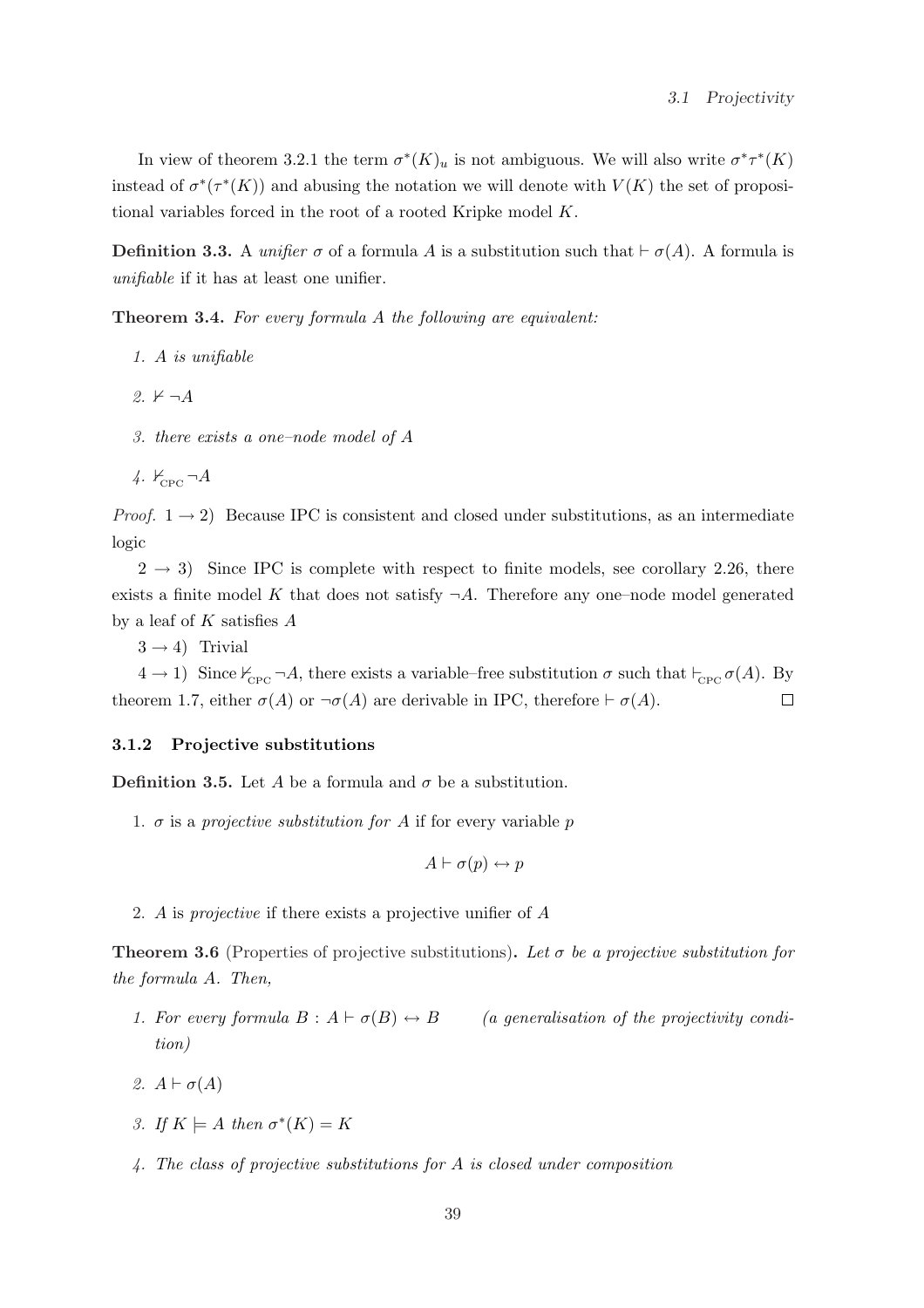In view of theorem 3.2.1 the term $\sigma^*(K)_u$ is not ambiguous. We will also write $\sigma^*\tau^*(K)$ instead of $\sigma^*(\tau^*(K))$ and abusing the notation we will denote with $V(K)$ the set of propositional variables forced in the root of a rooted Kripke model $K$.

**Definition 3.3.** A *unifier* $\sigma$ of a formula $A$ is a substitution such that $\vdash \sigma(A)$. A formula is *unifiable* if it has at least one unifier.

**Theorem 3.4.** *For every formula $A$ the following are equivalent:*

1. *$A$ is unifiable*
2. *$\nvdash \neg A$*
3. *there exists a one–node model of $A$*
4. *$\nvdash_{\text{CPC}} \neg A$*

*Proof.* $1 \to 2$) Because IPC is consistent and closed under substitutions, as an intermediate logic

$2 \to 3$) Since IPC is complete with respect to finite models, see corollary 2.26, there exists a finite model $K$ that does not satisfy $\neg A$. Therefore any one–node model generated by a leaf of $K$ satisfies $A$

$3 \to 4$) Trivial

$4 \to 1$) Since $\nvdash_{\text{CPC}} \neg A$, there exists a variable–free substitution $\sigma$ such that $\vdash_{\text{CPC}} \sigma(A)$. By theorem 1.7, either $\sigma(A)$ or $\neg\sigma(A)$ are derivable in IPC, therefore $\vdash \sigma(A)$. ☐

### 3.1.2 Projective substitutions

**Definition 3.5.** Let $A$ be a formula and $\sigma$ be a substitution.

1. $\sigma$ is a *projective substitution for $A$* if for every variable $p$

$$A \vdash \sigma(p) \leftrightarrow p$$

2. $A$ is *projective* if there exists a projective unifier of $A$

**Theorem 3.6** (Properties of projective substitutions)**.** *Let $\sigma$ be a projective substitution for the formula $A$. Then,*

1. *For every formula $B$ : $A \vdash \sigma(B) \leftrightarrow B$ (a generalisation of the projectivity condition)*
2. *$A \vdash \sigma(A)$*
3. *If $K \models A$ then $\sigma^*(K) = K$*
4. *The class of projective substitutions for $A$ is closed under composition*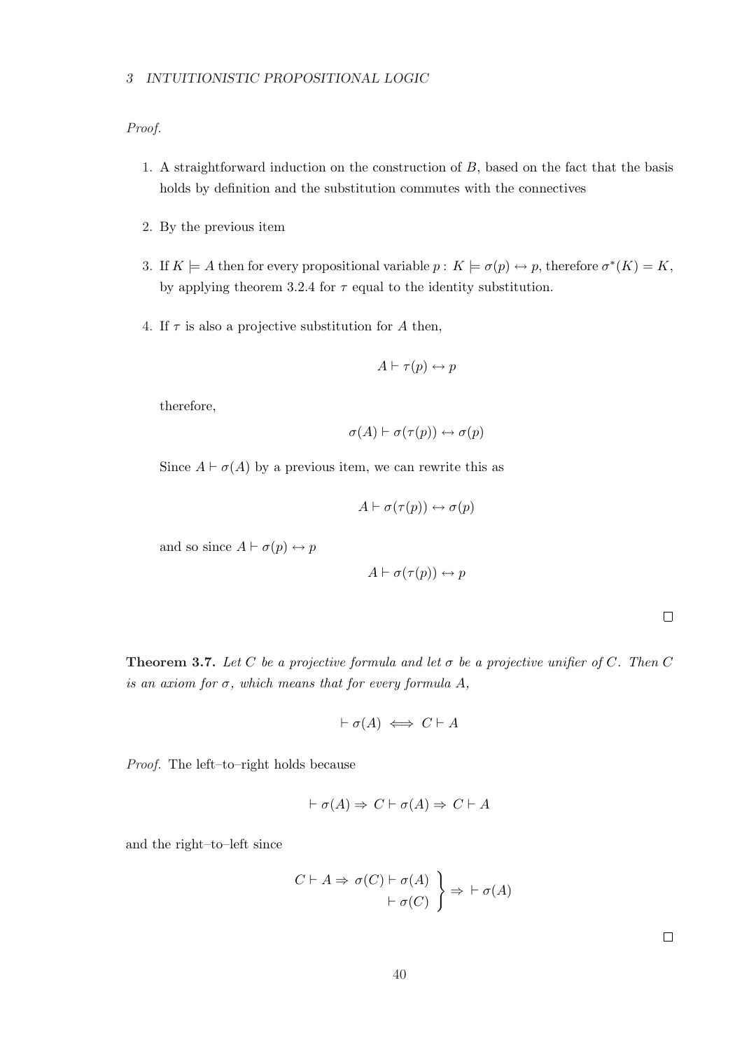*Proof.*

1. A straightforward induction on the construction of $B$, based on the fact that the basis holds by definition and the substitution commutes with the connectives

2. By the previous item

3. If $K \models A$ then for every propositional variable $p:\ K \models \sigma(p) \leftrightarrow p$, therefore $\sigma^*(K) = K$, by applying theorem 3.2.4 for $\tau$ equal to the identity substitution.

4. If $\tau$ is also a projective substitution for $A$ then,

$$A \vdash \tau(p) \leftrightarrow p$$

therefore,

$$\sigma(A) \vdash \sigma(\tau(p)) \leftrightarrow \sigma(p)$$

Since $A \vdash \sigma(A)$ by a previous item, we can rewrite this as

$$A \vdash \sigma(\tau(p)) \leftrightarrow \sigma(p)$$

and so since $A \vdash \sigma(p) \leftrightarrow p$

$$A \vdash \sigma(\tau(p)) \leftrightarrow p$$

□

**Theorem 3.7.** *Let $C$ be a projective formula and let $\sigma$ be a projective unifier of $C$. Then $C$ is an axiom for $\sigma$, which means that for every formula $A$,*

$$\vdash \sigma(A) \iff C \vdash A$$

*Proof.* The left–to–right holds because

$$\vdash \sigma(A) \Rightarrow C \vdash \sigma(A) \Rightarrow C \vdash A$$

and the right–to–left since

$$\left.\begin{array}{r} C \vdash A \Rightarrow \sigma(C) \vdash \sigma(A) \\ \vdash \sigma(C) \end{array}\right\} \Rightarrow \vdash \sigma(A)$$

□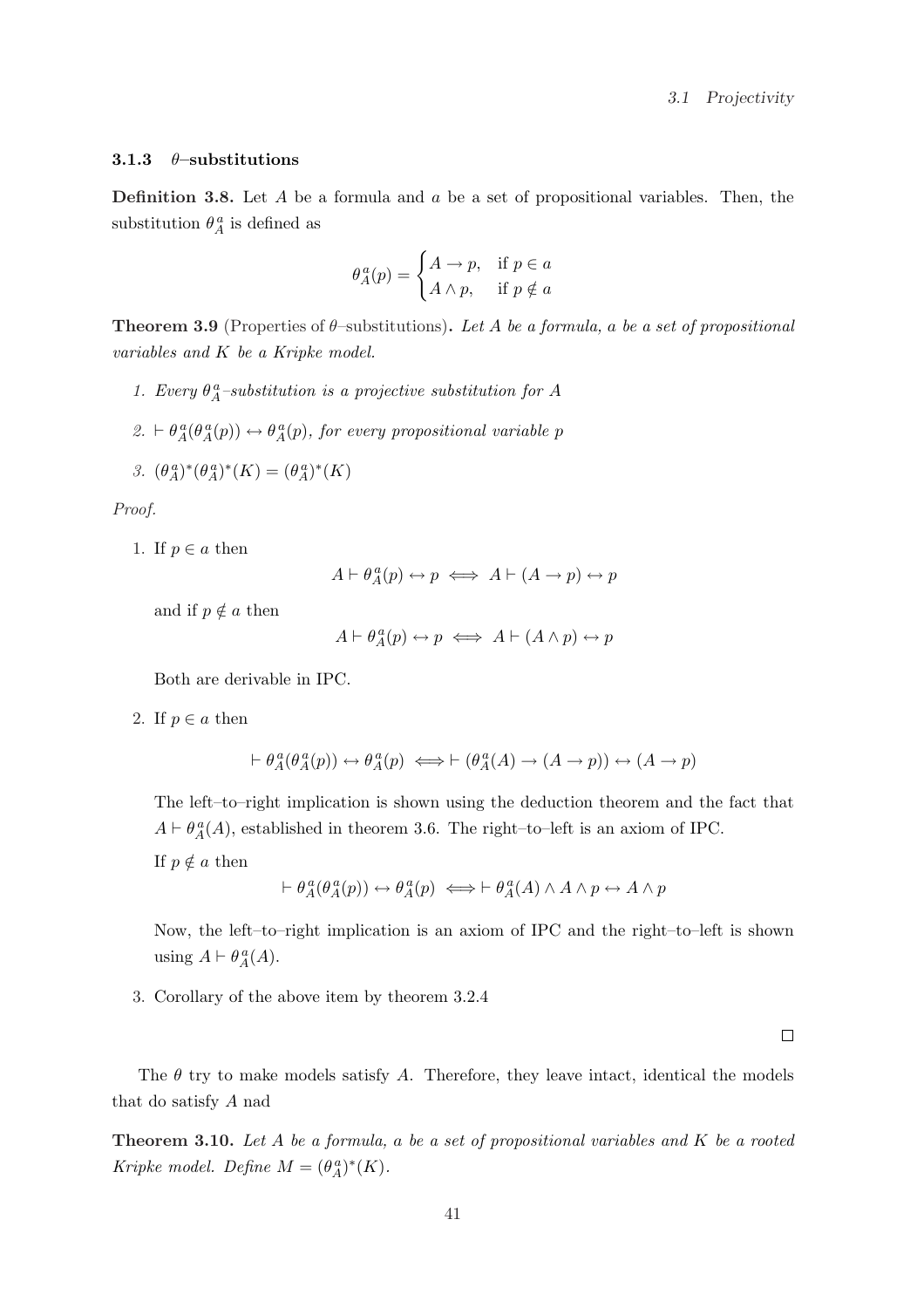### 3.1.3 $\theta$–substitutions

**Definition 3.8.** Let $A$ be a formula and $a$ be a set of propositional variables. Then, the substitution $\theta_A^a$ is defined as

$$\theta_A^a(p) = \begin{cases} A \to p, & \text{if } p \in a \\ A \wedge p, & \text{if } p \notin a \end{cases}$$

**Theorem 3.9** (Properties of $\theta$–substitutions)**.** *Let $A$ be a formula, $a$ be a set of propositional variables and $K$ be a Kripke model.*

1. *Every $\theta_A^a$–substitution is a projective substitution for $A$*
2. *$\vdash \theta_A^a(\theta_A^a(p)) \leftrightarrow \theta_A^a(p)$, for every propositional variable $p$*
3. *$(\theta_A^a)^*(\theta_A^a)^*(K) = (\theta_A^a)^*(K)$*

*Proof.*

1. If $p \in a$ then

$$A \vdash \theta_A^a(p) \leftrightarrow p \iff A \vdash (A \to p) \leftrightarrow p$$

and if $p \notin a$ then

$$A \vdash \theta_A^a(p) \leftrightarrow p \iff A \vdash (A \wedge p) \leftrightarrow p$$

Both are derivable in IPC.

2. If $p \in a$ then

$$\vdash \theta_A^a(\theta_A^a(p)) \leftrightarrow \theta_A^a(p) \iff \vdash (\theta_A^a(A) \to (A \to p)) \leftrightarrow (A \to p)$$

The left–to–right implication is shown using the deduction theorem and the fact that $A \vdash \theta_A^a(A)$, established in theorem 3.6. The right–to–left is an axiom of IPC.

If $p \notin a$ then

$$\vdash \theta_A^a(\theta_A^a(p)) \leftrightarrow \theta_A^a(p) \iff \vdash \theta_A^a(A) \wedge A \wedge p \leftrightarrow A \wedge p$$

Now, the left–to–right implication is an axiom of IPC and the right–to–left is shown using $A \vdash \theta_A^a(A)$.

3. Corollary of the above item by theorem 3.2.4

$\square$

The $\theta$ try to make models satisfy $A$. Therefore, they leave intact, identical the models that do satisfy $A$ nad

**Theorem 3.10.** *Let $A$ be a formula, $a$ be a set of propositional variables and $K$ be a rooted Kripke model. Define $M = (\theta_A^a)^*(K)$.*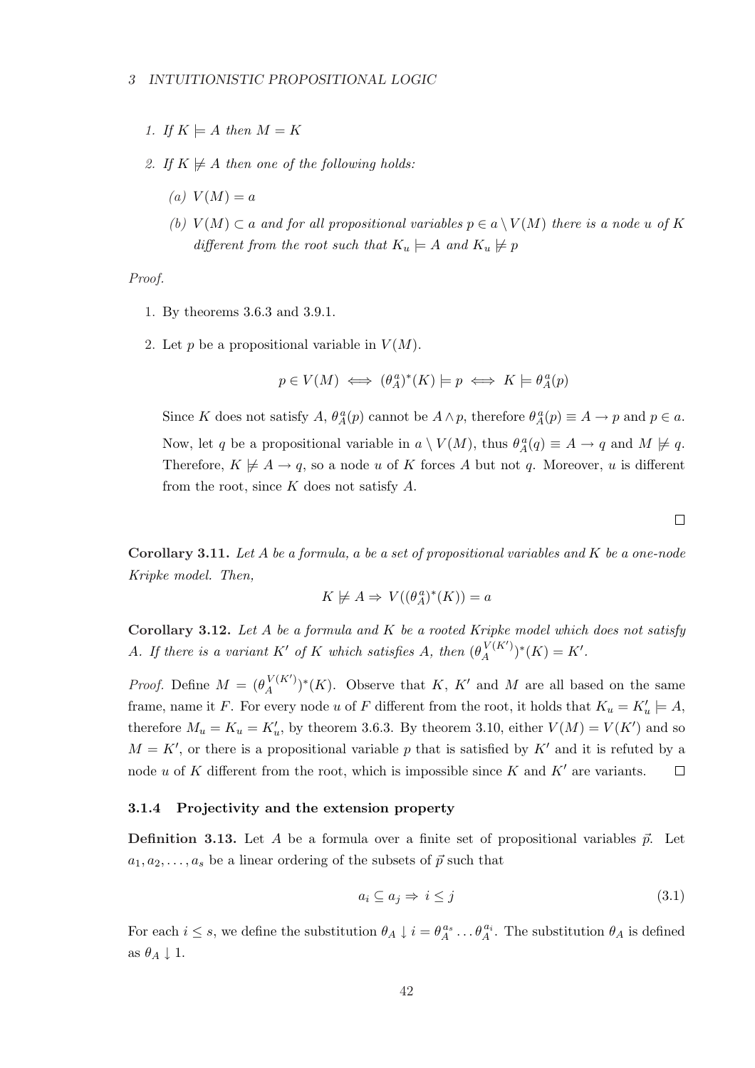1. *If $K \models A$ then $M = K$*

2. *If $K \not\models A$ then one of the following holds:*

   *(a) $V(M) = a$*

   *(b) $V(M) \subset a$ and for all propositional variables $p \in a \setminus V(M)$ there is a node $u$ of $K$ different from the root such that $K_u \models A$ and $K_u \not\models p$*

*Proof.*

1. By theorems 3.6.3 and 3.9.1.

2. Let $p$ be a propositional variable in $V(M)$.

$$p \in V(M) \iff (\theta_A^a)^*(K) \models p \iff K \models \theta_A^a(p)$$

Since $K$ does not satisfy $A$, $\theta_A^a(p)$ cannot be $A \wedge p$, therefore $\theta_A^a(p) \equiv A \to p$ and $p \in a$. Now, let $q$ be a propositional variable in $a \setminus V(M)$, thus $\theta_A^a(q) \equiv A \to q$ and $M \not\models q$. Therefore, $K \not\models A \to q$, so a node $u$ of $K$ forces $A$ but not $q$. Moreover, $u$ is different from the root, since $K$ does not satisfy $A$.

□

**Corollary 3.11.** *Let $A$ be a formula, $a$ be a set of propositional variables and $K$ be a one-node Kripke model. Then,*

$$K \not\models A \Rightarrow V((\theta_A^a)^*(K)) = a$$

**Corollary 3.12.** *Let $A$ be a formula and $K$ be a rooted Kripke model which does not satisfy $A$. If there is a variant $K'$ of $K$ which satisfies $A$, then $(\theta_A^{V(K')})^*(K) = K'$.*

*Proof.* Define $M = (\theta_A^{V(K')})^*(K)$. Observe that $K$, $K'$ and $M$ are all based on the same frame, name it $F$. For every node $u$ of $F$ different from the root, it holds that $K_u = K'_u \models A$, therefore $M_u = K_u = K'_u$, by theorem 3.6.3. By theorem 3.10, either $V(M) = V(K')$ and so $M = K'$, or there is a propositional variable $p$ that is satisfied by $K'$ and it is refuted by a node $u$ of $K$ different from the root, which is impossible since $K$ and $K'$ are variants. □

### 3.1.4 Projectivity and the extension property

**Definition 3.13.** Let $A$ be a formula over a finite set of propositional variables $\vec{p}$. Let $a_1, a_2, \ldots, a_s$ be a linear ordering of the subsets of $\vec{p}$ such that

$$a_i \subseteq a_j \Rightarrow i \leq j \tag{3.1}$$

For each $i \leq s$, we define the substitution $\theta_A \downarrow i = \theta_A^{a_s} \ldots \theta_A^{a_i}$. The substitution $\theta_A$ is defined as $\theta_A \downarrow 1$.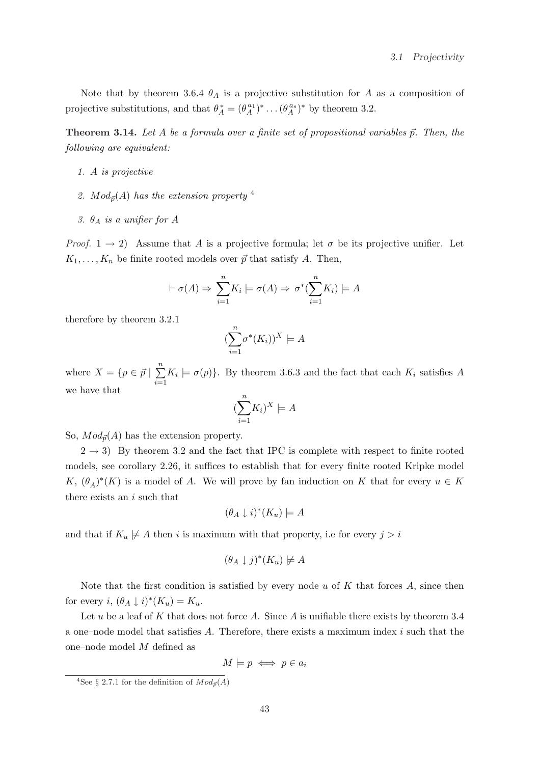Note that by theorem 3.6.4 $\theta_A$ is a projective substitution for $A$ as a composition of projective substitutions, and that $\theta_A^* = (\theta_A^{a_1})^* \dots (\theta_A^{a_s})^*$ by theorem 3.2.

**Theorem 3.14.** *Let $A$ be a formula over a finite set of propositional variables $\vec{p}$. Then, the following are equivalent:*

1. *$A$ is projective*
2. *$Mod_{\vec{p}}(A)$ has the extension property* [4]
3. *$\theta_A$ is a unifier for $A$*

*Proof.* $1 \to 2$) Assume that $A$ is a projective formula; let $\sigma$ be its projective unifier. Let $K_1, \dots, K_n$ be finite rooted models over $\vec{p}$ that satisfy $A$. Then,

$$\vdash \sigma(A) \Rightarrow \sum_{i=1}^{n} K_i \models \sigma(A) \Rightarrow \sigma^*(\sum_{i=1}^{n} K_i) \models A$$

therefore by theorem 3.2.1

$$(\sum_{i=1}^{n} \sigma^*(K_i))^X \models A$$

where $X = \{p \in \vec{p} \mid \sum_{i=1}^{n} K_i \models \sigma(p)\}$. By theorem 3.6.3 and the fact that each $K_i$ satisfies $A$ we have that

$$(\sum_{i=1}^{n} K_i)^X \models A$$

So, $Mod_{\vec{p}}(A)$ has the extension property.

$2 \to 3$) By theorem 3.2 and the fact that IPC is complete with respect to finite rooted models, see corollary 2.26, it suffices to establish that for every finite rooted Kripke model $K$, $(\theta_A)^*(K)$ is a model of $A$. We will prove by fan induction on $K$ that for every $u \in K$ there exists an $i$ such that

$$(\theta_A \downarrow i)^*(K_u) \models A$$

and that if $K_u \not\models A$ then $i$ is maximum with that property, i.e for every $j > i$

$$(\theta_A \downarrow j)^*(K_u) \not\models A$$

Note that the first condition is satisfied by every node $u$ of $K$ that forces $A$, since then for every $i$, $(\theta_A \downarrow i)^*(K_u) = K_u$.

Let $u$ be a leaf of $K$ that does not force $A$. Since $A$ is unifiable there exists by theorem 3.4 a one–node model that satisfies $A$. Therefore, there exists a maximum index $i$ such that the one–node model $M$ defined as

$$M \models p \iff p \in a_i$$

[4] See § 2.7.1 for the definition of $Mod_{\vec{p}}(A)$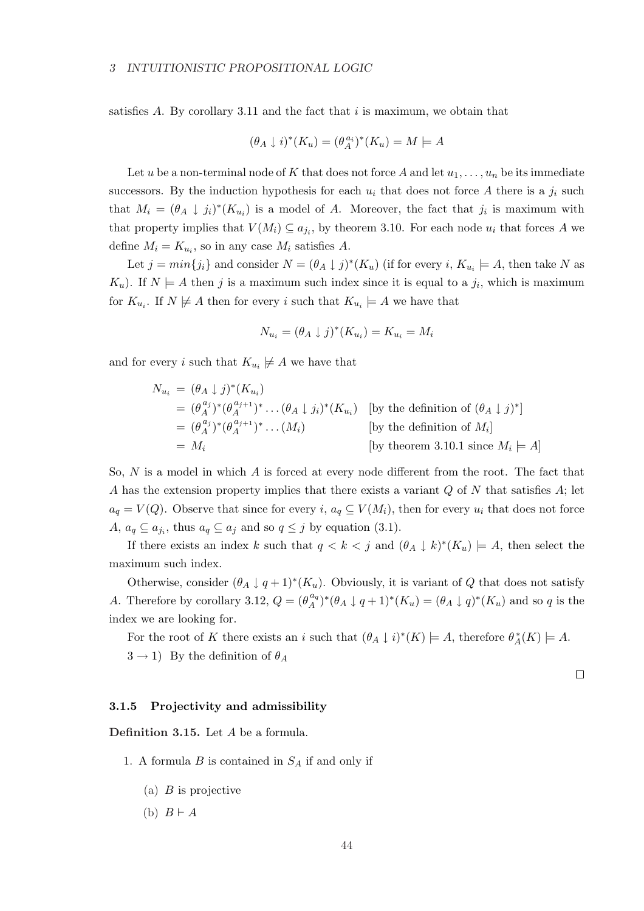satisfies $A$. By corollary 3.11 and the fact that $i$ is maximum, we obtain that

$$(\theta_A \downarrow i)^*(K_u) = (\theta_A^{a_i})^*(K_u) = M \models A$$

Let $u$ be a non-terminal node of $K$ that does not force $A$ and let $u_1, \ldots, u_n$ be its immediate successors. By the induction hypothesis for each $u_i$ that does not force $A$ there is a $j_i$ such that $M_i = (\theta_A \downarrow j_i)^*(K_{u_i})$ is a model of $A$. Moreover, the fact that $j_i$ is maximum with that property implies that $V(M_i) \subseteq a_{j_i}$, by theorem 3.10. For each node $u_i$ that forces $A$ we define $M_i = K_{u_i}$, so in any case $M_i$ satisfies $A$.

Let $j = min\{j_i\}$ and consider $N = (\theta_A \downarrow j)^*(K_u)$ (if for every $i$, $K_{u_i} \models A$, then take $N$ as $K_u$). If $N \models A$ then $j$ is a maximum such index since it is equal to a $j_i$, which is maximum for $K_{u_i}$. If $N \not\models A$ then for every $i$ such that $K_{u_i} \models A$ we have that

$$N_{u_i} = (\theta_A \downarrow j)^*(K_{u_i}) = K_{u_i} = M_i$$

and for every $i$ such that $K_{u_i} \not\models A$ we have that

$$
\begin{aligned}
N_{u_i} &= (\theta_A \downarrow j)^*(K_{u_i}) \\
&= (\theta_A^{a_j})^*(\theta_A^{a_{j+1}})^* \ldots (\theta_A \downarrow j_i)^*(K_{u_i}) && \text{[by the definition of } (\theta_A \downarrow j)^*\text{]} \\
&= (\theta_A^{a_j})^*(\theta_A^{a_{j+1}})^* \ldots (M_i) && \text{[by the definition of } M_i\text{]} \\
&= M_i && \text{[by theorem 3.10.1 since } M_i \models A\text{]}
\end{aligned}
$$

So, $N$ is a model in which $A$ is forced at every node different from the root. The fact that $A$ has the extension property implies that there exists a variant $Q$ of $N$ that satisfies $A$; let $a_q = V(Q)$. Observe that since for every $i$, $a_q \subseteq V(M_i)$, then for every $u_i$ that does not force $A$, $a_q \subseteq a_{j_i}$, thus $a_q \subseteq a_j$ and so $q \leq j$ by equation (3.1).

If there exists an index $k$ such that $q < k < j$ and $(\theta_A \downarrow k)^*(K_u) \models A$, then select the maximum such index.

Otherwise, consider $(\theta_A \downarrow q+1)^*(K_u)$. Obviously, it is variant of $Q$ that does not satisfy $A$. Therefore by corollary 3.12, $Q = (\theta_A^{a_q})^*(\theta_A \downarrow q+1)^*(K_u) = (\theta_A \downarrow q)^*(K_u)$ and so $q$ is the index we are looking for.

For the root of $K$ there exists an $i$ such that $(\theta_A \downarrow i)^*(K) \models A$, therefore $\theta_A^*(K) \models A$.

$3 \rightarrow 1$) By the definition of $\theta_A$

□

### 3.1.5 Projectivity and admissibility

**Definition 3.15.** Let $A$ be a formula.

1. A formula $B$ is contained in $S_A$ if and only if
   - (a) $B$ is projective
   - (b) $B \vdash A$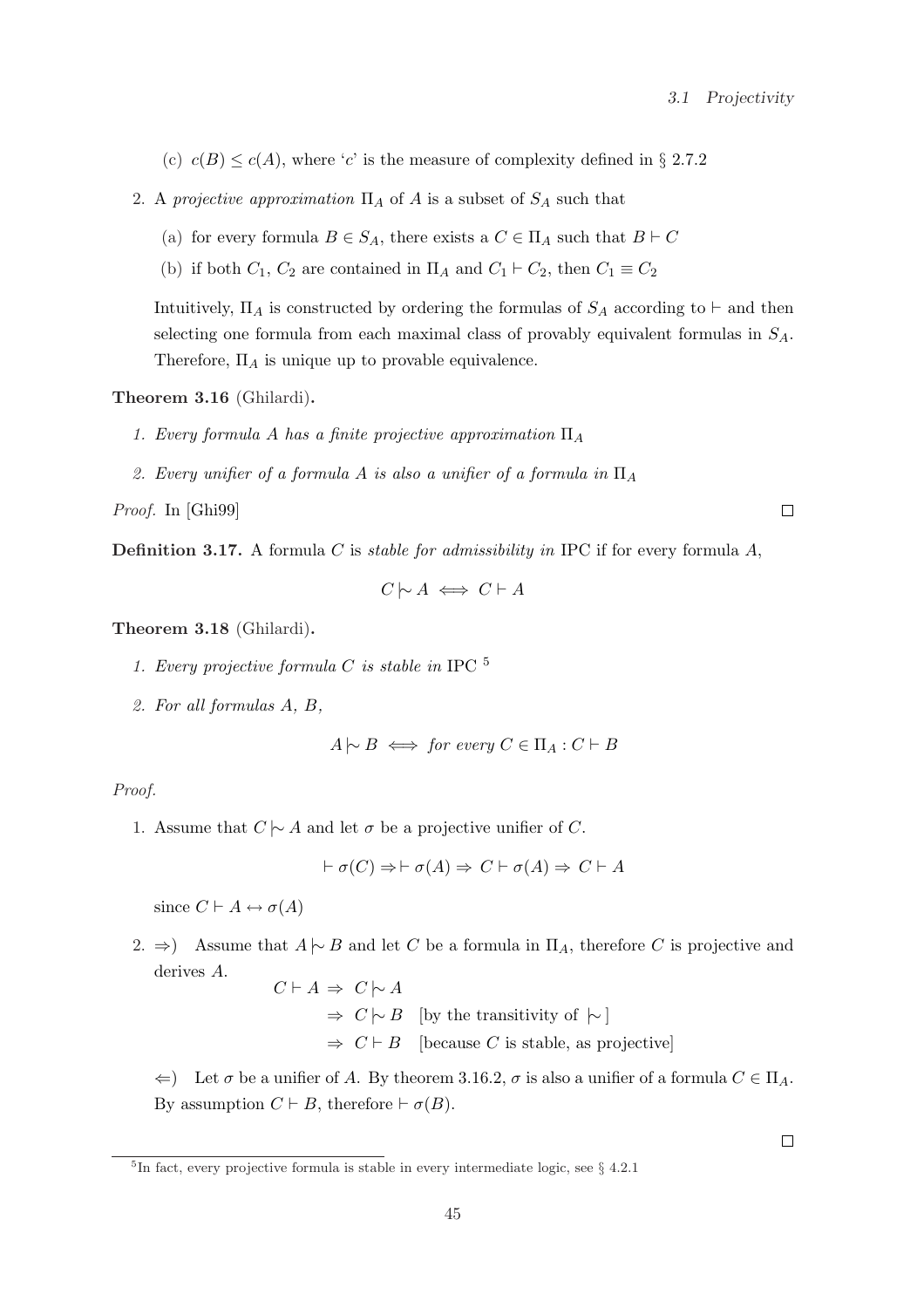(c) $c(B) \leq c(A)$, where '$c$' is the measure of complexity defined in § 2.7.2

2. A *projective approximation* $\Pi_A$ of $A$ is a subset of $S_A$ such that

   (a) for every formula $B \in S_A$, there exists a $C \in \Pi_A$ such that $B \vdash C$

   (b) if both $C_1$, $C_2$ are contained in $\Pi_A$ and $C_1 \vdash C_2$, then $C_1 \equiv C_2$

   Intuitively, $\Pi_A$ is constructed by ordering the formulas of $S_A$ according to $\vdash$ and then selecting one formula from each maximal class of provably equivalent formulas in $S_A$. Therefore, $\Pi_A$ is unique up to provable equivalence.

**Theorem 3.16** (Ghilardi)**.**

1. *Every formula $A$ has a finite projective approximation $\Pi_A$*
2. *Every unifier of a formula $A$ is also a unifier of a formula in $\Pi_A$*

*Proof.* In [Ghi99] □

**Definition 3.17.** A formula $C$ is *stable for admissibility in* IPC if for every formula $A$,

$$C \mathrel{|\!\sim} A \iff C \vdash A$$

**Theorem 3.18** (Ghilardi)**.**

1. *Every projective formula $C$ is stable in* IPC [5]
2. *For all formulas $A$, $B$,*

$$A \mathrel{|\!\sim} B \iff \textit{for every } C \in \Pi_A : C \vdash B$$

*Proof.*

1. Assume that $C \mathrel{|\!\sim} A$ and let $\sigma$ be a projective unifier of $C$.

$$\vdash \sigma(C) \Rightarrow \vdash \sigma(A) \Rightarrow C \vdash \sigma(A) \Rightarrow C \vdash A$$

   since $C \vdash A \leftrightarrow \sigma(A)$

2. $\Rightarrow$) Assume that $A \mathrel{|\!\sim} B$ and let $C$ be a formula in $\Pi_A$, therefore $C$ is projective and derives $A$.

$$\begin{aligned} C \vdash A &\Rightarrow C \mathrel{|\!\sim} A \\ &\Rightarrow C \mathrel{|\!\sim} B \quad \text{[by the transitivity of } \mathrel{|\!\sim} \text{]} \\ &\Rightarrow C \vdash B \quad \text{[because } C \text{ is stable, as projective]} \end{aligned}$$

   $\Leftarrow$) Let $\sigma$ be a unifier of $A$. By theorem 3.16.2, $\sigma$ is also a unifier of a formula $C \in \Pi_A$. By assumption $C \vdash B$, therefore $\vdash \sigma(B)$.

□

[5] In fact, every projective formula is stable in every intermediate logic, see § 4.2.1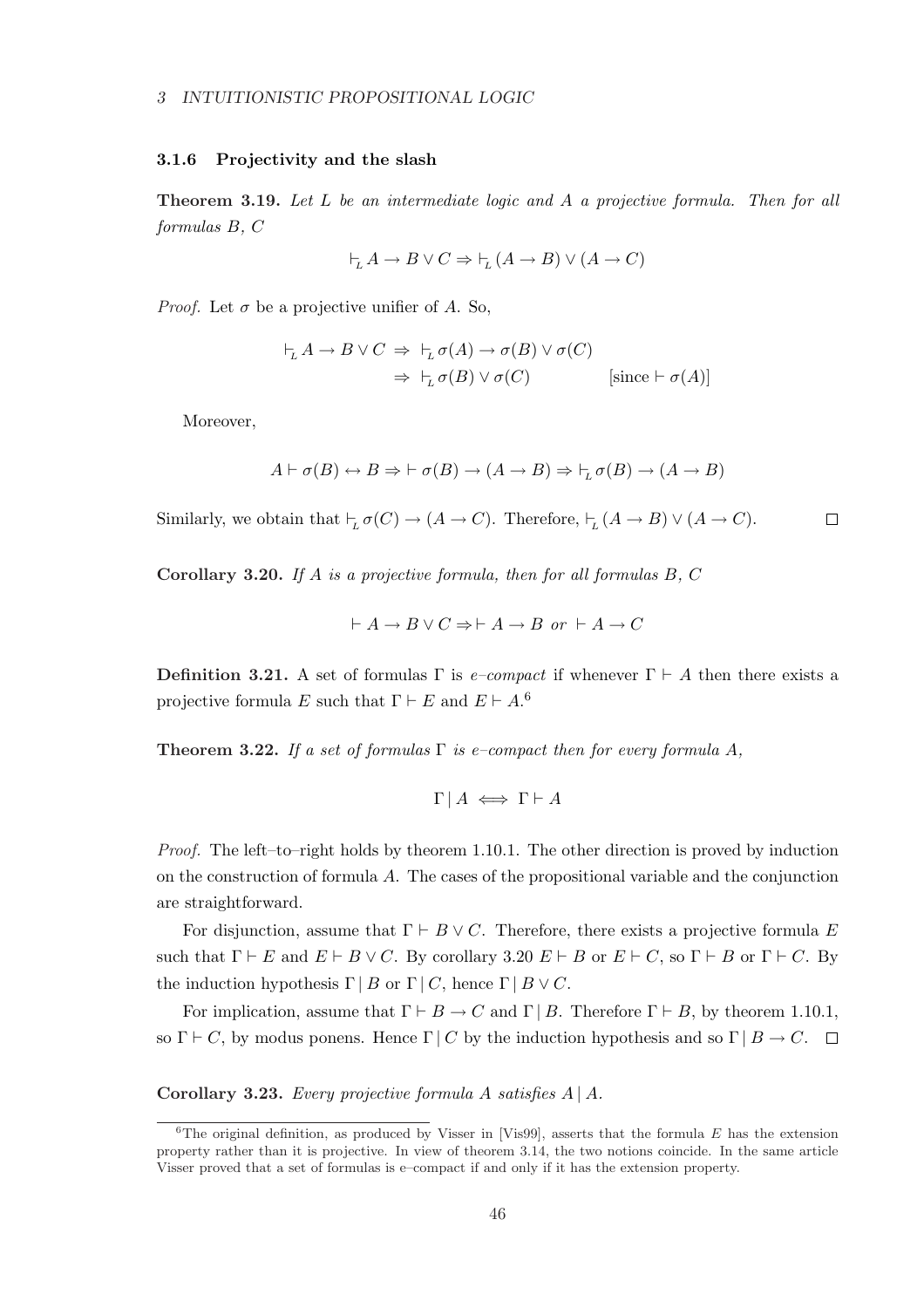### 3.1.6 Projectivity and the slash

**Theorem 3.19.** *Let $L$ be an intermediate logic and $A$ a projective formula. Then for all formulas $B$, $C$*

$$\vdash_L A \to B \vee C \Rightarrow \vdash_L (A \to B) \vee (A \to C)$$

*Proof.* Let $\sigma$ be a projective unifier of $A$. So,

$$\begin{aligned} \vdash_L A \to B \vee C &\Rightarrow \vdash_L \sigma(A) \to \sigma(B) \vee \sigma(C) \\ &\Rightarrow \vdash_L \sigma(B) \vee \sigma(C) \qquad\qquad [\text{since} \vdash \sigma(A)] \end{aligned}$$

Moreover,

$$A \vdash \sigma(B) \leftrightarrow B \Rightarrow \vdash \sigma(B) \to (A \to B) \Rightarrow \vdash_L \sigma(B) \to (A \to B)$$

Similarly, we obtain that $\vdash_L \sigma(C) \to (A \to C)$. Therefore, $\vdash_L (A \to B) \vee (A \to C)$. □

**Corollary 3.20.** *If $A$ is a projective formula, then for all formulas $B$, $C$*

$$\vdash A \to B \vee C \Rightarrow \vdash A \to B \text{ or } \vdash A \to C$$

**Definition 3.21.** A set of formulas $\Gamma$ is *e–compact* if whenever $\Gamma \vdash A$ then there exists a projective formula $E$ such that $\Gamma \vdash E$ and $E \vdash A$.[6]

**Theorem 3.22.** *If a set of formulas $\Gamma$ is e–compact then for every formula $A$,*

$$\Gamma \,|\, A \iff \Gamma \vdash A$$

*Proof.* The left–to–right holds by theorem 1.10.1. The other direction is proved by induction on the construction of formula $A$. The cases of the propositional variable and the conjunction are straightforward.

For disjunction, assume that $\Gamma \vdash B \vee C$. Therefore, there exists a projective formula $E$ such that $\Gamma \vdash E$ and $E \vdash B \vee C$. By corollary 3.20 $E \vdash B$ or $E \vdash C$, so $\Gamma \vdash B$ or $\Gamma \vdash C$. By the induction hypothesis $\Gamma \,|\, B$ or $\Gamma \,|\, C$, hence $\Gamma \,|\, B \vee C$.

For implication, assume that $\Gamma \vdash B \to C$ and $\Gamma \,|\, B$. Therefore $\Gamma \vdash B$, by theorem 1.10.1, so $\Gamma \vdash C$, by modus ponens. Hence $\Gamma \,|\, C$ by the induction hypothesis and so $\Gamma \,|\, B \to C$. □

**Corollary 3.23.** *Every projective formula $A$ satisfies $A \,|\, A$.*

---

[6] The original definition, as produced by Visser in [Vis99], asserts that the formula $E$ has the extension property rather than it is projective. In view of theorem 3.14, the two notions coincide. In the same article Visser proved that a set of formulas is e–compact if and only if it has the extension property.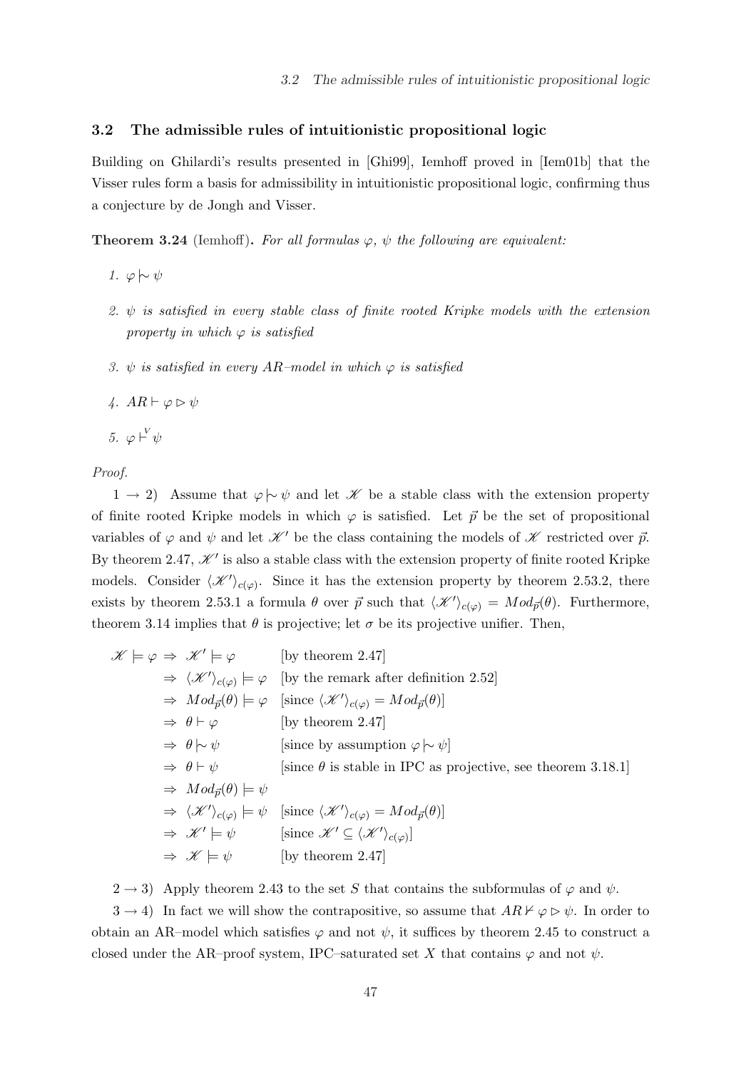## 3.2 The admissible rules of intuitionistic propositional logic

Building on Ghilardi's results presented in [Ghi99], Iemhoff proved in [Iem01b] that the Visser rules form a basis for admissibility in intuitionistic propositional logic, confirming thus a conjecture by de Jongh and Visser.

**Theorem 3.24** (Iemhoff)**.** *For all formulas $\varphi$, $\psi$ the following are equivalent:*

1. $\varphi \mathrel{|\!\sim} \psi$
2. *$\psi$ is satisfied in every stable class of finite rooted Kripke models with the extension property in which $\varphi$ is satisfied*
3. *$\psi$ is satisfied in every AR–model in which $\varphi$ is satisfied*
4. $AR \vdash \varphi \rhd \psi$
5. $\varphi \vdash^{V} \psi$

*Proof.*

$1 \to 2$) Assume that $\varphi \mathrel{|\!\sim} \psi$ and let $\mathscr{K}$ be a stable class with the extension property of finite rooted Kripke models in which $\varphi$ is satisfied. Let $\vec{p}$ be the set of propositional variables of $\varphi$ and $\psi$ and let $\mathscr{K}'$ be the class containing the models of $\mathscr{K}$ restricted over $\vec{p}$. By theorem 2.47, $\mathscr{K}'$ is also a stable class with the extension property of finite rooted Kripke models. Consider $\langle \mathscr{K}' \rangle_{c(\varphi)}$. Since it has the extension property by theorem 2.53.2, there exists by theorem 2.53.1 a formula $\theta$ over $\vec{p}$ such that $\langle \mathscr{K}' \rangle_{c(\varphi)} = Mod_{\vec{p}}(\theta)$. Furthermore, theorem 3.14 implies that $\theta$ is projective; let $\sigma$ be its projective unifier. Then,

$$
\begin{aligned}
\mathscr{K} \models \varphi &\Rightarrow \mathscr{K}' \models \varphi && \text{[by theorem 2.47]}\\
&\Rightarrow \langle \mathscr{K}' \rangle_{c(\varphi)} \models \varphi && \text{[by the remark after definition 2.52]}\\
&\Rightarrow Mod_{\vec{p}}(\theta) \models \varphi && \text{[since } \langle \mathscr{K}' \rangle_{c(\varphi)} = Mod_{\vec{p}}(\theta)\text{]}\\
&\Rightarrow \theta \vdash \varphi && \text{[by theorem 2.47]}\\
&\Rightarrow \theta \mathrel{|\!\sim} \psi && \text{[since by assumption } \varphi \mathrel{|\!\sim} \psi\text{]}\\
&\Rightarrow \theta \vdash \psi && \text{[since } \theta \text{ is stable in IPC as projective, see theorem 3.18.1]}\\
&\Rightarrow Mod_{\vec{p}}(\theta) \models \psi && \\
&\Rightarrow \langle \mathscr{K}' \rangle_{c(\varphi)} \models \psi && \text{[since } \langle \mathscr{K}' \rangle_{c(\varphi)} = Mod_{\vec{p}}(\theta)\text{]}\\
&\Rightarrow \mathscr{K}' \models \psi && \text{[since } \mathscr{K}' \subseteq \langle \mathscr{K}' \rangle_{c(\varphi)}\text{]}\\
&\Rightarrow \mathscr{K} \models \psi && \text{[by theorem 2.47]}
\end{aligned}
$$

$2 \to 3$) Apply theorem 2.43 to the set $S$ that contains the subformulas of $\varphi$ and $\psi$.

$3 \to 4$) In fact we will show the contrapositive, so assume that $AR \nvdash \varphi \rhd \psi$. In order to obtain an AR–model which satisfies $\varphi$ and not $\psi$, it suffices by theorem 2.45 to construct a closed under the AR–proof system, IPC–saturated set $X$ that contains $\varphi$ and not $\psi$.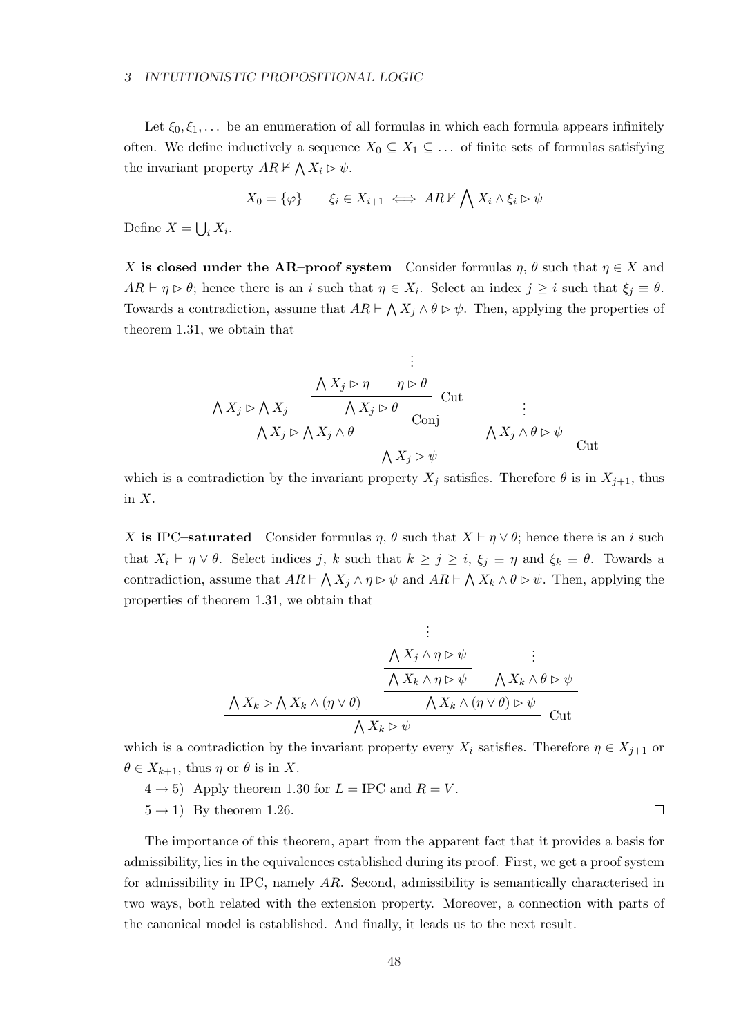Let $\xi_0, \xi_1, \ldots$ be an enumeration of all formulas in which each formula appears infinitely often. We define inductively a sequence $X_0 \subseteq X_1 \subseteq \ldots$ of finite sets of formulas satisfying the invariant property $AR \nvdash \bigwedge X_i \rhd \psi$.

$$X_0 = \{\varphi\} \qquad \xi_i \in X_{i+1} \iff AR \nvdash \bigwedge X_i \wedge \xi_i \rhd \psi$$

Define $X = \bigcup_i X_i$.

**$X$ is closed under the AR–proof system** Consider formulas $\eta$, $\theta$ such that $\eta \in X$ and $AR \vdash \eta \rhd \theta$; hence there is an $i$ such that $\eta \in X_i$. Select an index $j \geq i$ such that $\xi_j \equiv \theta$. Towards a contradiction, assume that $AR \vdash \bigwedge X_j \wedge \theta \rhd \psi$. Then, applying the properties of theorem 1.31, we obtain that

$$\dfrac{\dfrac{\bigwedge X_j \rhd \bigwedge X_j \qquad \dfrac{\bigwedge X_j \rhd \eta \qquad \overset{\vdots}{\eta \rhd \theta}}{\bigwedge X_j \rhd \theta}\text{ Cut}}{\bigwedge X_j \rhd \bigwedge X_j \wedge \theta}\text{ Conj} \qquad \overset{\vdots}{\bigwedge X_j \wedge \theta \rhd \psi}}{\bigwedge X_j \rhd \psi}\text{ Cut}$$

which is a contradiction by the invariant property $X_j$ satisfies. Therefore $\theta$ is in $X_{j+1}$, thus in $X$.

**$X$ is IPC–saturated** Consider formulas $\eta$, $\theta$ such that $X \vdash \eta \vee \theta$; hence there is an $i$ such that $X_i \vdash \eta \vee \theta$. Select indices $j$, $k$ such that $k \geq j \geq i$, $\xi_j \equiv \eta$ and $\xi_k \equiv \theta$. Towards a contradiction, assume that $AR \vdash \bigwedge X_j \wedge \eta \rhd \psi$ and $AR \vdash \bigwedge X_k \wedge \theta \rhd \psi$. Then, applying the properties of theorem 1.31, we obtain that

$$\dfrac{\bigwedge X_k \rhd \bigwedge X_k \wedge (\eta \vee \theta) \qquad \dfrac{\dfrac{\overset{\vdots}{\bigwedge X_j \wedge \eta \rhd \psi}}{\bigwedge X_k \wedge \eta \rhd \psi} \qquad \overset{\vdots}{\bigwedge X_k \wedge \theta \rhd \psi}}{\bigwedge X_k \wedge (\eta \vee \theta) \rhd \psi}}{\bigwedge X_k \rhd \psi}\text{ Cut}$$

which is a contradiction by the invariant property every $X_i$ satisfies. Therefore $\eta \in X_{j+1}$ or $\theta \in X_{k+1}$, thus $\eta$ or $\theta$ is in $X$.

$4 \to 5$) Apply theorem 1.30 for $L = \text{IPC}$ and $R = V$.

$5 \to 1$) By theorem 1.26. $\square$

The importance of this theorem, apart from the apparent fact that it provides a basis for admissibility, lies in the equivalences established during its proof. First, we get a proof system for admissibility in IPC, namely $AR$. Second, admissibility is semantically characterised in two ways, both related with the extension property. Moreover, a connection with parts of the canonical model is established. And finally, it leads us to the next result.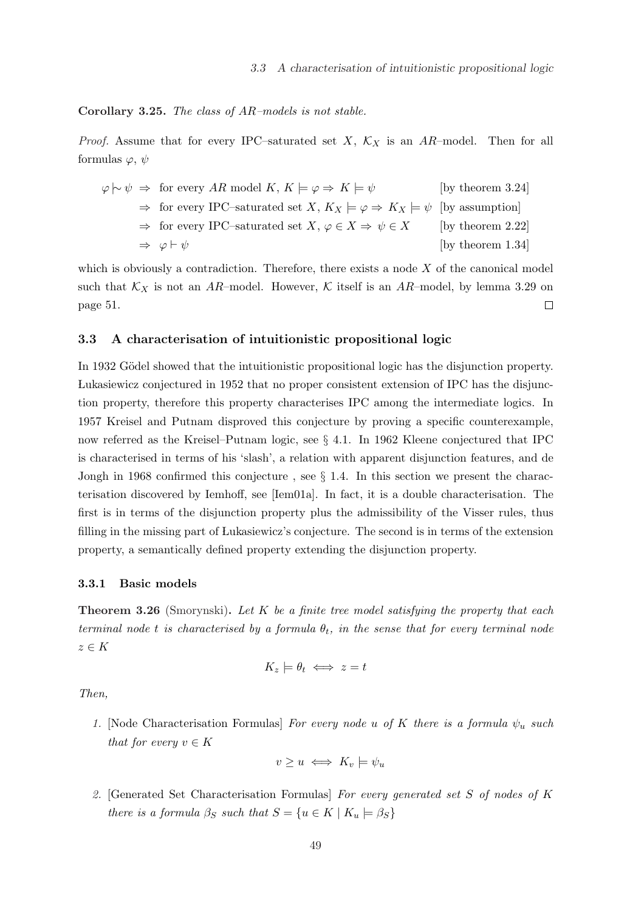**Corollary 3.25.** *The class of AR–models is not stable.*

*Proof.* Assume that for every IPC–saturated set $X$, $\mathcal{K}_X$ is an $AR$–model. Then for all formulas $\varphi$, $\psi$

$$
\begin{array}{llll}
\varphi \mathrel{|\!\sim} \psi & \Rightarrow & \text{for every } AR \text{ model } K,\ K \models \varphi \Rightarrow K \models \psi & \text{[by theorem 3.24]} \\
 & \Rightarrow & \text{for every IPC–saturated set } X,\ \mathcal{K}_X \models \varphi \Rightarrow \mathcal{K}_X \models \psi & \text{[by assumption]} \\
 & \Rightarrow & \text{for every IPC–saturated set } X,\ \varphi \in X \Rightarrow \psi \in X & \text{[by theorem 2.22]} \\
 & \Rightarrow & \varphi \vdash \psi & \text{[by theorem 1.34]}
\end{array}
$$

which is obviously a contradiction. Therefore, there exists a node $X$ of the canonical model such that $\mathcal{K}_X$ is not an $AR$–model. However, $\mathcal{K}$ itself is an $AR$–model, by lemma 3.29 on page 51. $\square$

### 3.3 A characterisation of intuitionistic propositional logic

In 1932 Gödel showed that the intuitionistic propositional logic has the disjunction property. Łukasiewicz conjectured in 1952 that no proper consistent extension of IPC has the disjunction property, therefore this property characterises IPC among the intermediate logics. In 1957 Kreisel and Putnam disproved this conjecture by proving a specific counterexample, now referred as the Kreisel–Putnam logic, see § 4.1. In 1962 Kleene conjectured that IPC is characterised in terms of his 'slash', a relation with apparent disjunction features, and de Jongh in 1968 confirmed this conjecture , see § 1.4. In this section we present the characterisation discovered by Iemhoff, see [Iem01a]. In fact, it is a double characterisation. The first is in terms of the disjunction property plus the admissibility of the Visser rules, thus filling in the missing part of Łukasiewicz's conjecture. The second is in terms of the extension property, a semantically defined property extending the disjunction property.

#### 3.3.1 Basic models

**Theorem 3.26** (Smorynski)**.** *Let $K$ be a finite tree model satisfying the property that each terminal node $t$ is characterised by a formula $\theta_t$, in the sense that for every terminal node $z \in K$*

$$K_z \models \theta_t \iff z = t$$

*Then,*

1. [Node Characterisation Formulas] *For every node $u$ of $K$ there is a formula $\psi_u$ such that for every $v \in K$*

$$v \geq u \iff K_v \models \psi_u$$

2. [Generated Set Characterisation Formulas] *For every generated set $S$ of nodes of $K$ there is a formula $\beta_S$ such that $S = \{u \in K \mid K_u \models \beta_S\}$*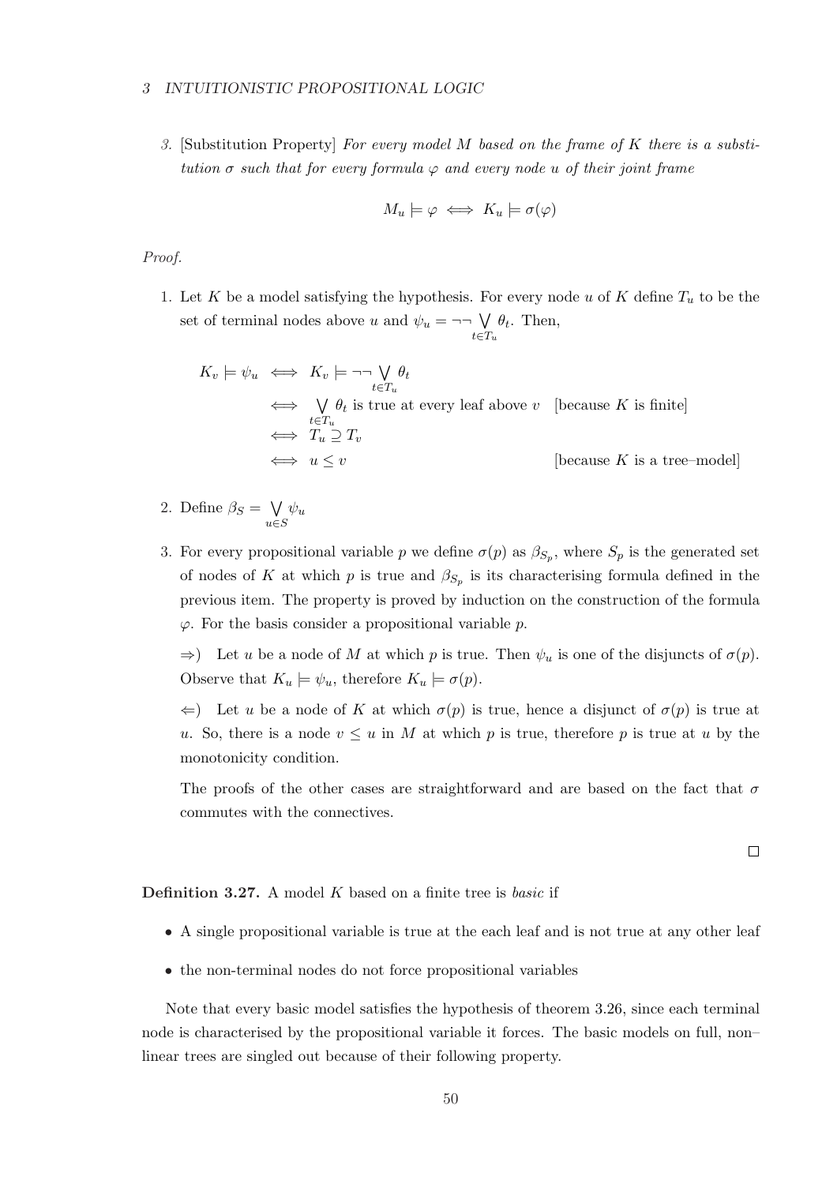3. [Substitution Property] *For every model $M$ based on the frame of $K$ there is a substitution $\sigma$ such that for every formula $\varphi$ and every node $u$ of their joint frame*

$$M_u \models \varphi \iff K_u \models \sigma(\varphi)$$

*Proof.*

1. Let $K$ be a model satisfying the hypothesis. For every node $u$ of $K$ define $T_u$ to be the set of terminal nodes above $u$ and $\psi_u = \neg\neg \bigvee_{t \in T_u} \theta_t$. Then,

$$\begin{aligned}
K_v \models \psi_u &\iff K_v \models \neg\neg \bigvee_{t \in T_u} \theta_t \\
&\iff \bigvee_{t \in T_u} \theta_t \text{ is true at every leaf above } v \quad \text{[because } K \text{ is finite]} \\
&\iff T_u \supseteq T_v \\
&\iff u \leq v \quad \text{[because } K \text{ is a tree–model]}
\end{aligned}$$

2. Define $\beta_S = \bigvee_{u \in S} \psi_u$

3. For every propositional variable $p$ we define $\sigma(p)$ as $\beta_{S_p}$, where $S_p$ is the generated set of nodes of $K$ at which $p$ is true and $\beta_{S_p}$ is its characterising formula defined in the previous item. The property is proved by induction on the construction of the formula $\varphi$. For the basis consider a propositional variable $p$.

   $\Rightarrow$) Let $u$ be a node of $M$ at which $p$ is true. Then $\psi_u$ is one of the disjuncts of $\sigma(p)$. Observe that $K_u \models \psi_u$, therefore $K_u \models \sigma(p)$.

   $\Leftarrow$) Let $u$ be a node of $K$ at which $\sigma(p)$ is true, hence a disjunct of $\sigma(p)$ is true at $u$. So, there is a node $v \leq u$ in $M$ at which $p$ is true, therefore $p$ is true at $u$ by the monotonicity condition.

   The proofs of the other cases are straightforward and are based on the fact that $\sigma$ commutes with the connectives.

□

**Definition 3.27.** A model $K$ based on a finite tree is *basic* if

- A single propositional variable is true at the each leaf and is not true at any other leaf
- the non-terminal nodes do not force propositional variables

Note that every basic model satisfies the hypothesis of theorem 3.26, since each terminal node is characterised by the propositional variable it forces. The basic models on full, non–linear trees are singled out because of their following property.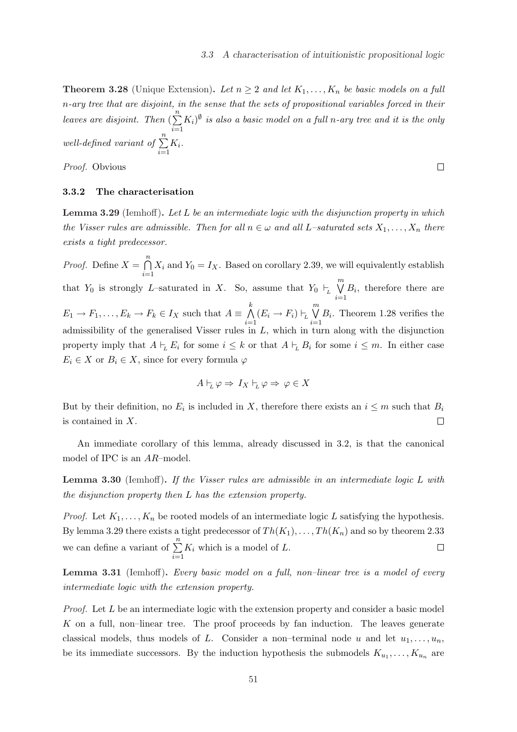**Theorem 3.28** (Unique Extension)**.** *Let $n \geq 2$ and let $K_1, \dots, K_n$ be basic models on a full $n$-ary tree that are disjoint, in the sense that the sets of propositional variables forced in their leaves are disjoint. Then $(\sum_{i=1}^{n} K_i)^{\emptyset}$ is also a basic model on a full $n$-ary tree and it is the only well-defined variant of $\sum_{i=1}^{n} K_i$.*

*Proof.* Obvious $\square$

### 3.3.2 The characterisation

**Lemma 3.29** (Iemhoff)**.** *Let $L$ be an intermediate logic with the disjunction property in which the Visser rules are admissible. Then for all $n \in \omega$ and all $L$–saturated sets $X_1, \dots, X_n$ there exists a tight predecessor.*

*Proof.* Define $X = \bigcap_{i=1}^{n} X_i$ and $Y_0 = I_X$. Based on corollary 2.39, we will equivalently establish that $Y_0$ is strongly $L$–saturated in $X$. So, assume that $Y_0 \vdash_L \bigvee_{i=1}^{m} B_i$, therefore there are $E_1 \to F_1, \dots, E_k \to F_k \in I_X$ such that $A \equiv \bigwedge_{i=1}^{k} (E_i \to F_i) \vdash_L \bigvee_{i=1}^{m} B_i$. Theorem 1.28 verifies the admissibility of the generalised Visser rules in $L$, which in turn along with the disjunction property imply that $A \vdash_L E_i$ for some $i \leq k$ or that $A \vdash_L B_i$ for some $i \leq m$. In either case $E_i \in X$ or $B_i \in X$, since for every formula $\varphi$

$$A \vdash_L \varphi \Rightarrow I_X \vdash_L \varphi \Rightarrow \varphi \in X$$

But by their definition, no $E_i$ is included in $X$, therefore there exists an $i \leq m$ such that $B_i$ is contained in $X$. $\square$

An immediate corollary of this lemma, already discussed in 3.2, is that the canonical model of IPC is an $AR$–model.

**Lemma 3.30** (Iemhoff)**.** *If the Visser rules are admissible in an intermediate logic $L$ with the disjunction property then $L$ has the extension property.*

*Proof.* Let $K_1, \dots, K_n$ be rooted models of an intermediate logic $L$ satisfying the hypothesis. By lemma 3.29 there exists a tight predecessor of $Th(K_1), \dots, Th(K_n)$ and so by theorem 2.33 we can define a variant of $\sum_{i=1}^{n} K_i$ which is a model of $L$. $\square$

**Lemma 3.31** (Iemhoff)**.** *Every basic model on a full, non–linear tree is a model of every intermediate logic with the extension property.*

*Proof.* Let $L$ be an intermediate logic with the extension property and consider a basic model $K$ on a full, non–linear tree. The proof proceeds by fan induction. The leaves generate classical models, thus models of $L$. Consider a non–terminal node $u$ and let $u_1, \dots, u_n$, be its immediate successors. By the induction hypothesis the submodels $K_{u_1}, \dots, K_{u_n}$ are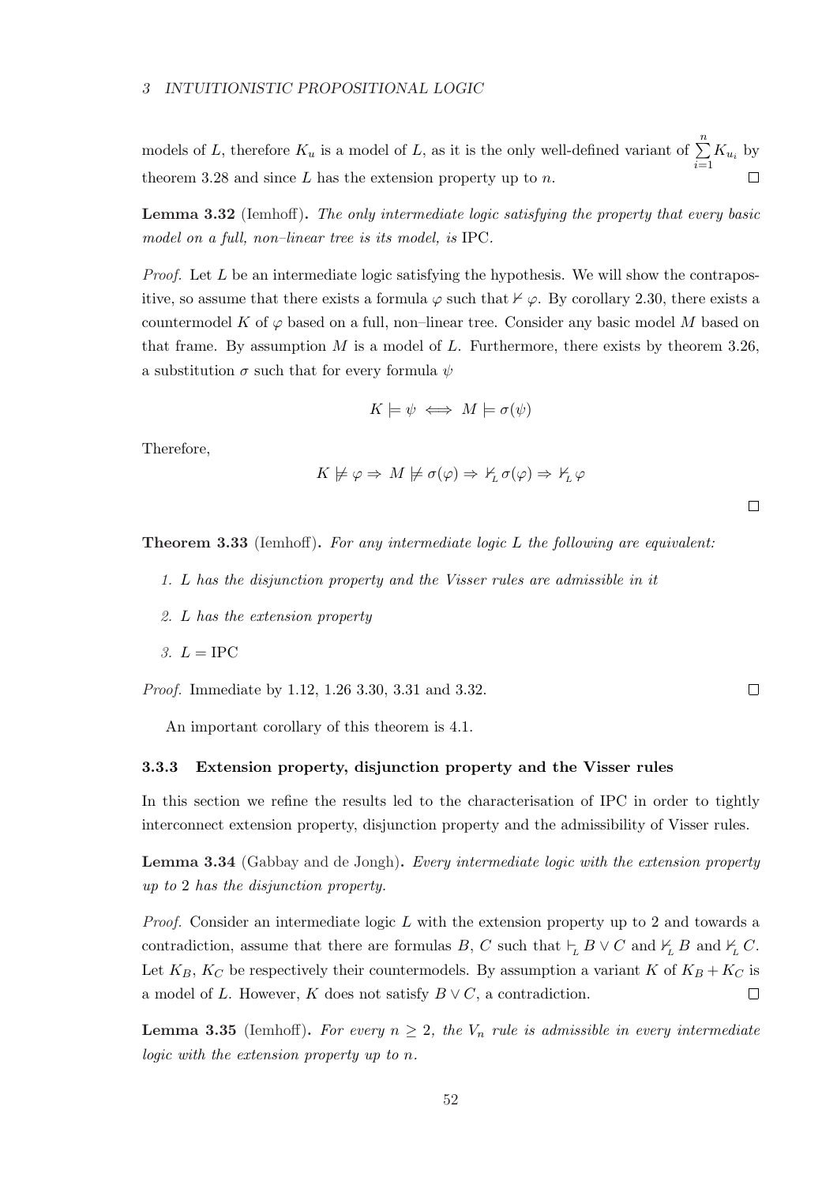models of $L$, therefore $K_u$ is a model of $L$, as it is the only well-defined variant of $\sum_{i=1}^{n} K_{u_i}$ by theorem 3.28 and since $L$ has the extension property up to $n$. ☐

**Lemma 3.32** (Iemhoff)**.** *The only intermediate logic satisfying the property that every basic model on a full, non–linear tree is its model, is* IPC*.*

*Proof.* Let $L$ be an intermediate logic satisfying the hypothesis. We will show the contrapositive, so assume that there exists a formula $\varphi$ such that $\nvdash \varphi$. By corollary 2.30, there exists a countermodel $K$ of $\varphi$ based on a full, non–linear tree. Consider any basic model $M$ based on that frame. By assumption $M$ is a model of $L$. Furthermore, there exists by theorem 3.26, a substitution $\sigma$ such that for every formula $\psi$

$$K \models \psi \iff M \models \sigma(\psi)$$

Therefore,

$$K \not\models \varphi \Rightarrow M \not\models \sigma(\varphi) \Rightarrow \nvdash_L \sigma(\varphi) \Rightarrow \nvdash_L \varphi$$

☐

**Theorem 3.33** (Iemhoff)**.** *For any intermediate logic $L$ the following are equivalent:*

1. *$L$ has the disjunction property and the Visser rules are admissible in it*
2. *$L$ has the extension property*
3. *$L = $ IPC*

*Proof.* Immediate by 1.12, 1.26 3.30, 3.31 and 3.32. ☐

An important corollary of this theorem is 4.1.

### 3.3.3 Extension property, disjunction property and the Visser rules

In this section we refine the results led to the characterisation of IPC in order to tightly interconnect extension property, disjunction property and the admissibility of Visser rules.

**Lemma 3.34** (Gabbay and de Jongh)**.** *Every intermediate logic with the extension property up to 2 has the disjunction property.*

*Proof.* Consider an intermediate logic $L$ with the extension property up to 2 and towards a contradiction, assume that there are formulas $B$, $C$ such that $\vdash_L B \vee C$ and $\nvdash_L B$ and $\nvdash_L C$. Let $K_B$, $K_C$ be respectively their countermodels. By assumption a variant $K$ of $K_B + K_C$ is a model of $L$. However, $K$ does not satisfy $B \vee C$, a contradiction. ☐

**Lemma 3.35** (Iemhoff)**.** *For every $n \geq 2$, the $V_n$ rule is admissible in every intermediate logic with the extension property up to $n$.*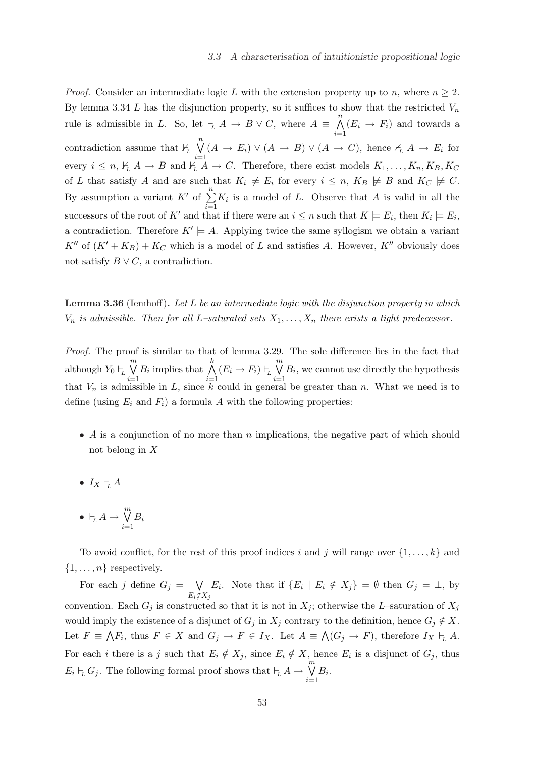*Proof.* Consider an intermediate logic $L$ with the extension property up to $n$, where $n \geq 2$. By lemma 3.34 $L$ has the disjunction property, so it suffices to show that the restricted $V_n$ rule is admissible in $L$. So, let $\vdash_L A \to B \vee C$, where $A \equiv \bigwedge_{i=1}^{n}(E_i \to F_i)$ and towards a contradiction assume that $\nvdash_L \bigvee_{i=1}^{n}(A \to E_i) \vee (A \to B) \vee (A \to C)$, hence $\nvdash_L A \to E_i$ for every $i \leq n$, $\nvdash_L A \to B$ and $\nvdash_L A \to C$. Therefore, there exist models $K_1, \ldots, K_n, K_B, K_C$ of $L$ that satisfy $A$ and are such that $K_i \not\models E_i$ for every $i \leq n$, $K_B \not\models B$ and $K_C \not\models C$. By assumption a variant $K'$ of $\sum_{i=1}^{n} K_i$ is a model of $L$. Observe that $A$ is valid in all the successors of the root of $K'$ and that if there were an $i \leq n$ such that $K \models E_i$, then $K_i \models E_i$, a contradiction. Therefore $K' \models A$. Applying twice the same syllogism we obtain a variant $K''$ of $(K' + K_B) + K_C$ which is a model of $L$ and satisfies $A$. However, $K''$ obviously does not satisfy $B \vee C$, a contradiction. □

**Lemma 3.36** (Iemhoff)**.** *Let $L$ be an intermediate logic with the disjunction property in which $V_n$ is admissible. Then for all $L$–saturated sets $X_1, \ldots, X_n$ there exists a tight predecessor.*

*Proof.* The proof is similar to that of lemma 3.29. The sole difference lies in the fact that although $Y_0 \vdash_L \bigvee_{i=1}^{m} B_i$ implies that $\bigwedge_{i=1}^{k}(E_i \to F_i) \vdash_L \bigvee_{i=1}^{m} B_i$, we cannot use directly the hypothesis that $V_n$ is admissible in $L$, since $k$ could in general be greater than $n$. What we need is to define (using $E_i$ and $F_i$) a formula $A$ with the following properties:

- $A$ is a conjunction of no more than $n$ implications, the negative part of which should not belong in $X$
- $I_X \vdash_L A$
- $\vdash_L A \to \bigvee_{i=1}^{m} B_i$

To avoid conflict, for the rest of this proof indices $i$ and $j$ will range over $\{1, \ldots, k\}$ and $\{1, \ldots, n\}$ respectively.

For each $j$ define $G_j = \bigvee_{E_i \notin X_j} E_i$. Note that if $\{E_i \mid E_i \notin X_j\} = \emptyset$ then $G_j = \bot$, by convention. Each $G_j$ is constructed so that it is not in $X_j$; otherwise the $L$–saturation of $X_j$ would imply the existence of a disjunct of $G_j$ in $X_j$ contrary to the definition, hence $G_j \notin X$. Let $F \equiv \bigwedge F_i$, thus $F \in X$ and $G_j \to F \in I_X$. Let $A \equiv \bigwedge(G_j \to F)$, therefore $I_X \vdash_L A$. For each $i$ there is a $j$ such that $E_i \notin X_j$, since $E_i \notin X$, hence $E_i$ is a disjunct of $G_j$, thus $E_i \vdash_L G_j$. The following formal proof shows that $\vdash_L A \to \bigvee_{i=1}^{m} B_i$.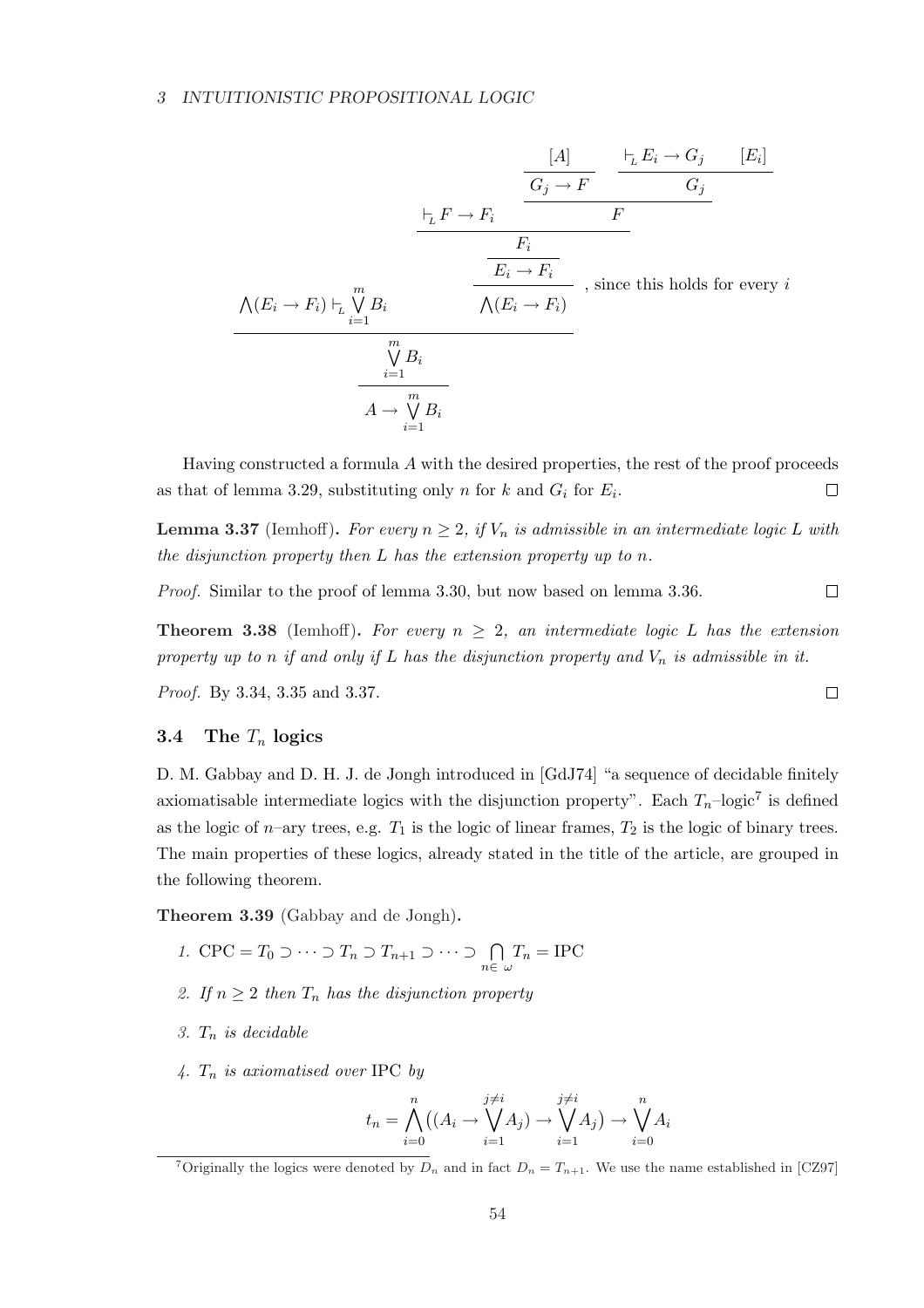$$
\dfrac{\bigwedge(E_i \to F_i) \vdash_L \bigvee_{i=1}^{m} B_i \qquad \dfrac{\dfrac{\dfrac{\vdash_L F \to F_i \qquad \dfrac{\dfrac{[A]}{G_j \to F} \qquad \dfrac{\vdash_L E_i \to G_j \qquad [E_i]}{G_j}}{F}}{F_i}}{E_i \to F_i}}{\bigwedge(E_i \to F_i)} \text{, since this holds for every } i}{\dfrac{\bigvee_{i=1}^{m} B_i}{A \to \bigvee_{i=1}^{m} B_i}}
$$

Having constructed a formula $A$ with the desired properties, the rest of the proof proceeds as that of lemma 3.29, substituting only $n$ for $k$ and $G_i$ for $E_i$. □

**Lemma 3.37** (Iemhoff)**.** *For every $n \geq 2$, if $V_n$ is admissible in an intermediate logic $L$ with the disjunction property then $L$ has the extension property up to $n$.*

*Proof.* Similar to the proof of lemma 3.30, but now based on lemma 3.36. □

**Theorem 3.38** (Iemhoff)**.** *For every $n \geq 2$, an intermediate logic $L$ has the extension property up to $n$ if and only if $L$ has the disjunction property and $V_n$ is admissible in it.*

*Proof.* By 3.34, 3.35 and 3.37. □

### 3.4 The $T_n$ logics

D. M. Gabbay and D. H. J. de Jongh introduced in [GdJ74] "a sequence of decidable finitely axiomatisable intermediate logics with the disjunction property". Each $T_n$–logic[7] is defined as the logic of $n$–ary trees, e.g. $T_1$ is the logic of linear frames, $T_2$ is the logic of binary trees. The main properties of these logics, already stated in the title of the article, are grouped in the following theorem.

**Theorem 3.39** (Gabbay and de Jongh)**.**

1. $\text{CPC} = T_0 \supset \cdots \supset T_n \supset T_{n+1} \supset \cdots \supset \bigcap_{n \in \omega} T_n = \text{IPC}$
2. *If $n \geq 2$ then $T_n$ has the disjunction property*
3. *$T_n$ is decidable*
4. *$T_n$ is axiomatised over* IPC *by*

$$t_n = \bigwedge_{i=0}^{n} \big( (A_i \to \bigvee_{i=1}^{j \neq i} A_j) \to \bigvee_{i=1}^{j \neq i} A_j \big) \to \bigvee_{i=0}^{n} A_i$$

[7] Originally the logics were denoted by $D_n$ and in fact $D_n = T_{n+1}$. We use the name established in [CZ97]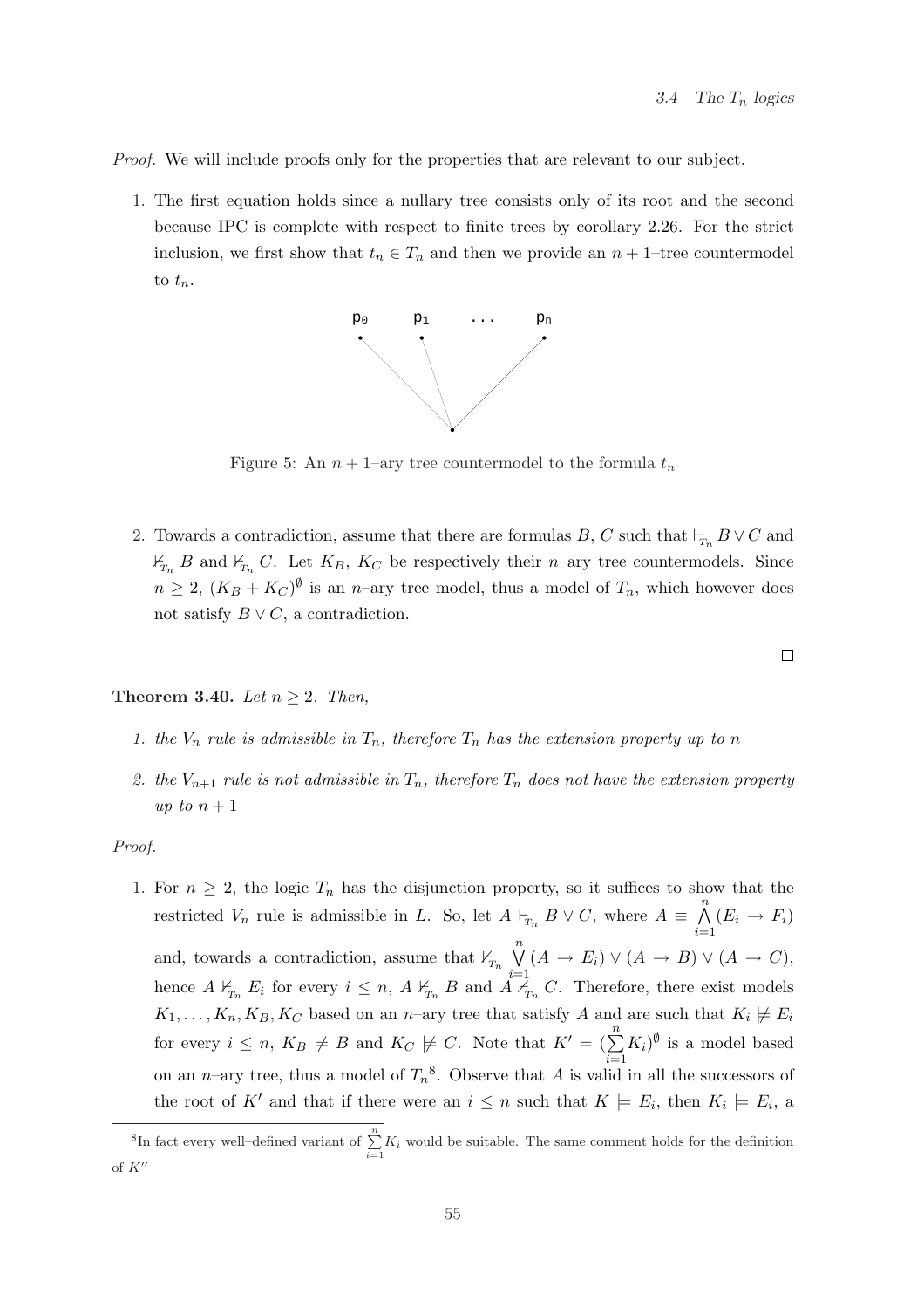*Proof.* We will include proofs only for the properties that are relevant to our subject.

1. The first equation holds since a nullary tree consists only of its root and the second because IPC is complete with respect to finite trees by corollary 2.26. For the strict inclusion, we first show that $t_n \in T_n$ and then we provide an $n+1$–tree countermodel to $t_n$.

Figure 5: An $n+1$–ary tree countermodel to the formula $t_n$

2. Towards a contradiction, assume that there are formulas $B$, $C$ such that $\vdash_{T_n} B \vee C$ and $\nvdash_{T_n} B$ and $\nvdash_{T_n} C$. Let $K_B$, $K_C$ be respectively their $n$–ary tree countermodels. Since $n \geq 2$, $(K_B + K_C)^{\emptyset}$ is an $n$–ary tree model, thus a model of $T_n$, which however does not satisfy $B \vee C$, a contradiction.

$\square$

**Theorem 3.40.** *Let $n \geq 2$. Then,*

1. *the $V_n$ rule is admissible in $T_n$, therefore $T_n$ has the extension property up to $n$*
2. *the $V_{n+1}$ rule is not admissible in $T_n$, therefore $T_n$ does not have the extension property up to $n+1$*

*Proof.*

1. For $n \geq 2$, the logic $T_n$ has the disjunction property, so it suffices to show that the restricted $V_n$ rule is admissible in $L$. So, let $A \vdash_{T_n} B \vee C$, where $A \equiv \bigwedge_{i=1}^{n} (E_i \to F_i)$ and, towards a contradiction, assume that $\nvdash_{T_n} \bigvee_{i=1}^{n} (A \to E_i) \vee (A \to B) \vee (A \to C)$, hence $A \nvdash_{T_n} E_i$ for every $i \leq n$, $A \nvdash_{T_n} B$ and $A \nvdash_{T_n} C$. Therefore, there exist models $K_1, \ldots, K_n, K_B, K_C$ based on an $n$–ary tree that satisfy $A$ and are such that $K_i \not\models E_i$ for every $i \leq n$, $K_B \not\models B$ and $K_C \not\models C$. Note that $K' = (\sum_{i=1}^{n} K_i)^{\emptyset}$ is a model based on an $n$–ary tree, thus a model of $T_n$[8]. Observe that $A$ is valid in all the successors of the root of $K'$ and that if there were an $i \leq n$ such that $K \models E_i$, then $K_i \models E_i$, a

[8] In fact every well–defined variant of $\sum_{i=1}^{n} K_i$ would be suitable. The same comment holds for the definition of $K''$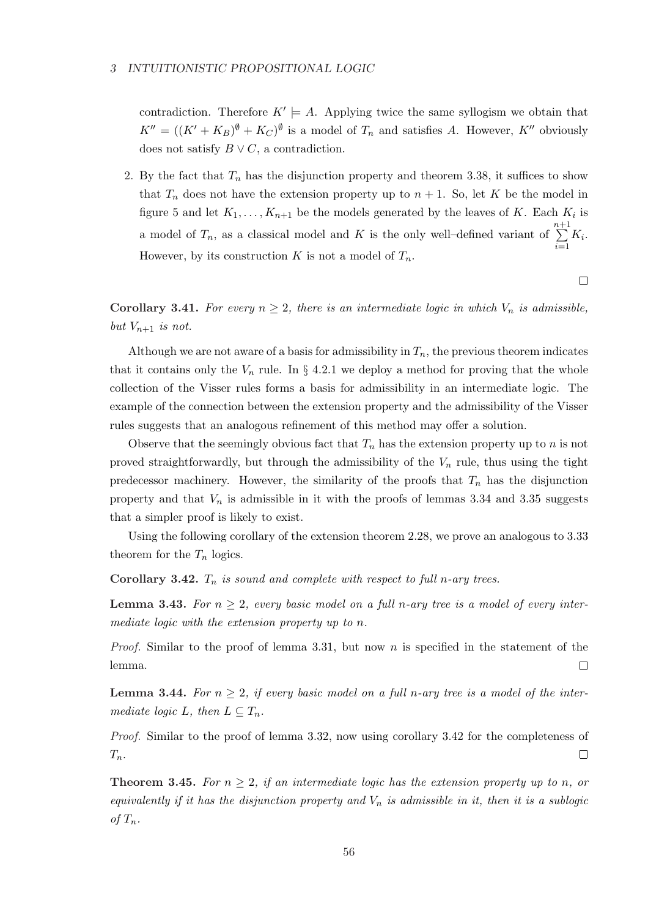contradiction. Therefore $K' \models A$. Applying twice the same syllogism we obtain that $K'' = ((K' + K_B)^{\emptyset} + K_C)^{\emptyset}$ is a model of $T_n$ and satisfies $A$. However, $K''$ obviously does not satisfy $B \vee C$, a contradiction.

2. By the fact that $T_n$ has the disjunction property and theorem 3.38, it suffices to show that $T_n$ does not have the extension property up to $n + 1$. So, let $K$ be the model in figure 5 and let $K_1, \ldots, K_{n+1}$ be the models generated by the leaves of $K$. Each $K_i$ is a model of $T_n$, as a classical model and $K$ is the only well–defined variant of $\sum_{i=1}^{n+1} K_i$. However, by its construction $K$ is not a model of $T_n$.

□

**Corollary 3.41.** *For every $n \geq 2$, there is an intermediate logic in which $V_n$ is admissible, but $V_{n+1}$ is not.*

Although we are not aware of a basis for admissibility in $T_n$, the previous theorem indicates that it contains only the $V_n$ rule. In § 4.2.1 we deploy a method for proving that the whole collection of the Visser rules forms a basis for admissibility in an intermediate logic. The example of the connection between the extension property and the admissibility of the Visser rules suggests that an analogous refinement of this method may offer a solution.

Observe that the seemingly obvious fact that $T_n$ has the extension property up to $n$ is not proved straightforwardly, but through the admissibility of the $V_n$ rule, thus using the tight predecessor machinery. However, the similarity of the proofs that $T_n$ has the disjunction property and that $V_n$ is admissible in it with the proofs of lemmas 3.34 and 3.35 suggests that a simpler proof is likely to exist.

Using the following corollary of the extension theorem 2.28, we prove an analogous to 3.33 theorem for the $T_n$ logics.

**Corollary 3.42.** *$T_n$ is sound and complete with respect to full $n$-ary trees.*

**Lemma 3.43.** *For $n \geq 2$, every basic model on a full $n$-ary tree is a model of every intermediate logic with the extension property up to $n$.*

*Proof.* Similar to the proof of lemma 3.31, but now $n$ is specified in the statement of the lemma. □

**Lemma 3.44.** *For $n \geq 2$, if every basic model on a full $n$-ary tree is a model of the intermediate logic $L$, then $L \subseteq T_n$.*

*Proof.* Similar to the proof of lemma 3.32, now using corollary 3.42 for the completeness of $T_n$. □

**Theorem 3.45.** *For $n \geq 2$, if an intermediate logic has the extension property up to $n$, or equivalently if it has the disjunction property and $V_n$ is admissible in it, then it is a sublogic of $T_n$.*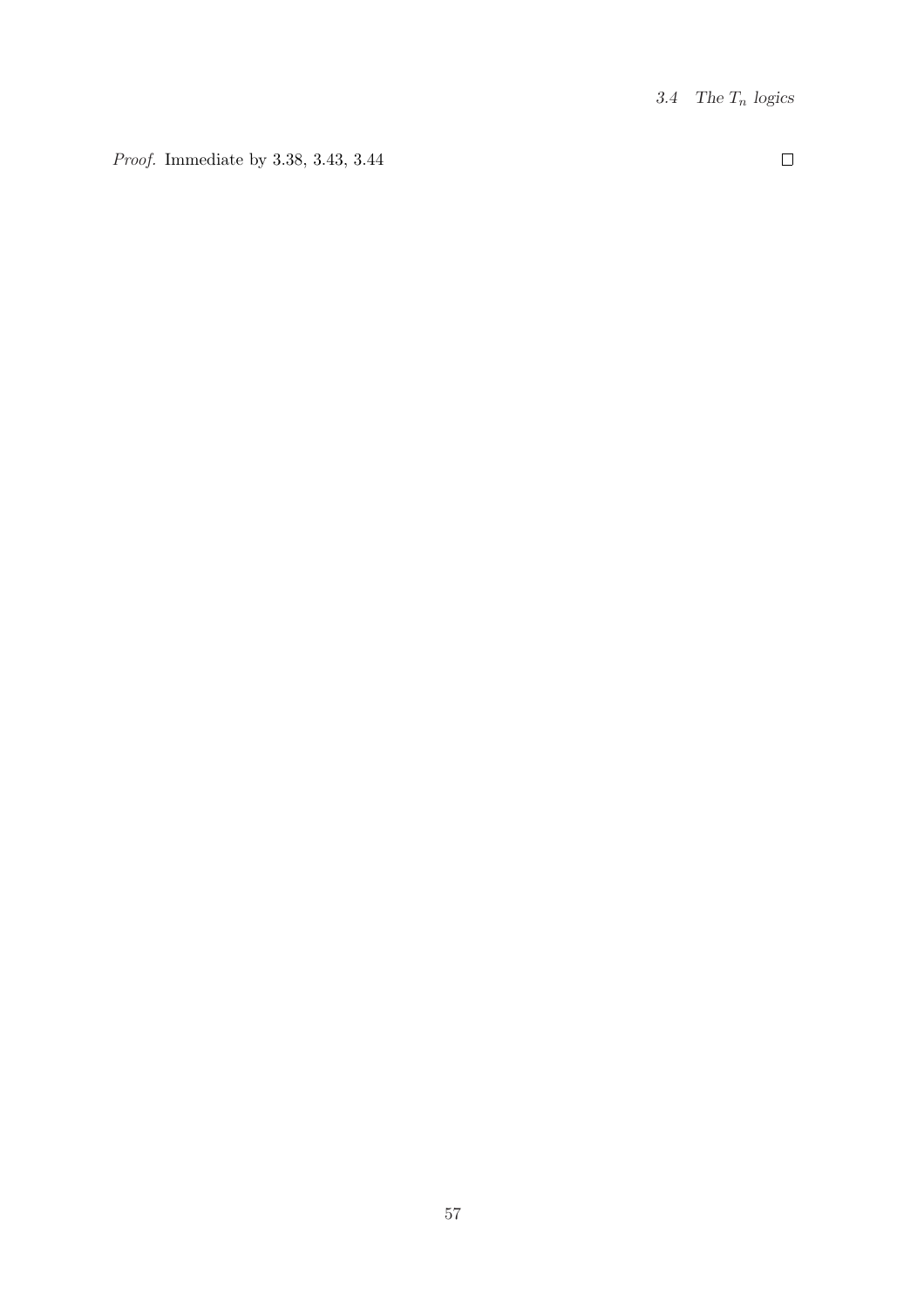*Proof.* Immediate by 3.38, 3.43, 3.44 □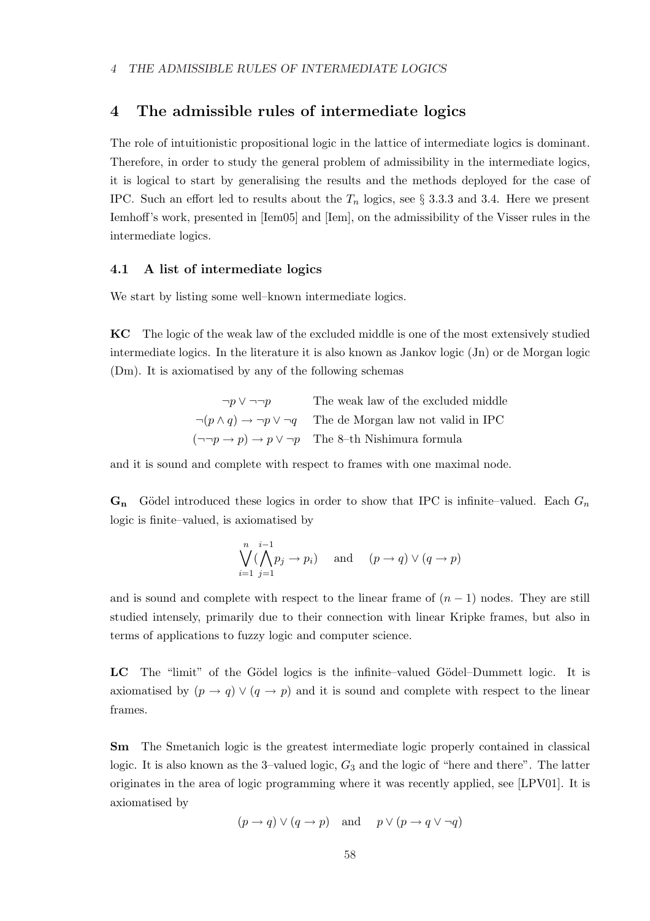# 4 The admissible rules of intermediate logics

The role of intuitionistic propositional logic in the lattice of intermediate logics is dominant. Therefore, in order to study the general problem of admissibility in the intermediate logics, it is logical to start by generalising the results and the methods deployed for the case of IPC. Such an effort led to results about the $T_n$ logics, see § 3.3.3 and 3.4. Here we present Iemhoff's work, presented in [Iem05] and [Iem], on the admissibility of the Visser rules in the intermediate logics.

## 4.1 A list of intermediate logics

We start by listing some well–known intermediate logics.

**KC** The logic of the weak law of the excluded middle is one of the most extensively studied intermediate logics. In the literature it is also known as Jankov logic (Jn) or de Morgan logic (Dm). It is axiomatised by any of the following schemas

| | |
|---|---|
| $\neg p \vee \neg\neg p$ | The weak law of the excluded middle |
| $\neg(p \wedge q) \to \neg p \vee \neg q$ | The de Morgan law not valid in IPC |
| $(\neg\neg p \to p) \to p \vee \neg p$ | The 8–th Nishimura formula |

and it is sound and complete with respect to frames with one maximal node.

$\mathbf{G_n}$ Gödel introduced these logics in order to show that IPC is infinite–valued. Each $G_n$ logic is finite–valued, is axiomatised by

$$\bigvee_{i=1}^{n} (\bigwedge_{j=1}^{i-1} p_j \to p_i) \quad \text{and} \quad (p \to q) \vee (q \to p)$$

and is sound and complete with respect to the linear frame of $(n-1)$ nodes. They are still studied intensely, primarily due to their connection with linear Kripke frames, but also in terms of applications to fuzzy logic and computer science.

**LC** The "limit" of the Gödel logics is the infinite–valued Gödel–Dummett logic. It is axiomatised by $(p \to q) \vee (q \to p)$ and it is sound and complete with respect to the linear frames.

**Sm** The Smetanich logic is the greatest intermediate logic properly contained in classical logic. It is also known as the 3–valued logic, $G_3$ and the logic of "here and there". The latter originates in the area of logic programming where it was recently applied, see [LPV01]. It is axiomatised by

$$(p \to q) \vee (q \to p) \quad \text{and} \quad p \vee (p \to q \vee \neg q)$$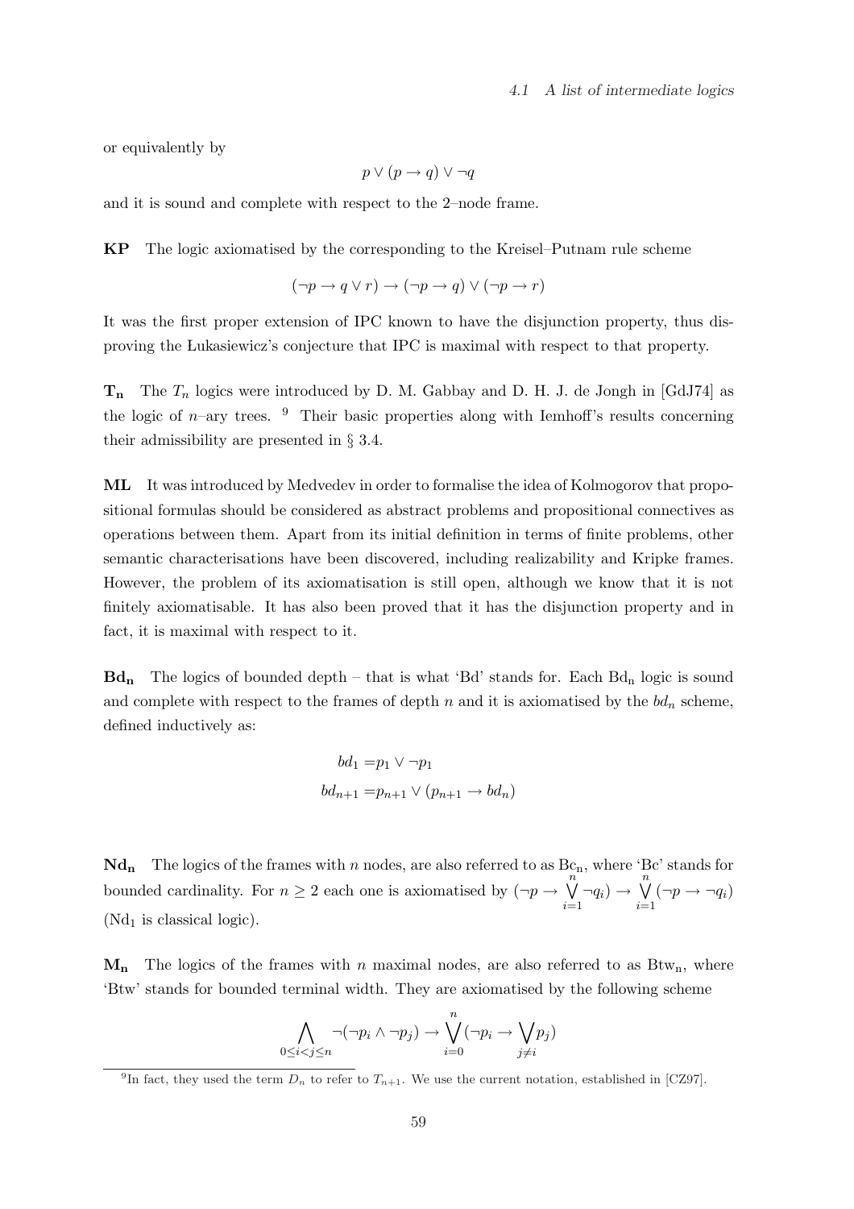or equivalently by

$$p \vee (p \to q) \vee \neg q$$

and it is sound and complete with respect to the 2–node frame.

**KP** The logic axiomatised by the corresponding to the Kreisel–Putnam rule scheme

$$(\neg p \to q \vee r) \to (\neg p \to q) \vee (\neg p \to r)$$

It was the first proper extension of IPC known to have the disjunction property, thus disproving the Łukasiewicz's conjecture that IPC is maximal with respect to that property.

**$\mathbf{T_n}$** The $T_n$ logics were introduced by D. M. Gabbay and D. H. J. de Jongh in [GdJ74] as the logic of $n$–ary trees. [9] Their basic properties along with Iemhoff's results concerning their admissibility are presented in § 3.4.

**ML** It was introduced by Medvedev in order to formalise the idea of Kolmogorov that propositional formulas should be considered as abstract problems and propositional connectives as operations between them. Apart from its initial definition in terms of finite problems, other semantic characterisations have been discovered, including realizability and Kripke frames. However, the problem of its axiomatisation is still open, although we know that it is not finitely axiomatisable. It has also been proved that it has the disjunction property and in fact, it is maximal with respect to it.

**$\mathbf{Bd_n}$** The logics of bounded depth – that is what 'Bd' stands for. Each $\mathrm{Bd_n}$ logic is sound and complete with respect to the frames of depth $n$ and it is axiomatised by the $bd_n$ scheme, defined inductively as:

$$bd_1 = p_1 \vee \neg p_1$$

$$bd_{n+1} = p_{n+1} \vee (p_{n+1} \to bd_n)$$

**$\mathbf{Nd_n}$** The logics of the frames with $n$ nodes, are also referred to as $\mathrm{Bc_n}$, where 'Bc' stands for bounded cardinality. For $n \geq 2$ each one is axiomatised by $(\neg p \to \bigvee_{i=1}^{n} \neg q_i) \to \bigvee_{i=1}^{n} (\neg p \to \neg q_i)$ ($\mathrm{Nd_1}$ is classical logic).

**$\mathbf{M_n}$** The logics of the frames with $n$ maximal nodes, are also referred to as $\mathrm{Btw_n}$, where 'Btw' stands for bounded terminal width. They are axiomatised by the following scheme

$$\bigwedge_{0 \leq i < j \leq n} \neg(\neg p_i \wedge \neg p_j) \to \bigvee_{i=0}^{n} (\neg p_i \to \bigvee_{j \neq i} p_j)$$

[9] In fact, they used the term $D_n$ to refer to $T_{n+1}$. We use the current notation, established in [CZ97].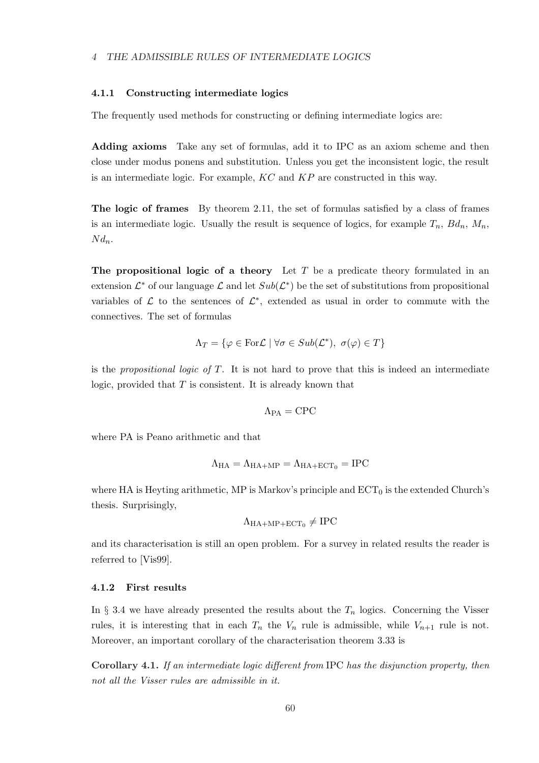### 4.1.1 Constructing intermediate logics

The frequently used methods for constructing or defining intermediate logics are:

**Adding axioms** Take any set of formulas, add it to IPC as an axiom scheme and then close under modus ponens and substitution. Unless you get the inconsistent logic, the result is an intermediate logic. For example, $KC$ and $KP$ are constructed in this way.

**The logic of frames** By theorem 2.11, the set of formulas satisfied by a class of frames is an intermediate logic. Usually the result is sequence of logics, for example $T_n$, $Bd_n$, $M_n$, $Nd_n$.

**The propositional logic of a theory** Let $T$ be a predicate theory formulated in an extension $\mathcal{L}^*$ of our language $\mathcal{L}$ and let $Sub(\mathcal{L}^*)$ be the set of substitutions from propositional variables of $\mathcal{L}$ to the sentences of $\mathcal{L}^*$, extended as usual in order to commute with the connectives. The set of formulas

$$\Lambda_T = \{\varphi \in \mathrm{For}\mathcal{L} \mid \forall \sigma \in Sub(\mathcal{L}^*),\ \sigma(\varphi) \in T\}$$

is the *propositional logic of* $T$. It is not hard to prove that this is indeed an intermediate logic, provided that $T$ is consistent. It is already known that

$$\Lambda_{\mathrm{PA}} = \mathrm{CPC}$$

where PA is Peano arithmetic and that

$$\Lambda_{\mathrm{HA}} = \Lambda_{\mathrm{HA+MP}} = \Lambda_{\mathrm{HA+ECT_0}} = \mathrm{IPC}$$

where HA is Heyting arithmetic, MP is Markov's principle and $\mathrm{ECT}_0$ is the extended Church's thesis. Surprisingly,

$$\Lambda_{\mathrm{HA+MP+ECT_0}} \neq \mathrm{IPC}$$

and its characterisation is still an open problem. For a survey in related results the reader is referred to [Vis99].

### 4.1.2 First results

In § 3.4 we have already presented the results about the $T_n$ logics. Concerning the Visser rules, it is interesting that in each $T_n$ the $V_n$ rule is admissible, while $V_{n+1}$ rule is not. Moreover, an important corollary of the characterisation theorem 3.33 is

**Corollary 4.1.** *If an intermediate logic different from* IPC *has the disjunction property, then not all the Visser rules are admissible in it.*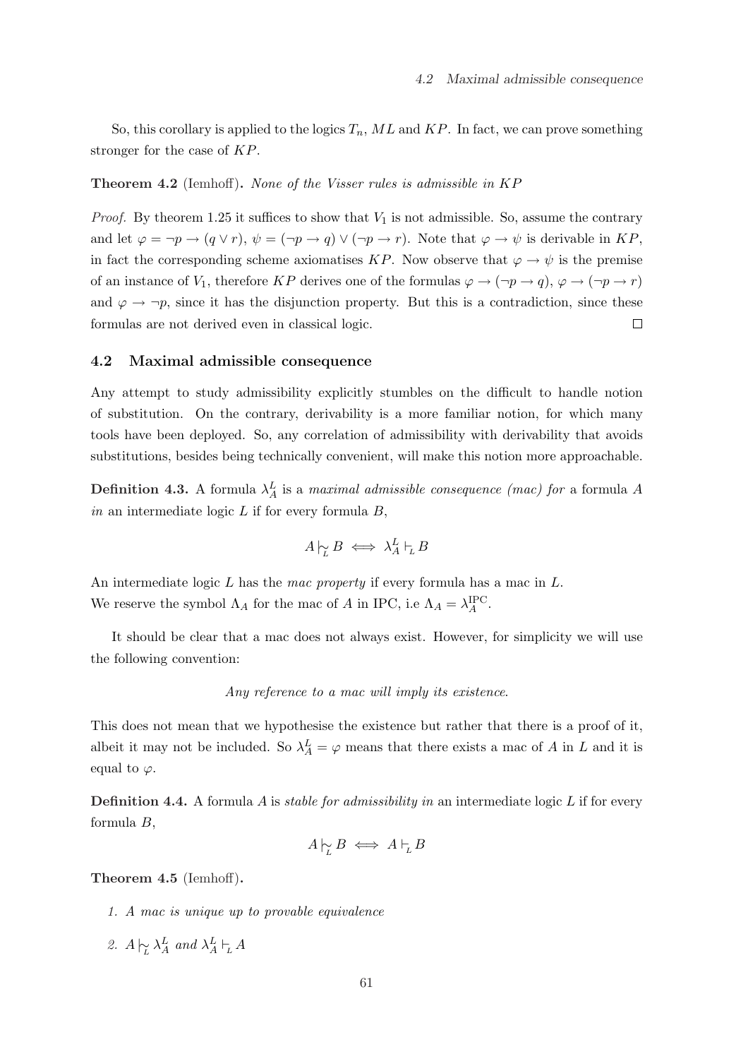So, this corollary is applied to the logics $T_n$, $ML$ and $KP$. In fact, we can prove something stronger for the case of $KP$.

**Theorem 4.2** (Iemhoff)**.** *None of the Visser rules is admissible in $KP$*

*Proof.* By theorem 1.25 it suffices to show that $V_1$ is not admissible. So, assume the contrary and let $\varphi = \neg p \to (q \vee r)$, $\psi = (\neg p \to q) \vee (\neg p \to r)$. Note that $\varphi \to \psi$ is derivable in $KP$, in fact the corresponding scheme axiomatises $KP$. Now observe that $\varphi \to \psi$ is the premise of an instance of $V_1$, therefore $KP$ derives one of the formulas $\varphi \to (\neg p \to q)$, $\varphi \to (\neg p \to r)$ and $\varphi \to \neg p$, since it has the disjunction property. But this is a contradiction, since these formulas are not derived even in classical logic. □

## 4.2 Maximal admissible consequence

Any attempt to study admissibility explicitly stumbles on the difficult to handle notion of substitution. On the contrary, derivability is a more familiar notion, for which many tools have been deployed. So, any correlation of admissibility with derivability that avoids substitutions, besides being technically convenient, will make this notion more approachable.

**Definition 4.3.** A formula $\lambda^L_A$ is a *maximal admissible consequence (mac) for* a formula $A$ *in* an intermediate logic $L$ if for every formula $B$,

$$A \mathrel{|\!\!\sim_L} B \iff \lambda^L_A \vdash_L B$$

An intermediate logic $L$ has the *mac property* if every formula has a mac in $L$.
We reserve the symbol $\Lambda_A$ for the mac of $A$ in IPC, i.e $\Lambda_A = \lambda^{\mathrm{IPC}}_A$.

It should be clear that a mac does not always exist. However, for simplicity we will use the following convention:

*Any reference to a mac will imply its existence.*

This does not mean that we hypothesise the existence but rather that there is a proof of it, albeit it may not be included. So $\lambda^L_A = \varphi$ means that there exists a mac of $A$ in $L$ and it is equal to $\varphi$.

**Definition 4.4.** A formula $A$ is *stable for admissibility in* an intermediate logic $L$ if for every formula $B$,

$$A \mathrel{|\!\!\sim_L} B \iff A \vdash_L B$$

**Theorem 4.5** (Iemhoff)**.**

1. *A mac is unique up to provable equivalence*
2. $A \mathrel{|\!\!\sim_L} \lambda^L_A$ *and* $\lambda^L_A \vdash_L A$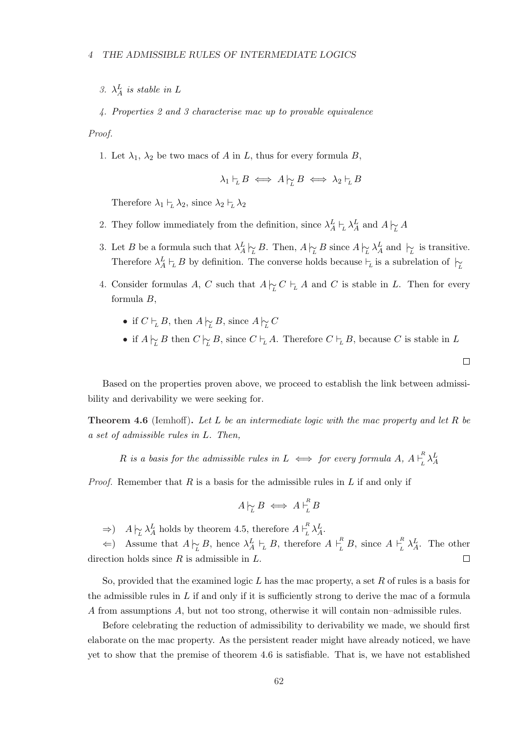3. *$\lambda^L_A$ is stable in $L$*

4. *Properties 2 and 3 characterise mac up to provable equivalence*

*Proof.*

1. Let $\lambda_1$, $\lambda_2$ be two macs of $A$ in $L$, thus for every formula $B$,

$$\lambda_1 \vdash_L B \iff A \mathrel{|\!\!\sim}_L B \iff \lambda_2 \vdash_L B$$

   Therefore $\lambda_1 \vdash_L \lambda_2$, since $\lambda_2 \vdash_L \lambda_2$

2. They follow immediately from the definition, since $\lambda^L_A \vdash_L \lambda^L_A$ and $A \mathrel{|\!\!\sim}_L A$

3. Let $B$ be a formula such that $\lambda^L_A \mathrel{|\!\!\sim}_L B$. Then, $A \mathrel{|\!\!\sim}_L B$ since $A \mathrel{|\!\!\sim}_L \lambda^L_A$ and $\mathrel{|\!\!\sim}_L$ is transitive. Therefore $\lambda^L_A \vdash_L B$ by definition. The converse holds because $\vdash_L$ is a subrelation of $\mathrel{|\!\!\sim}_L$

4. Consider formulas $A$, $C$ such that $A \mathrel{|\!\!\sim}_L C \vdash_L A$ and $C$ is stable in $L$. Then for every formula $B$,

   - if $C \vdash_L B$, then $A \mathrel{|\!\!\sim}_L B$, since $A \mathrel{|\!\!\sim}_L C$
   - if $A \mathrel{|\!\!\sim}_L B$ then $C \mathrel{|\!\!\sim}_L B$, since $C \vdash_L A$. Therefore $C \vdash_L B$, because $C$ is stable in $L$

□

Based on the properties proven above, we proceed to establish the link between admissibility and derivability we were seeking for.

**Theorem 4.6** (Iemhoff)**.** *Let $L$ be an intermediate logic with the mac property and let $R$ be a set of admissible rules in $L$. Then,*

$$R \text{ is a basis for the admissible rules in } L \iff \text{for every formula } A,\ A \vdash^R_L \lambda^L_A$$

*Proof.* Remember that $R$ is a basis for the admissible rules in $L$ if and only if

$$A \mathrel{|\!\!\sim}_L B \iff A \vdash^R_L B$$

$\Rightarrow$) $A \mathrel{|\!\!\sim}_L \lambda^L_A$ holds by theorem 4.5, therefore $A \vdash^R_L \lambda^L_A$.

$\Leftarrow$) Assume that $A \mathrel{|\!\!\sim}_L B$, hence $\lambda^L_A \vdash_L B$, therefore $A \vdash^R_L B$, since $A \vdash^R_L \lambda^L_A$. The other direction holds since $R$ is admissible in $L$. □

So, provided that the examined logic $L$ has the mac property, a set $R$ of rules is a basis for the admissible rules in $L$ if and only if it is sufficiently strong to derive the mac of a formula $A$ from assumptions $A$, but not too strong, otherwise it will contain non–admissible rules.

Before celebrating the reduction of admissibility to derivability we made, we should first elaborate on the mac property. As the persistent reader might have already noticed, we have yet to show that the premise of theorem 4.6 is satisfiable. That is, we have not established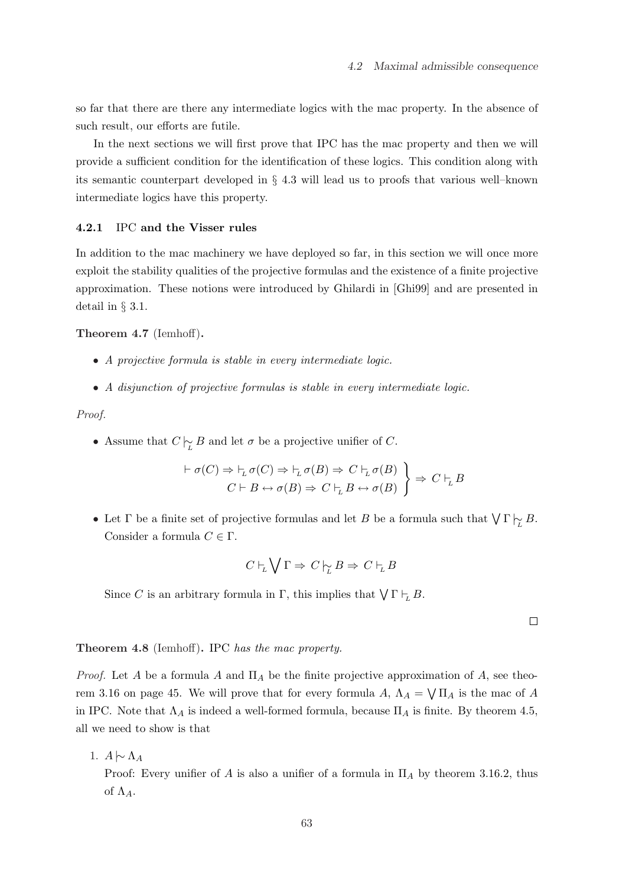so far that there are there any intermediate logics with the mac property. In the absence of such result, our efforts are futile.

In the next sections we will first prove that IPC has the mac property and then we will provide a sufficient condition for the identification of these logics. This condition along with its semantic counterpart developed in § 4.3 will lead us to proofs that various well–known intermediate logics have this property.

### 4.2.1 IPC and the Visser rules

In addition to the mac machinery we have deployed so far, in this section we will once more exploit the stability qualities of the projective formulas and the existence of a finite projective approximation. These notions were introduced by Ghilardi in [Ghi99] and are presented in detail in § 3.1.

**Theorem 4.7** (Iemhoff)**.**

- *A projective formula is stable in every intermediate logic.*
- *A disjunction of projective formulas is stable in every intermediate logic.*

*Proof.*

- Assume that $C \mathrel{|\!\sim_L} B$ and let $\sigma$ be a projective unifier of $C$.

$$\left.\begin{array}{r} \vdash \sigma(C) \Rightarrow \vdash_L \sigma(C) \Rightarrow \vdash_L \sigma(B) \Rightarrow C \vdash_L \sigma(B) \\ C \vdash B \leftrightarrow \sigma(B) \Rightarrow C \vdash_L B \leftrightarrow \sigma(B) \end{array}\right\} \Rightarrow C \vdash_L B$$

- Let $\Gamma$ be a finite set of projective formulas and let $B$ be a formula such that $\bigvee \Gamma \mathrel{|\!\sim_L} B$. Consider a formula $C \in \Gamma$.

$$C \vdash_L \bigvee \Gamma \Rightarrow C \mathrel{|\!\sim_L} B \Rightarrow C \vdash_L B$$

Since $C$ is an arbitrary formula in $\Gamma$, this implies that $\bigvee \Gamma \vdash_L B$.

□

**Theorem 4.8** (Iemhoff)**.** IPC *has the mac property.*

*Proof.* Let $A$ be a formula $A$ and $\Pi_A$ be the finite projective approximation of $A$, see theorem 3.16 on page 45. We will prove that for every formula $A$, $\Lambda_A = \bigvee \Pi_A$ is the mac of $A$ in IPC. Note that $\Lambda_A$ is indeed a well-formed formula, because $\Pi_A$ is finite. By theorem 4.5, all we need to show is that

1. $A \mathrel{|\!\sim} \Lambda_A$

   Proof: Every unifier of $A$ is also a unifier of a formula in $\Pi_A$ by theorem 3.16.2, thus of $\Lambda_A$.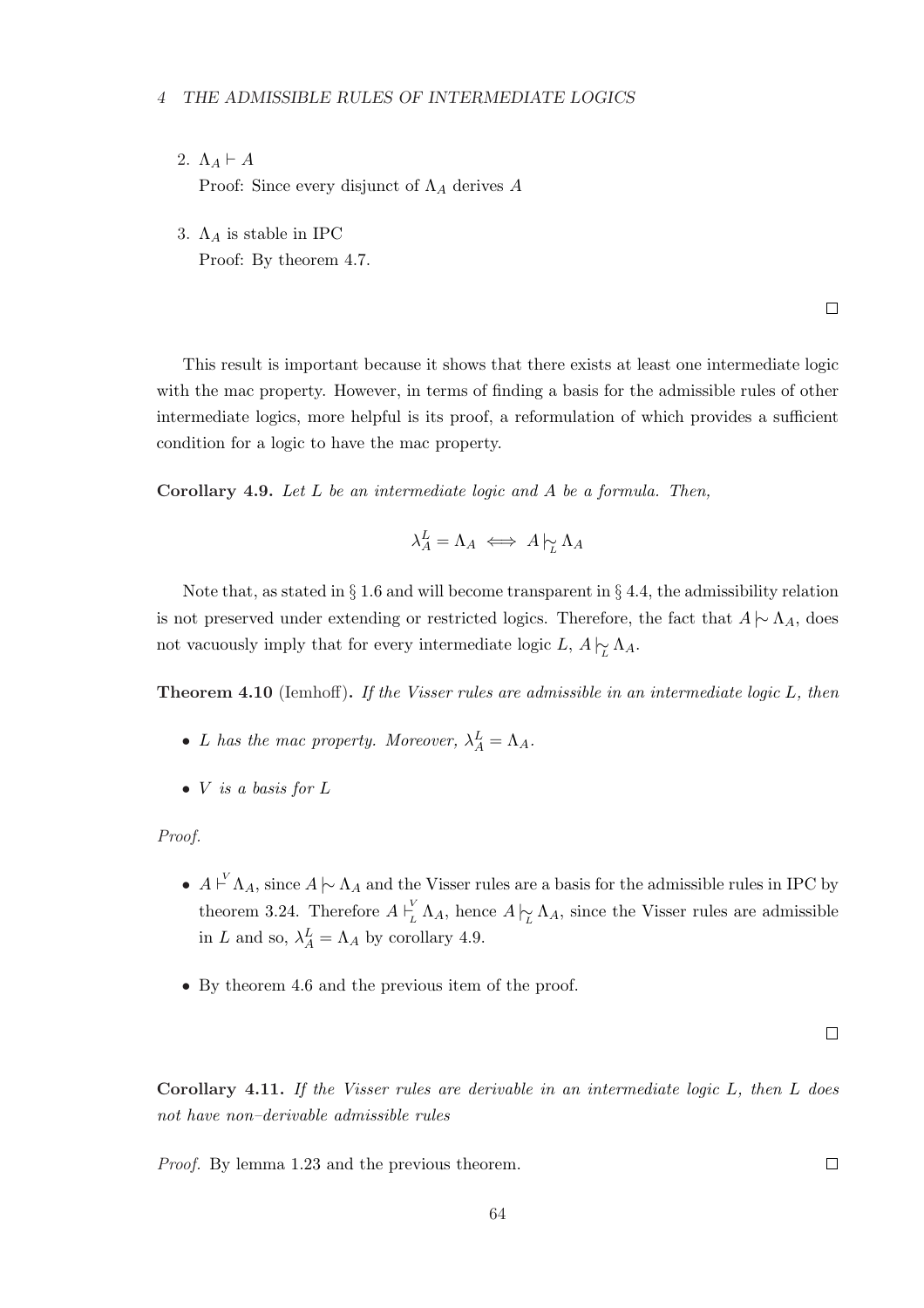2. $\Lambda_A \vdash A$

   Proof: Since every disjunct of $\Lambda_A$ derives $A$

3. $\Lambda_A$ is stable in IPC

   Proof: By theorem 4.7.

$\square$

This result is important because it shows that there exists at least one intermediate logic with the mac property. However, in terms of finding a basis for the admissible rules of other intermediate logics, more helpful is its proof, a reformulation of which provides a sufficient condition for a logic to have the mac property.

**Corollary 4.9.** *Let $L$ be an intermediate logic and $A$ be a formula. Then,*

$$\lambda_A^L = \Lambda_A \iff A \mathrel{|\!\!\!\sim_L} \Lambda_A$$

Note that, as stated in § 1.6 and will become transparent in § 4.4, the admissibility relation is not preserved under extending or restricted logics. Therefore, the fact that $A \mathrel{|\!\!\!\sim} \Lambda_A$, does not vacuously imply that for every intermediate logic $L$, $A \mathrel{|\!\!\!\sim_L} \Lambda_A$.

**Theorem 4.10** (Iemhoff)**.** *If the Visser rules are admissible in an intermediate logic $L$, then*

- *$L$ has the mac property. Moreover, $\lambda_A^L = \Lambda_A$.*
- *$V$ is a basis for $L$*

*Proof.*

- $A \vdash^V \Lambda_A$, since $A \mathrel{|\!\!\!\sim} \Lambda_A$ and the Visser rules are a basis for the admissible rules in IPC by theorem 3.24. Therefore $A \vdash_L^V \Lambda_A$, hence $A \mathrel{|\!\!\!\sim_L} \Lambda_A$, since the Visser rules are admissible in $L$ and so, $\lambda_A^L = \Lambda_A$ by corollary 4.9.
- By theorem 4.6 and the previous item of the proof.

$\square$

**Corollary 4.11.** *If the Visser rules are derivable in an intermediate logic $L$, then $L$ does not have non–derivable admissible rules*

*Proof.* By lemma 1.23 and the previous theorem. $\square$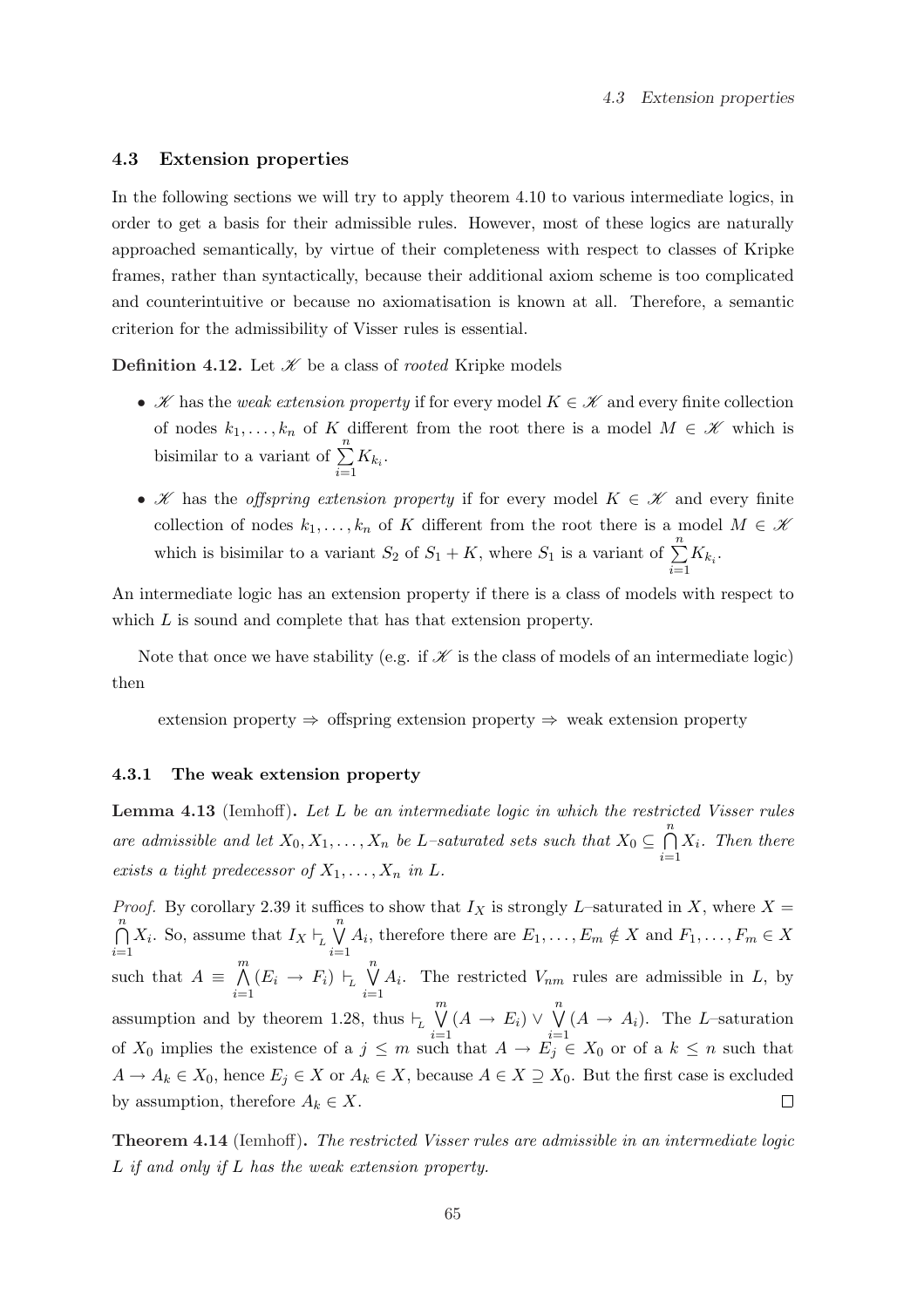## 4.3 Extension properties

In the following sections we will try to apply theorem 4.10 to various intermediate logics, in order to get a basis for their admissible rules. However, most of these logics are naturally approached semantically, by virtue of their completeness with respect to classes of Kripke frames, rather than syntactically, because their additional axiom scheme is too complicated and counterintuitive or because no axiomatisation is known at all. Therefore, a semantic criterion for the admissibility of Visser rules is essential.

**Definition 4.12.** Let $\mathscr{K}$ be a class of *rooted* Kripke models

- $\mathscr{K}$ has the *weak extension property* if for every model $K \in \mathscr{K}$ and every finite collection of nodes $k_1, \ldots, k_n$ of $K$ different from the root there is a model $M \in \mathscr{K}$ which is bisimilar to a variant of $\sum_{i=1}^{n} K_{k_i}$.
- $\mathscr{K}$ has the *offspring extension property* if for every model $K \in \mathscr{K}$ and every finite collection of nodes $k_1, \ldots, k_n$ of $K$ different from the root there is a model $M \in \mathscr{K}$ which is bisimilar to a variant $S_2$ of $S_1 + K$, where $S_1$ is a variant of $\sum_{i=1}^{n} K_{k_i}$.

An intermediate logic has an extension property if there is a class of models with respect to which $L$ is sound and complete that has that extension property.

Note that once we have stability (e.g. if $\mathscr{K}$ is the class of models of an intermediate logic) then

extension property $\Rightarrow$ offspring extension property $\Rightarrow$ weak extension property

### 4.3.1 The weak extension property

**Lemma 4.13** (Iemhoff)**.** *Let $L$ be an intermediate logic in which the restricted Visser rules are admissible and let $X_0, X_1, \ldots, X_n$ be $L$–saturated sets such that $X_0 \subseteq \bigcap_{i=1}^{n} X_i$. Then there exists a tight predecessor of $X_1, \ldots, X_n$ in $L$.*

*Proof.* By corollary 2.39 it suffices to show that $I_X$ is strongly $L$–saturated in $X$, where $X = \bigcap_{i=1}^{n} X_i$. So, assume that $I_X \vdash_L \bigvee_{i=1}^{n} A_i$, therefore there are $E_1, \ldots, E_m \notin X$ and $F_1, \ldots, F_m \in X$ such that $A \equiv \bigwedge_{i=1}^{m} (E_i \to F_i) \vdash_L \bigvee_{i=1}^{n} A_i$. The restricted $V_{nm}$ rules are admissible in $L$, by assumption and by theorem 1.28, thus $\vdash_L \bigvee_{i=1}^{m} (A \to E_i) \vee \bigvee_{i=1}^{n} (A \to A_i)$. The $L$–saturation of $X_0$ implies the existence of a $j \leq m$ such that $A \to E_j \in X_0$ or of a $k \leq n$ such that $A \to A_k \in X_0$, hence $E_j \in X$ or $A_k \in X$, because $A \in X \supseteq X_0$. But the first case is excluded by assumption, therefore $A_k \in X$. $\square$

**Theorem 4.14** (Iemhoff)**.** *The restricted Visser rules are admissible in an intermediate logic $L$ if and only if $L$ has the weak extension property.*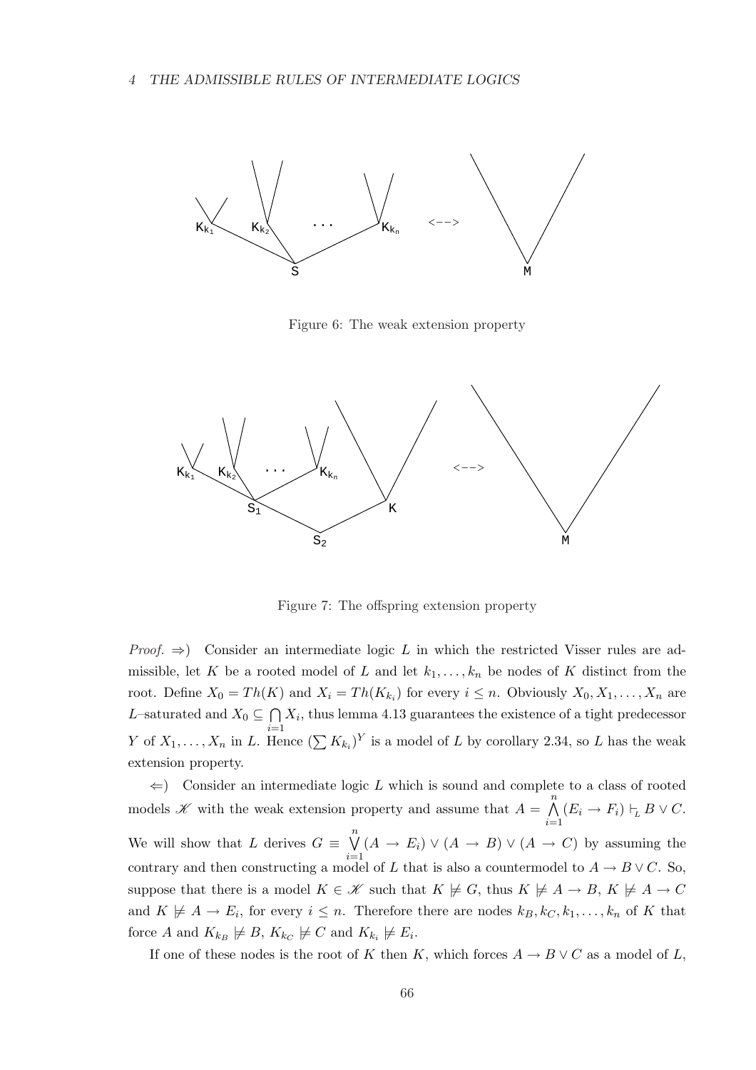Figure 6: The weak extension property

Figure 7: The offspring extension property

*Proof.* $\Rightarrow$) Consider an intermediate logic $L$ in which the restricted Visser rules are admissible, let $K$ be a rooted model of $L$ and let $k_1, \ldots, k_n$ be nodes of $K$ distinct from the root. Define $X_0 = Th(K)$ and $X_i = Th(K_{k_i})$ for every $i \leq n$. Obviously $X_0, X_1, \ldots, X_n$ are $L$–saturated and $X_0 \subseteq \bigcap_{i=1}^{n} X_i$, thus lemma 4.13 guarantees the existence of a tight predecessor $Y$ of $X_1, \ldots, X_n$ in $L$. Hence $(\sum K_{k_i})^Y$ is a model of $L$ by corollary 2.34, so $L$ has the weak extension property.

$\Leftarrow$) Consider an intermediate logic $L$ which is sound and complete to a class of rooted models $\mathscr{K}$ with the weak extension property and assume that $A = \bigwedge_{i=1}^{n} (E_i \to F_i) \vdash_L B \vee C$. We will show that $L$ derives $G \equiv \bigvee_{i=1}^{n} (A \to E_i) \vee (A \to B) \vee (A \to C)$ by assuming the contrary and then constructing a model of $L$ that is also a countermodel to $A \to B \vee C$. So, suppose that there is a model $K \in \mathscr{K}$ such that $K \not\models G$, thus $K \not\models A \to B$, $K \not\models A \to C$ and $K \not\models A \to E_i$, for every $i \leq n$. Therefore there are nodes $k_B, k_C, k_1, \ldots, k_n$ of $K$ that force $A$ and $K_{k_B} \not\models B$, $K_{k_C} \not\models C$ and $K_{k_i} \not\models E_i$.

If one of these nodes is the root of $K$ then $K$, which forces $A \to B \vee C$ as a model of $L$,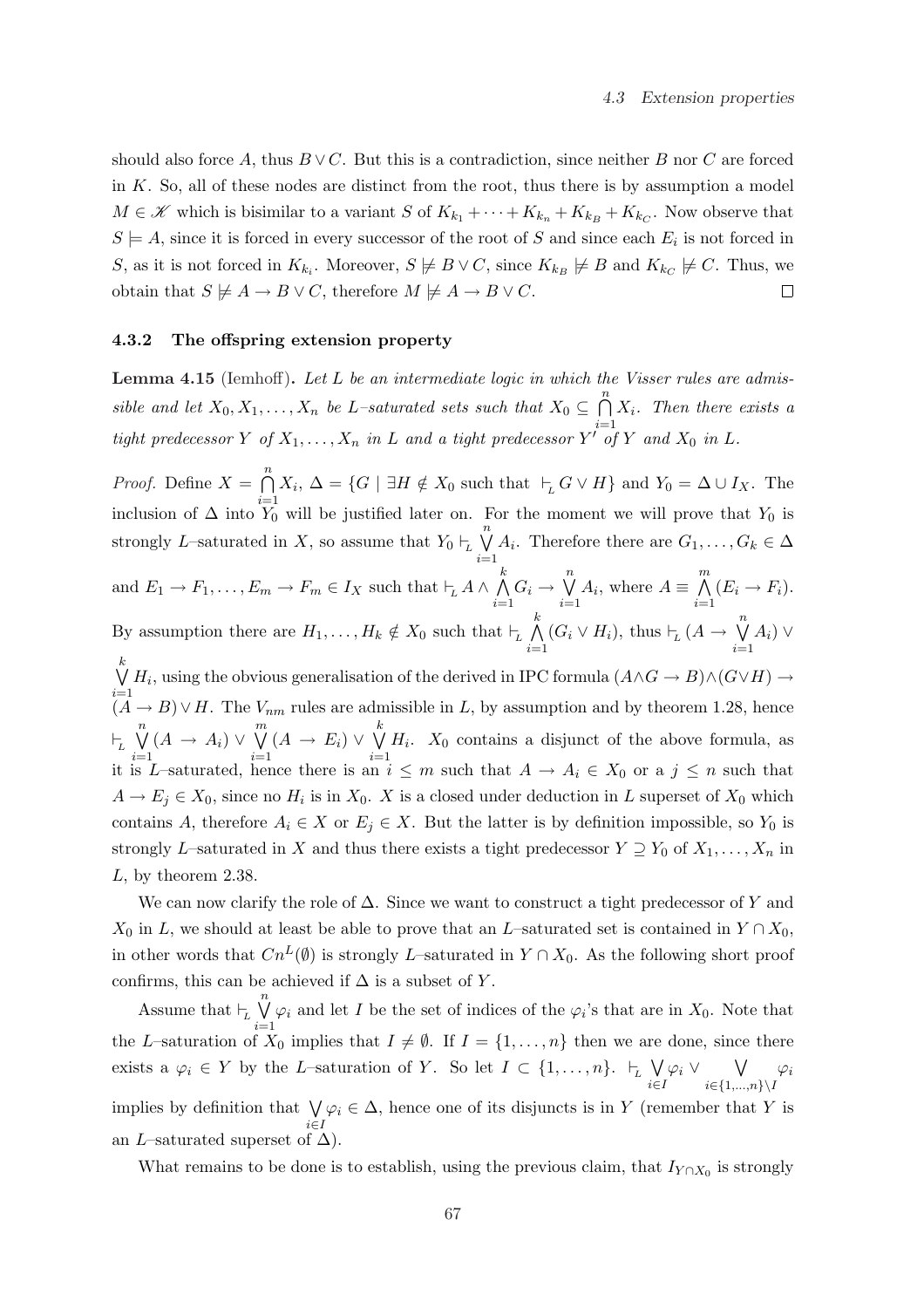should also force $A$, thus $B \vee C$. But this is a contradiction, since neither $B$ nor $C$ are forced in $K$. So, all of these nodes are distinct from the root, thus there is by assumption a model $M \in \mathscr{K}$ which is bisimilar to a variant $S$ of $K_{k_1} + \dots + K_{k_n} + K_{k_B} + K_{k_C}$. Now observe that $S \models A$, since it is forced in every successor of the root of $S$ and since each $E_i$ is not forced in $S$, as it is not forced in $K_{k_i}$. Moreover, $S \not\models B \vee C$, since $K_{k_B} \not\models B$ and $K_{k_C} \not\models C$. Thus, we obtain that $S \not\models A \to B \vee C$, therefore $M \not\models A \to B \vee C$. □

### 4.3.2 The offspring extension property

**Lemma 4.15** (Iemhoff)**.** *Let $L$ be an intermediate logic in which the Visser rules are admissible and let $X_0, X_1, \dots, X_n$ be $L$–saturated sets such that $X_0 \subseteq \bigcap_{i=1}^{n} X_i$. Then there exists a tight predecessor $Y$ of $X_1, \dots, X_n$ in $L$ and a tight predecessor $Y'$ of $Y$ and $X_0$ in $L$.*

*Proof.* Define $X = \bigcap_{i=1}^{n} X_i$, $\Delta = \{G \mid \exists H \notin X_0 \text{ such that } \vdash_L G \vee H\}$ and $Y_0 = \Delta \cup I_X$. The inclusion of $\Delta$ into $Y_0$ will be justified later on. For the moment we will prove that $Y_0$ is strongly $L$–saturated in $X$, so assume that $Y_0 \vdash_L \bigvee_{i=1}^{n} A_i$. Therefore there are $G_1, \dots, G_k \in \Delta$ and $E_1 \to F_1, \dots, E_m \to F_m \in I_X$ such that $\vdash_L A \wedge \bigwedge_{i=1}^{k} G_i \to \bigvee_{i=1}^{n} A_i$, where $A \equiv \bigwedge_{i=1}^{m} (E_i \to F_i)$. By assumption there are $H_1, \dots, H_k \notin X_0$ such that $\vdash_L \bigwedge_{i=1}^{k} (G_i \vee H_i)$, thus $\vdash_L (A \to \bigvee_{i=1}^{n} A_i) \vee \bigvee_{i=1}^{k} H_i$, using the obvious generalisation of the derived in IPC formula $(A \wedge G \to B) \wedge (G \vee H) \to (A \to B) \vee H$. The $V_{nm}$ rules are admissible in $L$, by assumption and by theorem 1.28, hence $\vdash_L \bigvee_{i=1}^{n} (A \to A_i) \vee \bigvee_{i=1}^{m} (A \to E_i) \vee \bigvee_{i=1}^{k} H_i$. $X_0$ contains a disjunct of the above formula, as it is $L$–saturated, hence there is an $i \leq m$ such that $A \to A_i \in X_0$ or a $j \leq n$ such that $A \to E_j \in X_0$, since no $H_i$ is in $X_0$. $X$ is a closed under deduction in $L$ superset of $X_0$ which contains $A$, therefore $A_i \in X$ or $E_j \in X$. But the latter is by definition impossible, so $Y_0$ is strongly $L$–saturated in $X$ and thus there exists a tight predecessor $Y \supseteq Y_0$ of $X_1, \dots, X_n$ in $L$, by theorem 2.38.

We can now clarify the role of $\Delta$. Since we want to construct a tight predecessor of $Y$ and $X_0$ in $L$, we should at least be able to prove that an $L$–saturated set is contained in $Y \cap X_0$, in other words that $Cn^L(\emptyset)$ is strongly $L$–saturated in $Y \cap X_0$. As the following short proof confirms, this can be achieved if $\Delta$ is a subset of $Y$.

Assume that $\vdash_L \bigvee_{i=1}^{n} \varphi_i$ and let $I$ be the set of indices of the $\varphi_i$'s that are in $X_0$. Note that the $L$–saturation of $X_0$ implies that $I \neq \emptyset$. If $I = \{1, \dots, n\}$ then we are done, since there exists a $\varphi_i \in Y$ by the $L$–saturation of $Y$. So let $I \subset \{1, \dots, n\}$. $\vdash_L \bigvee_{i \in I} \varphi_i \vee \bigvee_{i \in \{1,\dots,n\} \setminus I} \varphi_i$ implies by definition that $\bigvee_{i \in I} \varphi_i \in \Delta$, hence one of its disjuncts is in $Y$ (remember that $Y$ is an $L$–saturated superset of $\Delta$).

What remains to be done is to establish, using the previous claim, that $I_{Y \cap X_0}$ is strongly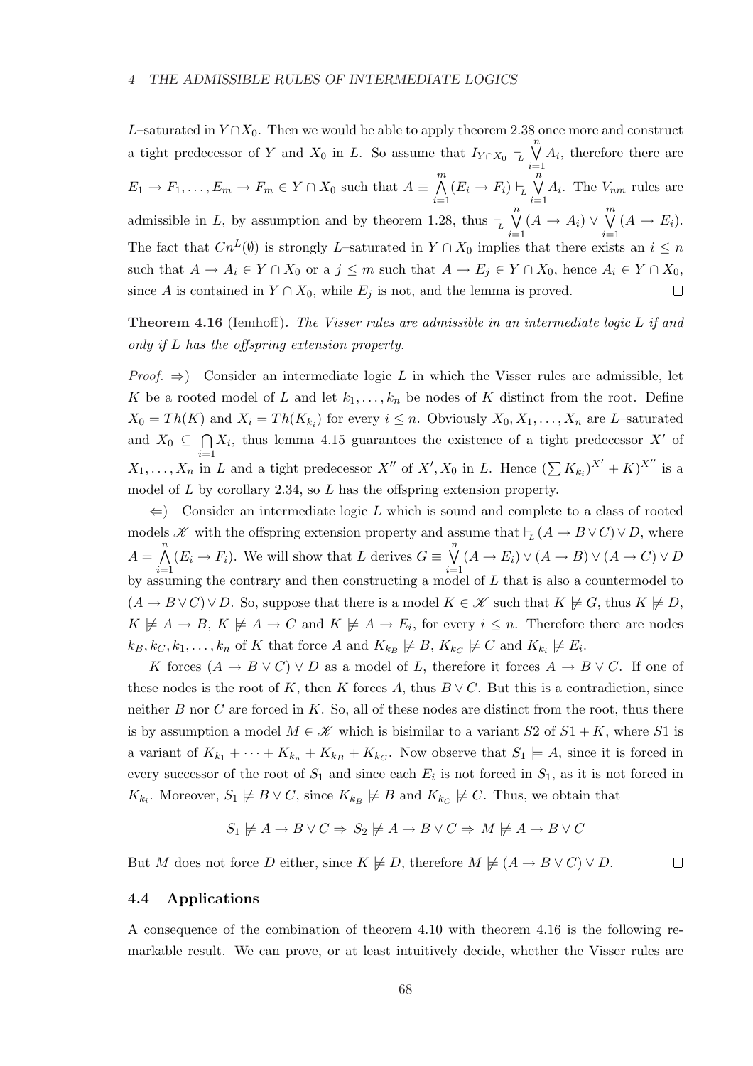$L$–saturated in $Y \cap X_0$. Then we would be able to apply theorem 2.38 once more and construct a tight predecessor of $Y$ and $X_0$ in $L$. So assume that $I_{Y\cap X_0} \vdash_L \bigvee_{i=1}^{n} A_i$, therefore there are $E_1 \to F_1, \ldots, E_m \to F_m \in Y \cap X_0$ such that $A \equiv \bigwedge_{i=1}^{m}(E_i \to F_i) \vdash_L \bigvee_{i=1}^{n} A_i$. The $V_{nm}$ rules are admissible in $L$, by assumption and by theorem 1.28, thus $\vdash_L \bigvee_{i=1}^{n}(A \to A_i) \vee \bigvee_{i=1}^{m}(A \to E_i)$. The fact that $Cn^L(\emptyset)$ is strongly $L$–saturated in $Y \cap X_0$ implies that there exists an $i \leq n$ such that $A \to A_i \in Y \cap X_0$ or a $j \leq m$ such that $A \to E_j \in Y \cap X_0$, hence $A_i \in Y \cap X_0$, since $A$ is contained in $Y \cap X_0$, while $E_j$ is not, and the lemma is proved. □

**Theorem 4.16** (Iemhoff)**.** *The Visser rules are admissible in an intermediate logic $L$ if and only if $L$ has the offspring extension property.*

*Proof.* $\Rightarrow$) Consider an intermediate logic $L$ in which the Visser rules are admissible, let $K$ be a rooted model of $L$ and let $k_1, \ldots, k_n$ be nodes of $K$ distinct from the root. Define $X_0 = Th(K)$ and $X_i = Th(K_{k_i})$ for every $i \leq n$. Obviously $X_0, X_1, \ldots, X_n$ are $L$–saturated and $X_0 \subseteq \bigcap_{i=1} X_i$, thus lemma 4.15 guarantees the existence of a tight predecessor $X'$ of $X_1, \ldots, X_n$ in $L$ and a tight predecessor $X''$ of $X', X_0$ in $L$. Hence $(\sum K_{k_i})^{X'} + K)^{X''}$ is a model of $L$ by corollary 2.34, so $L$ has the offspring extension property.

$\Leftarrow$) Consider an intermediate logic $L$ which is sound and complete to a class of rooted models $\mathscr{K}$ with the offspring extension property and assume that $\vdash_L (A \to B \vee C) \vee D$, where $A = \bigwedge_{i=1}^{n}(E_i \to F_i)$. We will show that $L$ derives $G \equiv \bigvee_{i=1}^{n}(A \to E_i) \vee (A \to B) \vee (A \to C) \vee D$ by assuming the contrary and then constructing a model of $L$ that is also a countermodel to $(A \to B \vee C) \vee D$. So, suppose that there is a model $K \in \mathscr{K}$ such that $K \not\models G$, thus $K \not\models D$, $K \not\models A \to B$, $K \not\models A \to C$ and $K \not\models A \to E_i$, for every $i \leq n$. Therefore there are nodes $k_B, k_C, k_1, \ldots, k_n$ of $K$ that force $A$ and $K_{k_B} \not\models B$, $K_{k_C} \not\models C$ and $K_{k_i} \not\models E_i$.

$K$ forces $(A \to B \vee C) \vee D$ as a model of $L$, therefore it forces $A \to B \vee C$. If one of these nodes is the root of $K$, then $K$ forces $A$, thus $B \vee C$. But this is a contradiction, since neither $B$ nor $C$ are forced in $K$. So, all of these nodes are distinct from the root, thus there is by assumption a model $M \in \mathscr{K}$ which is bisimilar to a variant $S2$ of $S1 + K$, where $S1$ is a variant of $K_{k_1} + \cdots + K_{k_n} + K_{k_B} + K_{k_C}$. Now observe that $S_1 \models A$, since it is forced in every successor of the root of $S_1$ and since each $E_i$ is not forced in $S_1$, as it is not forced in $K_{k_i}$. Moreover, $S_1 \not\models B \vee C$, since $K_{k_B} \not\models B$ and $K_{k_C} \not\models C$. Thus, we obtain that

$$S_1 \not\models A \to B \vee C \Rightarrow S_2 \not\models A \to B \vee C \Rightarrow M \not\models A \to B \vee C$$

But $M$ does not force $D$ either, since $K \not\models D$, therefore $M \not\models (A \to B \vee C) \vee D$. □

### 4.4 Applications

A consequence of the combination of theorem 4.10 with theorem 4.16 is the following remarkable result. We can prove, or at least intuitively decide, whether the Visser rules are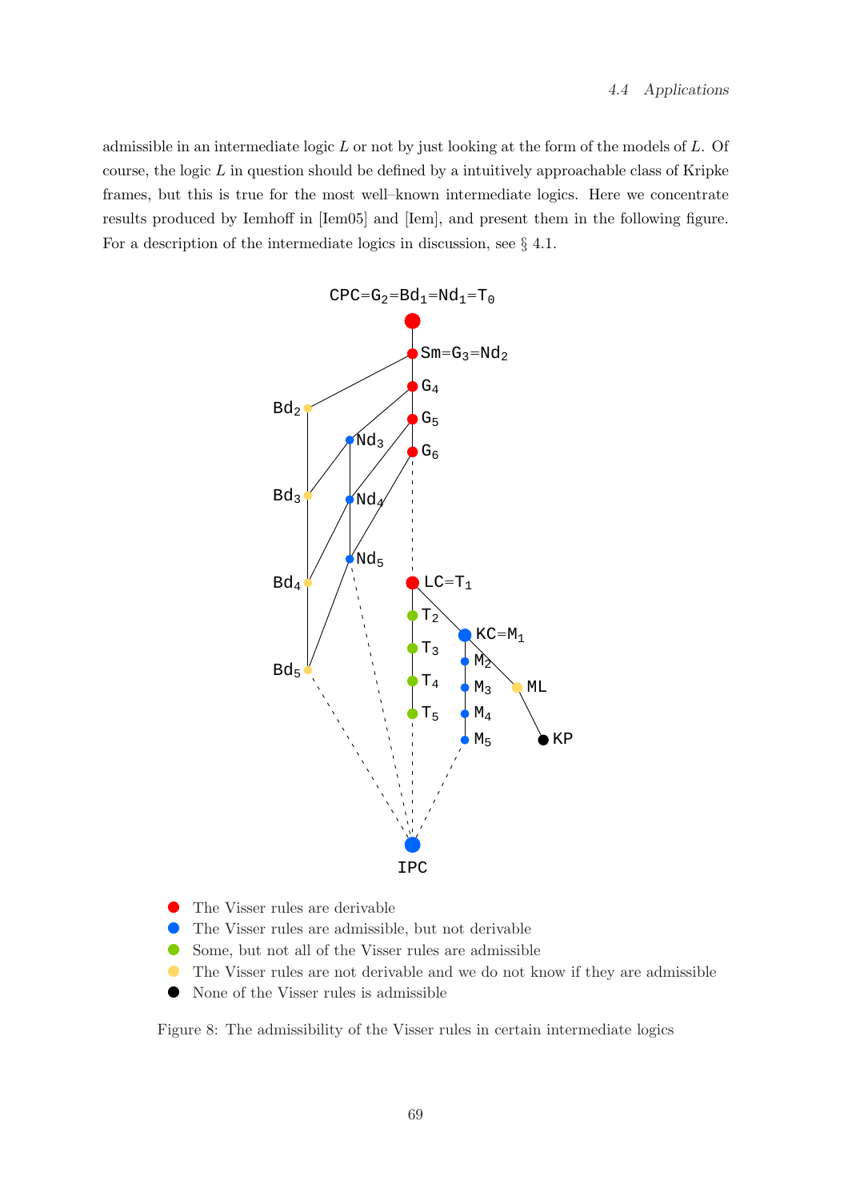admissible in an intermediate logic $L$ or not by just looking at the form of the models of $L$. Of course, the logic $L$ in question should be defined by a intuitively approachable class of Kripke frames, but this is true for the most well–known intermediate logics. Here we concentrate results produced by Iemhoff in [Iem05] and [Iem], and present them in the following figure. For a description of the intermediate logics in discussion, see § 4.1.

- (red) The Visser rules are derivable
- (blue) The Visser rules are admissible, but not derivable
- (green) Some, but not all of the Visser rules are admissible
- (yellow) The Visser rules are not derivable and we do not know if they are admissible
- (black) None of the Visser rules is admissible

Figure 8: The admissibility of the Visser rules in certain intermediate logics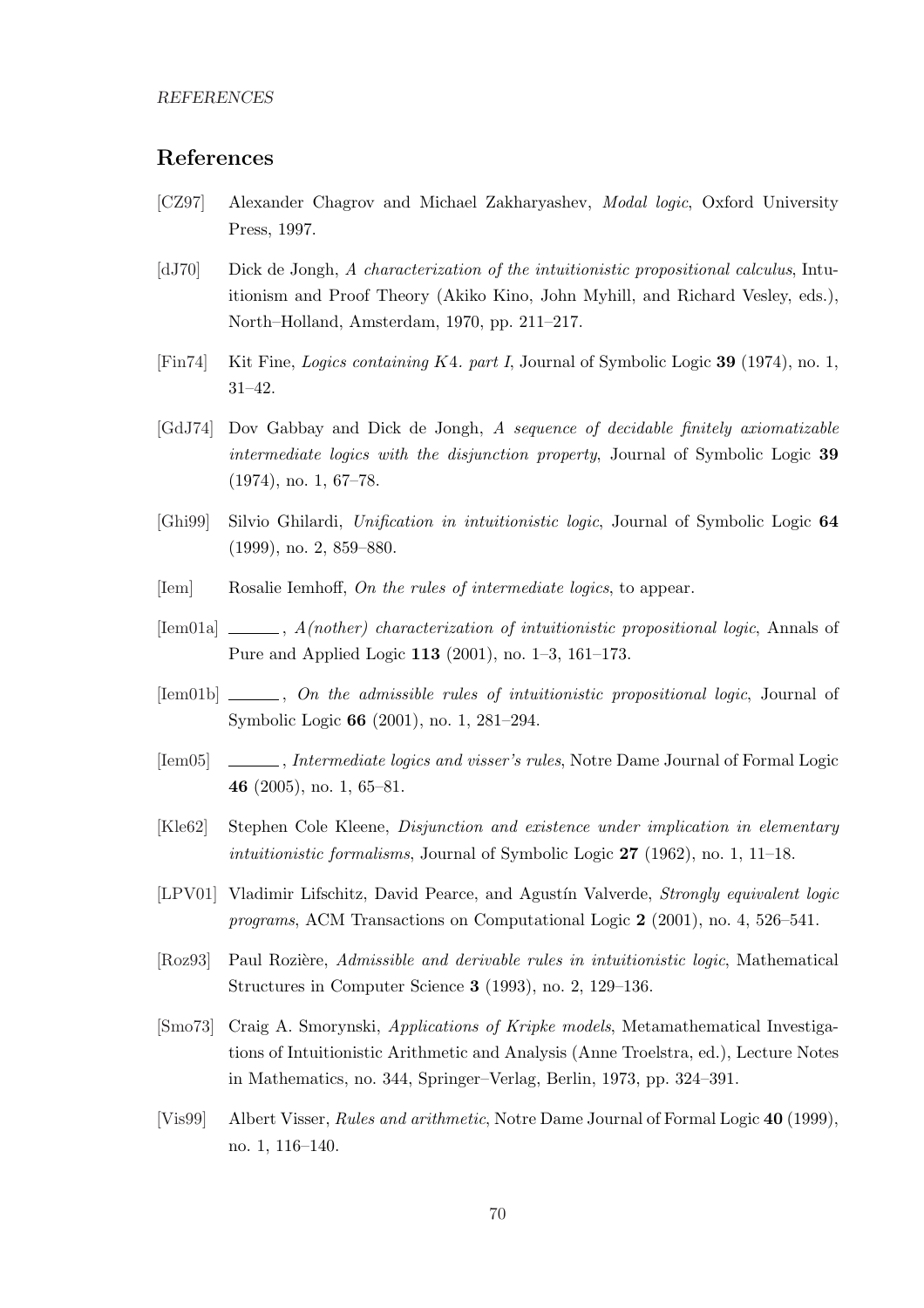## References

[CZ97] Alexander Chagrov and Michael Zakharyaschev, *Modal logic*, Oxford University Press, 1997.

[dJ70] Dick de Jongh, *A characterization of the intuitionistic propositional calculus*, Intuitionism and Proof Theory (Akiko Kino, John Myhill, and Richard Vesley, eds.), North–Holland, Amsterdam, 1970, pp. 211–217.

[Fin74] Kit Fine, *Logics containing K4. part I*, Journal of Symbolic Logic **39** (1974), no. 1, 31–42.

[GdJ74] Dov Gabbay and Dick de Jongh, *A sequence of decidable finitely axiomatizable intermediate logics with the disjunction property*, Journal of Symbolic Logic **39** (1974), no. 1, 67–78.

[Ghi99] Silvio Ghilardi, *Unification in intuitionistic logic*, Journal of Symbolic Logic **64** (1999), no. 2, 859–880.

[Iem] Rosalie Iemhoff, *On the rules of intermediate logics*, to appear.

[Iem01a] ______, *A(nother) characterization of intuitionistic propositional logic*, Annals of Pure and Applied Logic **113** (2001), no. 1–3, 161–173.

[Iem01b] ______, *On the admissible rules of intuitionistic propositional logic*, Journal of Symbolic Logic **66** (2001), no. 1, 281–294.

[Iem05] ______, *Intermediate logics and visser's rules*, Notre Dame Journal of Formal Logic **46** (2005), no. 1, 65–81.

[Kle62] Stephen Cole Kleene, *Disjunction and existence under implication in elementary intuitionistic formalisms*, Journal of Symbolic Logic **27** (1962), no. 1, 11–18.

[LPV01] Vladimir Lifschitz, David Pearce, and Agustín Valverde, *Strongly equivalent logic programs*, ACM Transactions on Computational Logic **2** (2001), no. 4, 526–541.

[Roz93] Paul Rozière, *Admissible and derivable rules in intuitionistic logic*, Mathematical Structures in Computer Science **3** (1993), no. 2, 129–136.

[Smo73] Craig A. Smorynski, *Applications of Kripke models*, Metamathematical Investigations of Intuitionistic Arithmetic and Analysis (Anne Troelstra, ed.), Lecture Notes in Mathematics, no. 344, Springer–Verlag, Berlin, 1973, pp. 324–391.

[Vis99] Albert Visser, *Rules and arithmetic*, Notre Dame Journal of Formal Logic **40** (1999), no. 1, 116–140.